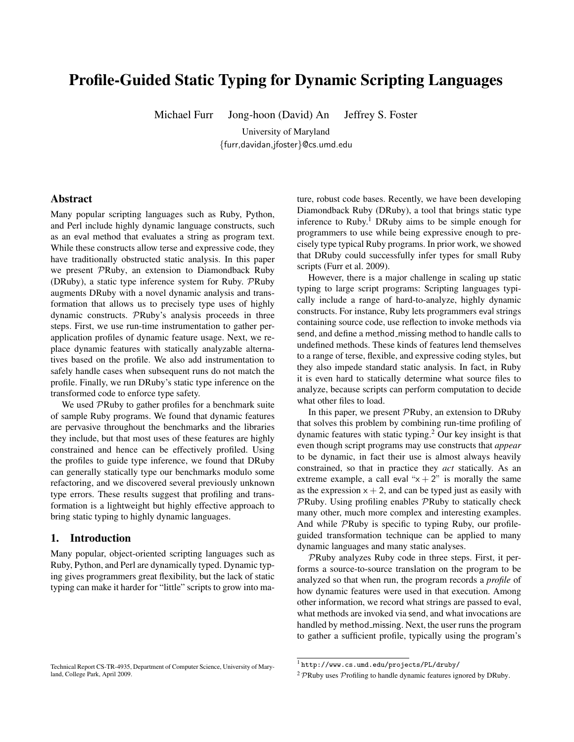# Profile-Guided Static Typing for Dynamic Scripting Languages

Michael Furr Jong-hoon (David) An Jeffrey S. Foster

University of Maryland
{furr,davidan,jfoster}@cs.umd.edu

## Abstract

Many popular scripting languages such as Ruby, Python, and Perl include highly dynamic language constructs, such as an eval method that evaluates a string as program text. While these constructs allow terse and expressive code, they have traditionally obstructed static analysis. In this paper we present $\mathcal{P}$Ruby, an extension to Diamondback Ruby (DRuby), a static type inference system for Ruby. $\mathcal{P}$Ruby augments DRuby with a novel dynamic analysis and transformation that allows us to precisely type uses of highly dynamic constructs. $\mathcal{P}$Ruby's analysis proceeds in three steps. First, we use run-time instrumentation to gather per-application profiles of dynamic feature usage. Next, we replace dynamic features with statically analyzable alternatives based on the profile. We also add instrumentation to safely handle cases when subsequent runs do not match the profile. Finally, we run DRuby's static type inference on the transformed code to enforce type safety.

We used $\mathcal{P}$Ruby to gather profiles for a benchmark suite of sample Ruby programs. We found that dynamic features are pervasive throughout the benchmarks and the libraries they include, but that most uses of these features are highly constrained and hence can be effectively profiled. Using the profiles to guide type inference, we found that DRuby can generally statically type our benchmarks modulo some refactoring, and we discovered several previously unknown type errors. These results suggest that profiling and transformation is a lightweight but highly effective approach to bring static typing to highly dynamic languages.

## 1. Introduction

Many popular, object-oriented scripting languages such as Ruby, Python, and Perl are dynamically typed. Dynamic typing gives programmers great flexibility, but the lack of static typing can make it harder for "little" scripts to grow into mature, robust code bases. Recently, we have been developing Diamondback Ruby (DRuby), a tool that brings static type inference to Ruby.[1] DRuby aims to be simple enough for programmers to use while being expressive enough to precisely type typical Ruby programs. In prior work, we showed that DRuby could successfully infer types for small Ruby scripts (Furr et al. 2009).

However, there is a major challenge in scaling up static typing to large script programs: Scripting languages typically include a range of hard-to-analyze, highly dynamic constructs. For instance, Ruby lets programmers eval strings containing source code, use reflection to invoke methods via send, and define a method_missing method to handle calls to undefined methods. These kinds of features lend themselves to a range of terse, flexible, and expressive coding styles, but they also impede standard static analysis. In fact, in Ruby it is even hard to statically determine what source files to analyze, because scripts can perform computation to decide what other files to load.

In this paper, we present $\mathcal{P}$Ruby, an extension to DRuby that solves this problem by combining run-time profiling of dynamic features with static typing.[2] Our key insight is that even though script programs may use constructs that *appear* to be dynamic, in fact their use is almost always heavily constrained, so that in practice they *act* statically. As an extreme example, a call eval "$x + 2$" is morally the same as the expression $x + 2$, and can be typed just as easily with $\mathcal{P}$Ruby. Using profiling enables $\mathcal{P}$Ruby to statically check many other, much more complex and interesting examples. And while $\mathcal{P}$Ruby is specific to typing Ruby, our profile-guided transformation technique can be applied to many dynamic languages and many static analyses.

$\mathcal{P}$Ruby analyzes Ruby code in three steps. First, it performs a source-to-source translation on the program to be analyzed so that when run, the program records a *profile* of how dynamic features were used in that execution. Among other information, we record what strings are passed to eval, what methods are invoked via send, and what invocations are handled by method_missing. Next, the user runs the program to gather a sufficient profile, typically using the program's

Technical Report CS-TR-4935, Department of Computer Science, University of Maryland, College Park, April 2009.

[1] `http://www.cs.umd.edu/projects/PL/druby/`

[2] $\mathcal{P}$Ruby uses $\mathcal{P}$rofiling to handle dynamic features ignored by DRuby.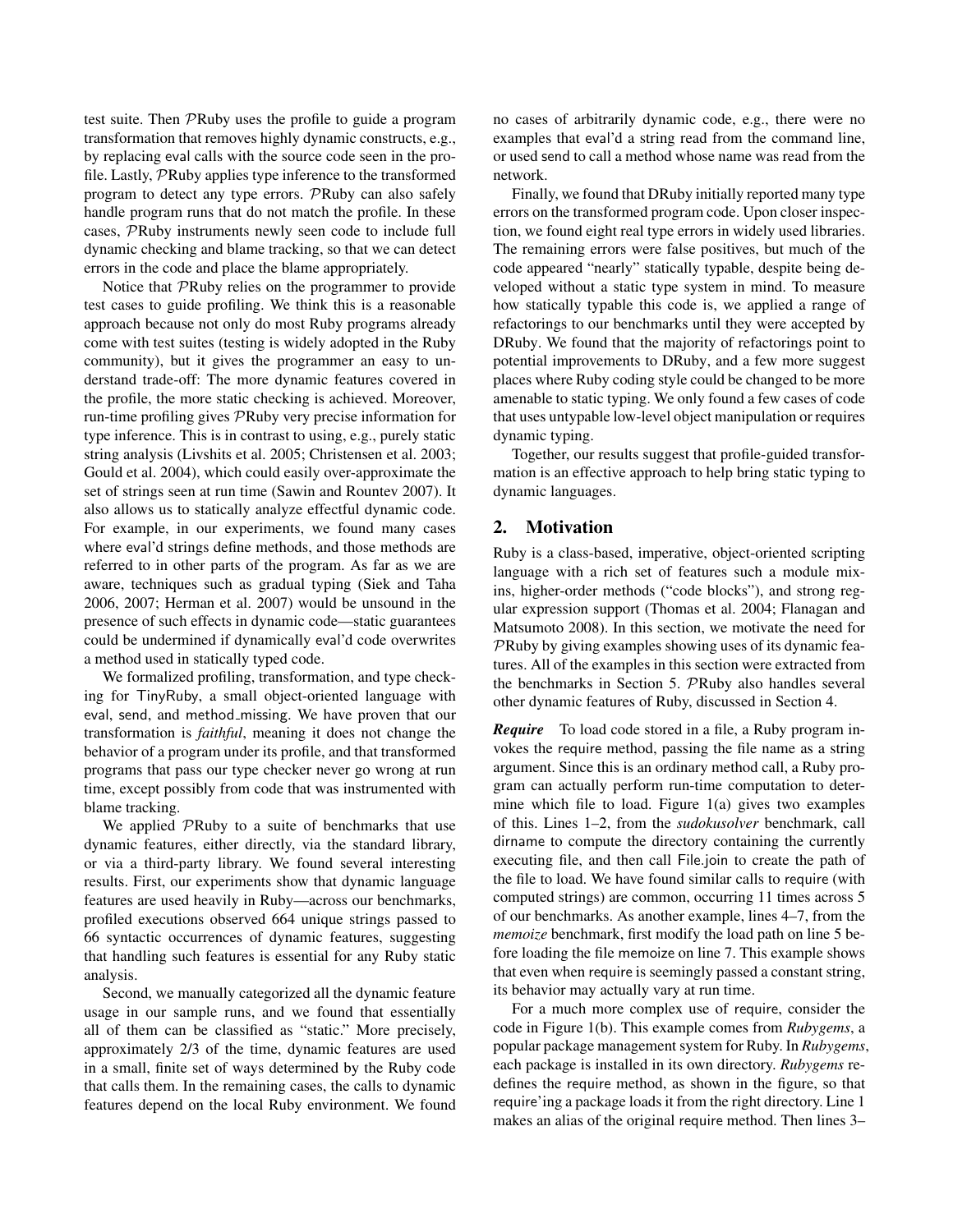test suite. Then $\mathcal{P}$Ruby uses the profile to guide a program transformation that removes highly dynamic constructs, e.g., by replacing eval calls with the source code seen in the profile. Lastly, $\mathcal{P}$Ruby applies type inference to the transformed program to detect any type errors. $\mathcal{P}$Ruby can also safely handle program runs that do not match the profile. In these cases, $\mathcal{P}$Ruby instruments newly seen code to include full dynamic checking and blame tracking, so that we can detect errors in the code and place the blame appropriately.

Notice that $\mathcal{P}$Ruby relies on the programmer to provide test cases to guide profiling. We think this is a reasonable approach because not only do most Ruby programs already come with test suites (testing is widely adopted in the Ruby community), but it gives the programmer an easy to understand trade-off: The more dynamic features covered in the profile, the more static checking is achieved. Moreover, run-time profiling gives $\mathcal{P}$Ruby very precise information for type inference. This is in contrast to using, e.g., purely static string analysis (Livshits et al. 2005; Christensen et al. 2003; Gould et al. 2004), which could easily over-approximate the set of strings seen at run time (Sawin and Rountev 2007). It also allows us to statically analyze effectful dynamic code. For example, in our experiments, we found many cases where eval'd strings define methods, and those methods are referred to in other parts of the program. As far as we are aware, techniques such as gradual typing (Siek and Taha 2006, 2007; Herman et al. 2007) would be unsound in the presence of such effects in dynamic code—static guarantees could be undermined if dynamically eval'd code overwrites a method used in statically typed code.

We formalized profiling, transformation, and type checking for TinyRuby, a small object-oriented language with eval, send, and method_missing. We have proven that our transformation is *faithful*, meaning it does not change the behavior of a program under its profile, and that transformed programs that pass our type checker never go wrong at run time, except possibly from code that was instrumented with blame tracking.

We applied $\mathcal{P}$Ruby to a suite of benchmarks that use dynamic features, either directly, via the standard library, or via a third-party library. We found several interesting results. First, our experiments show that dynamic language features are used heavily in Ruby—across our benchmarks, profiled executions observed 664 unique strings passed to 66 syntactic occurrences of dynamic features, suggesting that handling such features is essential for any Ruby static analysis.

Second, we manually categorized all the dynamic feature usage in our sample runs, and we found that essentially all of them can be classified as "static." More precisely, approximately 2/3 of the time, dynamic features are used in a small, finite set of ways determined by the Ruby code that calls them. In the remaining cases, the calls to dynamic features depend on the local Ruby environment. We found no cases of arbitrarily dynamic code, e.g., there were no examples that eval'd a string read from the command line, or used send to call a method whose name was read from the network.

Finally, we found that DRuby initially reported many type errors on the transformed program code. Upon closer inspection, we found eight real type errors in widely used libraries. The remaining errors were false positives, but much of the code appeared "nearly" statically typable, despite being developed without a static type system in mind. To measure how statically typable this code is, we applied a range of refactorings to our benchmarks until they were accepted by DRuby. We found that the majority of refactorings point to potential improvements to DRuby, and a few more suggest places where Ruby coding style could be changed to be more amenable to static typing. We only found a few cases of code that uses untypable low-level object manipulation or requires dynamic typing.

Together, our results suggest that profile-guided transformation is an effective approach to help bring static typing to dynamic languages.

## 2. Motivation

Ruby is a class-based, imperative, object-oriented scripting language with a rich set of features such a module mixins, higher-order methods ("code blocks"), and strong regular expression support (Thomas et al. 2004; Flanagan and Matsumoto 2008). In this section, we motivate the need for $\mathcal{P}$Ruby by giving examples showing uses of its dynamic features. All of the examples in this section were extracted from the benchmarks in Section 5. $\mathcal{P}$Ruby also handles several other dynamic features of Ruby, discussed in Section 4.

***Require*** To load code stored in a file, a Ruby program invokes the require method, passing the file name as a string argument. Since this is an ordinary method call, a Ruby program can actually perform run-time computation to determine which file to load. Figure 1(a) gives two examples of this. Lines 1–2, from the *sudokusolver* benchmark, call dirname to compute the directory containing the currently executing file, and then call File.join to create the path of the file to load. We have found similar calls to require (with computed strings) are common, occurring 11 times across 5 of our benchmarks. As another example, lines 4–7, from the *memoize* benchmark, first modify the load path on line 5 before loading the file memoize on line 7. This example shows that even when require is seemingly passed a constant string, its behavior may actually vary at run time.

For a much more complex use of require, consider the code in Figure 1(b). This example comes from *Rubygems*, a popular package management system for Ruby. In *Rubygems*, each package is installed in its own directory. *Rubygems* redefines the require method, as shown in the figure, so that require'ing a package loads it from the right directory. Line 1 makes an alias of the original require method. Then lines 3–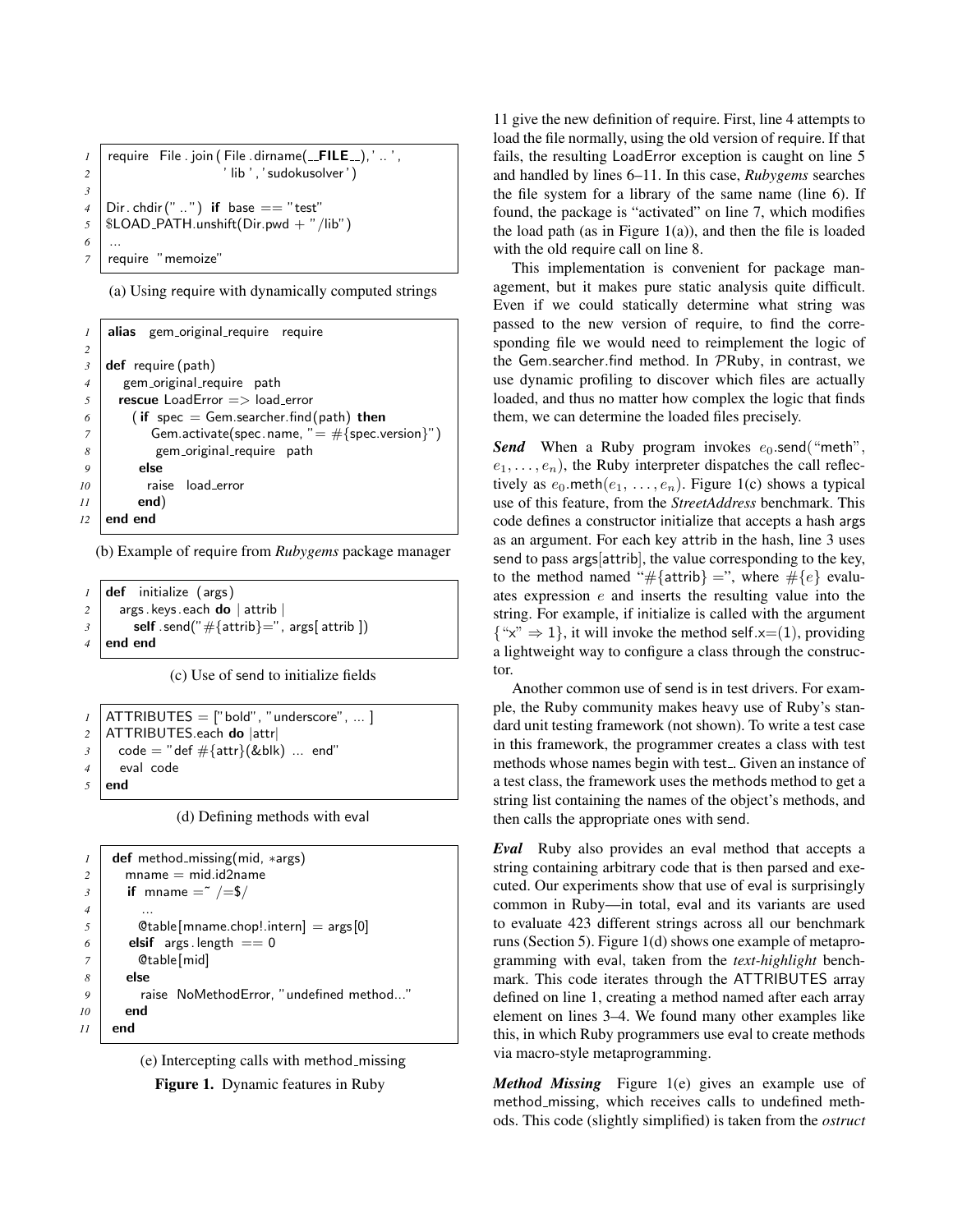```
1  require File.join(File.dirname(__FILE__), '..',
2                    'lib', 'sudokusolver')
3
4  Dir.chdir("..") if base == "test"
5  $LOAD_PATH.unshift(Dir.pwd + "/lib")
6  ...
7  require "memoize"
```

(a) Using require with dynamically computed strings

```
1  alias gem_original_require require
2
3  def require(path)
4    gem_original_require path
5    rescue LoadError => load_error
6      (if spec = Gem.searcher.find(path) then
7         Gem.activate(spec.name, "= #{spec.version}")
8         gem_original_require path
9       else
10        raise load_error
11      end)
12 end end
```

(b) Example of require from *Rubygems* package manager

```
1  def initialize(args)
2    args.keys.each do | attrib |
3      self.send("#{attrib}=", args[attrib])
4  end end
```

(c) Use of send to initialize fields

```
1  ATTRIBUTES = ["bold", "underscore", ... ]
2  ATTRIBUTES.each do |attr|
3    code = "def #{attr}(&blk) ... end"
4    eval code
5  end
```

(d) Defining methods with eval

```
1  def method_missing(mid, *args)
2    mname = mid.id2name
3    if mname =~ /=$/
4      ...
5      @table[mname.chop!.intern] = args[0]
6    elsif args.length == 0
7      @table[mid]
8    else
9      raise NoMethodError, "undefined method..."
10   end
11 end
```

(e) Intercepting calls with method_missing

**Figure 1.** Dynamic features in Ruby

11 give the new definition of require. First, line 4 attempts to load the file normally, using the old version of require. If that fails, the resulting LoadError exception is caught on line 5 and handled by lines 6–11. In this case, *Rubygems* searches the file system for a library of the same name (line 6). If found, the package is "activated" on line 7, which modifies the load path (as in Figure 1(a)), and then the file is loaded with the old require call on line 8.

This implementation is convenient for package management, but it makes pure static analysis quite difficult. Even if we could statically determine what string was passed to the new version of require, to find the corresponding file we would need to reimplement the logic of the Gem.searcher.find method. In $\mathcal{P}$Ruby, in contrast, we use dynamic profiling to discover which files are actually loaded, and thus no matter how complex the logic that finds them, we can determine the loaded files precisely.

***Send*** When a Ruby program invokes $e_0$.send("meth", $e_1, \ldots, e_n$), the Ruby interpreter dispatches the call reflectively as $e_0$.meth($e_1, \ldots, e_n$). Figure 1(c) shows a typical use of this feature, from the *StreetAddress* benchmark. This code defines a constructor initialize that accepts a hash args as an argument. For each key attrib in the hash, line 3 uses send to pass args[attrib], the value corresponding to the key, to the method named "#{attrib}=", where #{$e$} evaluates expression $e$ and inserts the resulting value into the string. For example, if initialize is called with the argument {"x" ⇒ 1}, it will invoke the method self.x=(1), providing a lightweight way to configure a class through the constructor.

Another common use of send is in test drivers. For example, the Ruby community makes heavy use of Ruby's standard unit testing framework (not shown). To write a test case in this framework, the programmer creates a class with test methods whose names begin with test_. Given an instance of a test class, the framework uses the methods method to get a string list containing the names of the object's methods, and then calls the appropriate ones with send.

***Eval*** Ruby also provides an eval method that accepts a string containing arbitrary code that is then parsed and executed. Our experiments show that use of eval is surprisingly common in Ruby—in total, eval and its variants are used to evaluate 423 different strings across all our benchmark runs (Section 5). Figure 1(d) shows one example of metaprogramming with eval, taken from the *text-highlight* benchmark. This code iterates through the ATTRIBUTES array defined on line 1, creating a method named after each array element on lines 3–4. We found many other examples like this, in which Ruby programmers use eval to create methods via macro-style metaprogramming.

***Method Missing*** Figure 1(e) gives an example use of method_missing, which receives calls to undefined methods. This code (slightly simplified) is taken from the *ostruct*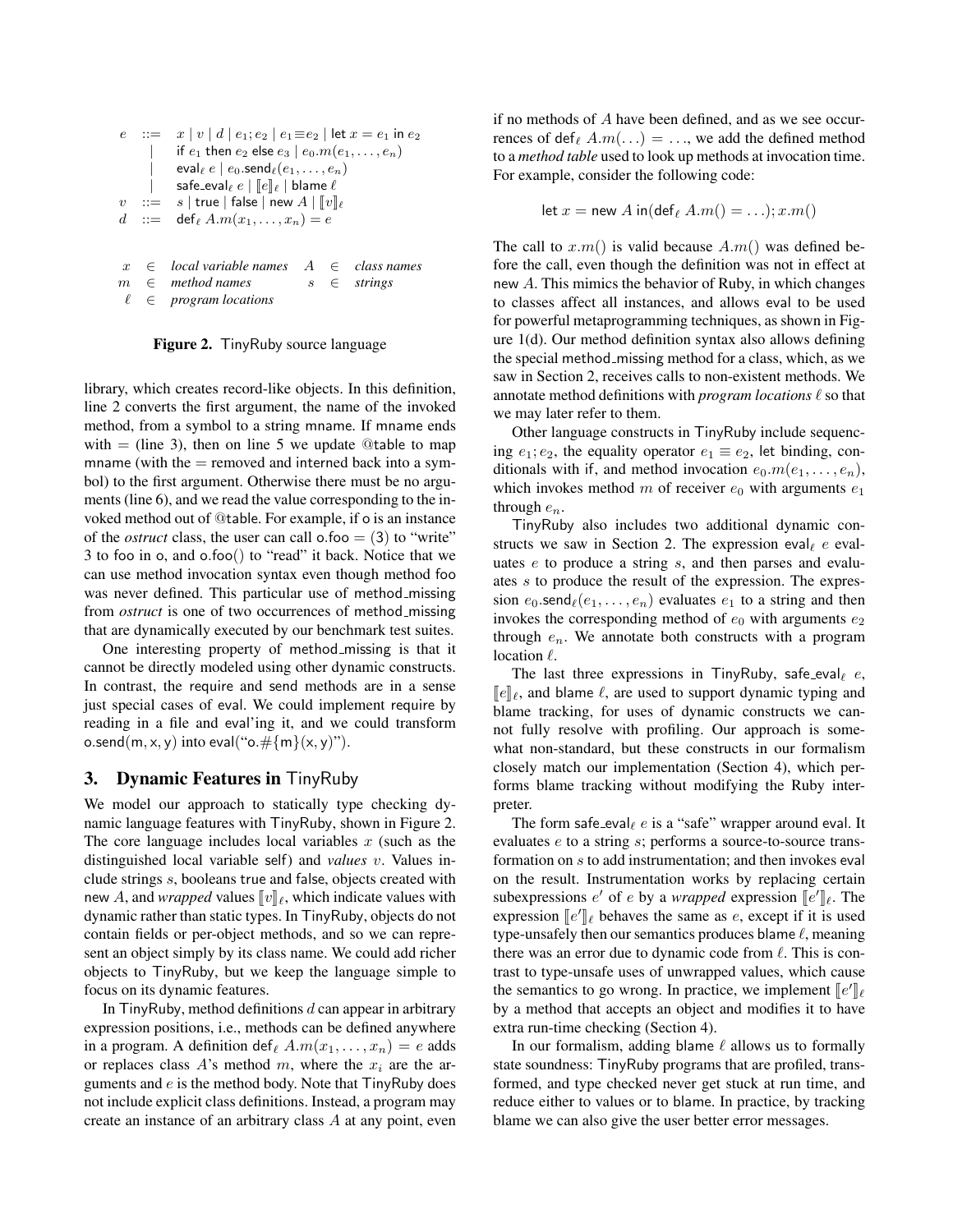$$
\begin{array}{rcl}
e & ::= & x \mid v \mid d \mid e_1; e_2 \mid e_1 \equiv e_2 \mid \mathsf{let}\ x = e_1\ \mathsf{in}\ e_2 \\
 & \mid & \mathsf{if}\ e_1\ \mathsf{then}\ e_2\ \mathsf{else}\ e_3 \mid e_0.m(e_1, \ldots, e_n) \\
 & \mid & \mathsf{eval}_\ell\ e \mid e_0.\mathsf{send}_\ell(e_1, \ldots, e_n) \\
 & \mid & \mathsf{safe\_eval}_\ell\ e \mid [\![e]\!]_\ell \mid \mathsf{blame}\ \ell \\
v & ::= & s \mid \mathsf{true} \mid \mathsf{false} \mid \mathsf{new}\ A \mid [\![v]\!]_\ell \\
d & ::= & \mathsf{def}_\ell\ A.m(x_1, \ldots, x_n) = e
\end{array}
$$

$$
\begin{array}{rclrcl}
x & \in & \textit{local variable names} & A & \in & \textit{class names} \\
m & \in & \textit{method names} & s & \in & \textit{strings} \\
\ell & \in & \textit{program locations} & & &
\end{array}
$$

**Figure 2.** TinyRuby source language

library, which creates record-like objects. In this definition, line 2 converts the first argument, the name of the invoked method, from a symbol to a string mname. If mname ends with = (line 3), then on line 5 we update @table to map mname (with the = removed and interned back into a symbol) to the first argument. Otherwise there must be no arguments (line 6), and we read the value corresponding to the invoked method out of @table. For example, if o is an instance of the *ostruct* class, the user can call o.foo = (3) to "write" 3 to foo in o, and o.foo() to "read" it back. Notice that we can use method invocation syntax even though method foo was never defined. This particular use of method_missing from *ostruct* is one of two occurrences of method_missing that are dynamically executed by our benchmark test suites.

One interesting property of method_missing is that it cannot be directly modeled using other dynamic constructs. In contrast, the require and send methods are in a sense just special cases of eval. We could implement require by reading in a file and eval'ing it, and we could transform o.send(m, x, y) into eval("o.#{m}(x, y)").

## 3. Dynamic Features in TinyRuby

We model our approach to statically type checking dynamic language features with TinyRuby, shown in Figure 2. The core language includes local variables $x$ (such as the distinguished local variable self) and *values* $v$. Values include strings $s$, booleans true and false, objects created with new $A$, and *wrapped* values $[\![v]\!]_\ell$, which indicate values with dynamic rather than static types. In TinyRuby, objects do not contain fields or per-object methods, and so we can represent an object simply by its class name. We could add richer objects to TinyRuby, but we keep the language simple to focus on its dynamic features.

In TinyRuby, method definitions $d$ can appear in arbitrary expression positions, i.e., methods can be defined anywhere in a program. A definition $\mathsf{def}_\ell\ A.m(x_1, \ldots, x_n) = e$ adds or replaces class $A$'s method $m$, where the $x_i$ are the arguments and $e$ is the method body. Note that TinyRuby does not include explicit class definitions. Instead, a program may create an instance of an arbitrary class $A$ at any point, even if no methods of $A$ have been defined, and as we see occurrences of $\mathsf{def}_\ell\ A.m(\ldots) = \ldots$, we add the defined method to a *method table* used to look up methods at invocation time. For example, consider the following code:

$$\mathsf{let}\ x = \mathsf{new}\ A\ \mathsf{in}(\mathsf{def}_\ell\ A.m() = \ldots); x.m()$$

The call to $x.m()$ is valid because $A.m()$ was defined before the call, even though the definition was not in effect at new $A$. This mimics the behavior of Ruby, in which changes to classes affect all instances, and allows eval to be used for powerful metaprogramming techniques, as shown in Figure 1(d). Our method definition syntax also allows defining the special method_missing method for a class, which, as we saw in Section 2, receives calls to non-existent methods. We annotate method definitions with *program locations* $\ell$ so that we may later refer to them.

Other language constructs in TinyRuby include sequencing $e_1; e_2$, the equality operator $e_1 \equiv e_2$, let binding, conditionals with if, and method invocation $e_0.m(e_1, \ldots, e_n)$, which invokes method $m$ of receiver $e_0$ with arguments $e_1$ through $e_n$.

TinyRuby also includes two additional dynamic constructs we saw in Section 2. The expression $\mathsf{eval}_\ell\ e$ evaluates $e$ to produce a string $s$, and then parses and evaluates $s$ to produce the result of the expression. The expression $e_0.\mathsf{send}_\ell(e_1, \ldots, e_n)$ evaluates $e_1$ to a string and then invokes the corresponding method of $e_0$ with arguments $e_2$ through $e_n$. We annotate both constructs with a program location $\ell$.

The last three expressions in TinyRuby, $\mathsf{safe\_eval}_\ell\ e$, $[\![e]\!]_\ell$, and blame $\ell$, are used to support dynamic typing and blame tracking, for uses of dynamic constructs we cannot fully resolve with profiling. Our approach is somewhat non-standard, but these constructs in our formalism closely match our implementation (Section 4), which performs blame tracking without modifying the Ruby interpreter.

The form $\mathsf{safe\_eval}_\ell\ e$ is a "safe" wrapper around eval. It evaluates $e$ to a string $s$; performs a source-to-source transformation on $s$ to add instrumentation; and then invokes eval on the result. Instrumentation works by replacing certain subexpressions $e'$ of $e$ by a *wrapped* expression $[\![e']\!]_\ell$. The expression $[\![e']\!]_\ell$ behaves the same as $e$, except if it is used type-unsafely then our semantics produces blame $\ell$, meaning there was an error due to dynamic code from $\ell$. This is contrast to type-unsafe uses of unwrapped values, which cause the semantics to go wrong. In practice, we implement $[\![e']\!]_\ell$ by a method that accepts an object and modifies it to have extra run-time checking (Section 4).

In our formalism, adding blame $\ell$ allows us to formally state soundness: TinyRuby programs that are profiled, transformed, and type checked never get stuck at run time, and reduce either to values or to blame. In practice, by tracking blame we can also give the user better error messages.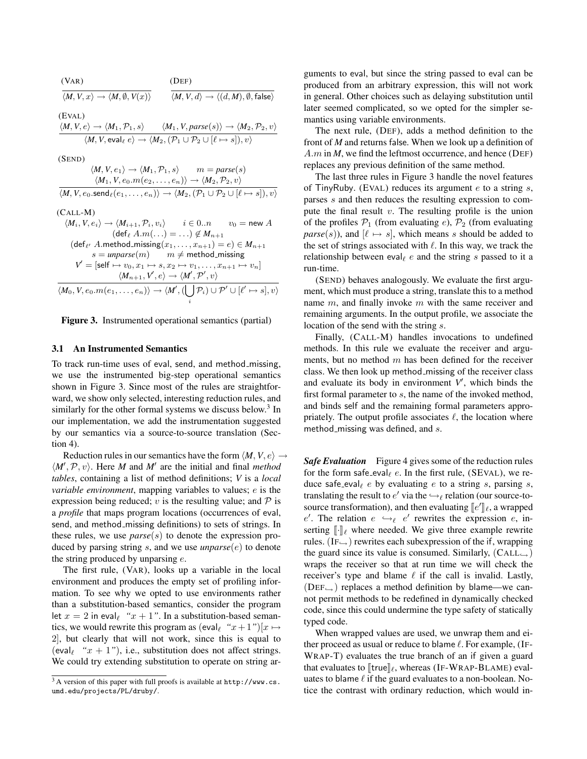(VAR)

$$\frac{}{\langle M, V, x\rangle \rightarrow \langle M, \emptyset, V(x)\rangle}$$

(DEF)

$$\frac{}{\langle M, V, d\rangle \rightarrow \langle (d, M), \emptyset, \mathsf{false}\rangle}$$

(EVAL)

$$\frac{\langle M, V, e\rangle \rightarrow \langle M_1, \mathcal{P}_1, s\rangle \qquad \langle M_1, V, \mathit{parse}(s)\rangle \rightarrow \langle M_2, \mathcal{P}_2, v\rangle}{\langle M, V, \mathsf{eval}_\ell\ e\rangle \rightarrow \langle M_2, (\mathcal{P}_1 \cup \mathcal{P}_2 \cup [\ell \mapsto s]), v\rangle}$$

(SEND)

$$\frac{\begin{array}{c}\langle M, V, e_1\rangle \rightarrow \langle M_1, \mathcal{P}_1, s\rangle \qquad m = \mathit{parse}(s)\\ \langle M_1, V, e_0.m(e_2, \ldots, e_n)\rangle \rightarrow \langle M_2, \mathcal{P}_2, v\rangle\end{array}}{\langle M, V, e_0.\mathsf{send}_\ell(e_1, \ldots, e_n)\rangle \rightarrow \langle M_2, (\mathcal{P}_1 \cup \mathcal{P}_2 \cup [\ell \mapsto s]), v\rangle}$$

(CALL-M)

$$\frac{\begin{array}{c}\langle M_i, V, e_i\rangle \rightarrow \langle M_{i+1}, \mathcal{P}_i, v_i\rangle \qquad i \in 0..n \qquad v_0 = \mathsf{new}\ A\\ (\mathsf{def}_\ell\ A.m(\ldots) = \ldots) \notin M_{n+1}\\ (\mathsf{def}_{\ell'}\ A.\mathsf{method\_missing}(x_1, \ldots, x_{n+1}) = e) \in M_{n+1}\\ s = \mathit{unparse}(m) \qquad m \neq \mathsf{method\_missing}\\ V' = [\mathsf{self} \mapsto v_0, x_1 \mapsto s, x_2 \mapsto v_1, \ldots, x_{n+1} \mapsto v_n]\\ \langle M_{n+1}, V', e\rangle \rightarrow \langle M', \mathcal{P}', v\rangle\end{array}}{\langle M_0, V, e_0.m(e_1, \ldots, e_n)\rangle \rightarrow \langle M', (\bigcup_i \mathcal{P}_i) \cup \mathcal{P}' \cup [\ell' \mapsto s], v\rangle}$$

**Figure 3.** Instrumented operational semantics (partial)

### 3.1 An Instrumented Semantics

To track run-time uses of eval, send, and method_missing, we use the instrumented big-step operational semantics shown in Figure 3. Since most of the rules are straightforward, we show only selected, interesting reduction rules, and similarly for the other formal systems we discuss below.[3] In our implementation, we add the instrumentation suggested by our semantics via a source-to-source translation (Section 4).

Reduction rules in our semantics have the form $\langle M, V, e\rangle \rightarrow \langle M', \mathcal{P}, v\rangle$. Here $M$ and $M'$ are the initial and final *method tables*, containing a list of method definitions; $V$ is a *local variable environment*, mapping variables to values; $e$ is the expression being reduced; $v$ is the resulting value; and $\mathcal{P}$ is a *profile* that maps program locations (occurrences of eval, send, and method_missing definitions) to sets of strings. In these rules, we use *parse*$(s)$ to denote the expression produced by parsing string $s$, and we use *unparse*$(e)$ to denote the string produced by unparsing $e$.

The first rule, (VAR), looks up a variable in the local environment and produces the empty set of profiling information. To see why we opted to use environments rather than a substitution-based semantics, consider the program let $x = 2$ in $\mathsf{eval}_\ell$ *"$x + 1$"*. In a substitution-based semantics, we would rewrite this program as $(\mathsf{eval}_\ell\ \text{"}x+1\text{"})[x \mapsto 2]$, but clearly that will not work, since this is equal to $(\mathsf{eval}_\ell\ \text{"}x + 1\text{"})$, i.e., substitution does not affect strings. We could try extending substitution to operate on string arguments to eval, but since the string passed to eval can be produced from an arbitrary expression, this will not work in general. Other choices such as delaying substitution until later seemed complicated, so we opted for the simpler semantics using variable environments.

The next rule, (DEF), adds a method definition to the front of $M$ and returns false. When we look up a definition of $A.m$ in $M$, we find the leftmost occurrence, and hence (DEF) replaces any previous definition of the same method.

The last three rules in Figure 3 handle the novel features of TinyRuby. (EVAL) reduces its argument $e$ to a string $s$, parses $s$ and then reduces the resulting expression to compute the final result $v$. The resulting profile is the union of the profiles $\mathcal{P}_1$ (from evaluating $e$), $\mathcal{P}_2$ (from evaluating *parse*$(s)$), and $[\ell \mapsto s]$, which means $s$ should be added to the set of strings associated with $\ell$. In this way, we track the relationship between $\mathsf{eval}_\ell\ e$ and the string $s$ passed to it a run-time.

(SEND) behaves analogously. We evaluate the first argument, which must produce a string, translate this to a method name $m$, and finally invoke $m$ with the same receiver and remaining arguments. In the output profile, we associate the location of the send with the string $s$.

Finally, (CALL-M) handles invocations to undefined methods. In this rule we evaluate the receiver and arguments, but no method $m$ has been defined for the receiver class. We then look up method_missing of the receiver class and evaluate its body in environment $V'$, which binds the first formal parameter to $s$, the name of the invoked method, and binds self and the remaining formal parameters appropriately. The output profile associates $\ell$, the location where method_missing was defined, and $s$.

***Safe Evaluation*** Figure 4 gives some of the reduction rules for the form $\mathsf{safe\_eval}_\ell\ e$. In the first rule, (SEVAL), we reduce $\mathsf{safe\_eval}_\ell\ e$ by evaluating $e$ to a string $s$, parsing $s$, translating the result to $e'$ via the $\hookrightarrow_\ell$ relation (our source-to-source transformation), and then evaluating $[\![e']\!]_\ell$, a wrapped $e'$. The relation $e \hookrightarrow_\ell e'$ rewrites the expression $e$, inserting $[\![\cdot]\!]_\ell$ where needed. We give three example rewrite rules. ($\text{IF}_\hookrightarrow$) rewrites each subexpression of the if, wrapping the guard since its value is consumed. Similarly, ($\text{CALL}_\hookrightarrow$) wraps the receiver so that at run time we will check the receiver's type and blame $\ell$ if the call is invalid. Lastly, ($\text{DEF}_\hookrightarrow$) replaces a method definition by blame—we cannot permit methods to be redefined in dynamically checked code, since this could undermine the type safety of statically typed code.

When wrapped values are used, we unwrap them and either proceed as usual or reduce to blame $\ell$. For example, (IF-WRAP-T) evaluates the true branch of an if given a guard that evaluates to $[\![\mathsf{true}]\!]_\ell$, whereas (IF-WRAP-BLAME) evaluates to blame $\ell$ if the guard evaluates to a non-boolean. Notice the contrast with ordinary reduction, which would in-

[3] A version of this paper with full proofs is available at http://www.cs.umd.edu/projects/PL/druby/.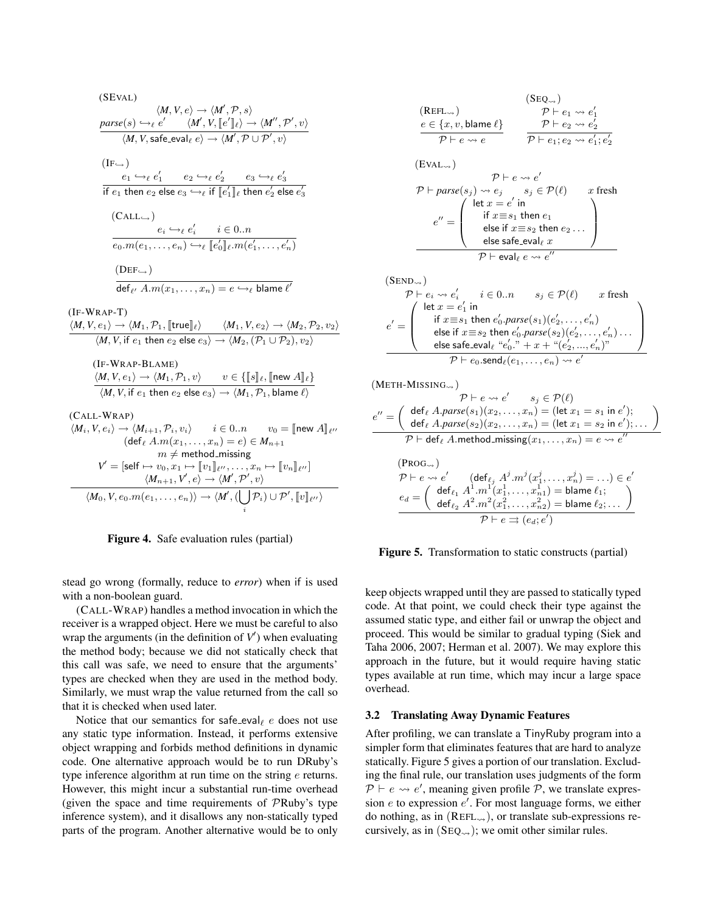(SEVAL)

$$\frac{\langle M, V, e\rangle \rightarrow \langle M', \mathcal{P}, s\rangle \quad \mathit{parse}(s) \hookrightarrow_\ell e' \quad \langle M', V, [\![e']\!]_\ell\rangle \rightarrow \langle M'', \mathcal{P}', v\rangle}{\langle M, V, \mathsf{safe\_eval}_\ell\ e\rangle \rightarrow \langle M', \mathcal{P} \cup \mathcal{P}', v\rangle}$$

(IF$_{\hookrightarrow}$)

$$\frac{e_1 \hookrightarrow_\ell e_1' \quad e_2 \hookrightarrow_\ell e_2' \quad e_3 \hookrightarrow_\ell e_3'}{\mathsf{if}\ e_1\ \mathsf{then}\ e_2\ \mathsf{else}\ e_3 \hookrightarrow_\ell \mathsf{if}\ [\![e_1']\!]_\ell\ \mathsf{then}\ e_2'\ \mathsf{else}\ e_3'}$$

(CALL$_{\hookrightarrow}$)

$$\frac{e_i \hookrightarrow_\ell e_i' \quad i \in 0..n}{e_0.m(e_1, \ldots, e_n) \hookrightarrow_\ell [\![e_0']\!]_\ell.m(e_1', \ldots, e_n')}$$

(DEF$_{\hookrightarrow}$)

$$\frac{}{\mathsf{def}_{\ell'}\ A.m(x_1, \ldots, x_n) = e \hookrightarrow_\ell \mathsf{blame}\ \ell'}$$

(IF-WRAP-T)

$$\frac{\langle M, V, e_1\rangle \rightarrow \langle M_1, \mathcal{P}_1, [\![\mathsf{true}]\!]_\ell\rangle \quad \langle M_1, V, e_2\rangle \rightarrow \langle M_2, \mathcal{P}_2, v_2\rangle}{\langle M, V, \mathsf{if}\ e_1\ \mathsf{then}\ e_2\ \mathsf{else}\ e_3\rangle \rightarrow \langle M_2, (\mathcal{P}_1 \cup \mathcal{P}_2), v_2\rangle}$$

(IF-WRAP-BLAME)

$$\frac{\langle M, V, e_1\rangle \rightarrow \langle M_1, \mathcal{P}_1, v\rangle \quad v \in \{[\![s]\!]_\ell, [\![\mathsf{new}\ A]\!]_\ell\}}{\langle M, V, \mathsf{if}\ e_1\ \mathsf{then}\ e_2\ \mathsf{else}\ e_3\rangle \rightarrow \langle M_1, \mathcal{P}_1, \mathsf{blame}\ \ell\rangle}$$

(CALL-WRAP)

$$\frac{\begin{array}{c}\langle M_i, V, e_i\rangle \rightarrow \langle M_{i+1}, \mathcal{P}_i, v_i\rangle \quad i \in 0..n \quad v_0 = [\![\mathsf{new}\ A]\!]_{\ell''} \\ (\mathsf{def}_\ell\ A.m(x_1, \ldots, x_n) = e) \in M_{n+1} \\ m \neq \mathsf{method\_missing} \\ V' = [\mathsf{self} \mapsto v_0, x_1 \mapsto [\![v_1]\!]_{\ell''}, \ldots, x_n \mapsto [\![v_n]\!]_{\ell''}] \\ \langle M_{n+1}, V', e\rangle \rightarrow \langle M', \mathcal{P}', v\rangle\end{array}}{\langle M_0, V, e_0.m(e_1, \ldots, e_n)\rangle \rightarrow \langle M', (\bigcup_i \mathcal{P}_i) \cup \mathcal{P}', [\![v]\!]_{\ell''}\rangle}$$

**Figure 4.** Safe evaluation rules (partial)

stead go wrong (formally, reduce to *error*) when if is used with a non-boolean guard.

(CALL-WRAP) handles a method invocation in which the receiver is a wrapped object. Here we must be careful to also wrap the arguments (in the definition of $V'$) when evaluating the method body; because we did not statically check that this call was safe, we need to ensure that the arguments' types are checked when they are used in the method body. Similarly, we must wrap the value returned from the call so that it is checked when used later.

Notice that our semantics for $\mathsf{safe\_eval}_\ell\ e$ does not use any static type information. Instead, it performs extensive object wrapping and forbids method definitions in dynamic code. One alternative approach would be to run DRuby's type inference algorithm at run time on the string $e$ returns. However, this might incur a substantial run-time overhead (given the space and time requirements of $\mathcal{P}$Ruby's type inference system), and it disallows any non-statically typed parts of the program. Another alternative would be to only keep objects wrapped until they are passed to statically typed code. At that point, we could check their type against the assumed static type, and either fail or unwrap the object and proceed. This would be similar to gradual typing (Siek and Taha 2006, 2007; Herman et al. 2007). We may explore this approach in the future, but it would require having static types available at run time, which may incur a large space overhead.

(REFL$_{\rightsquigarrow}$)

$$\frac{e \in \{x, v, \mathsf{blame}\ \ell\}}{\mathcal{P} \vdash e \rightsquigarrow e}$$

(SEQ$_{\rightsquigarrow}$)

$$\frac{\mathcal{P} \vdash e_1 \rightsquigarrow e_1' \quad \mathcal{P} \vdash e_2 \rightsquigarrow e_2'}{\mathcal{P} \vdash e_1; e_2 \rightsquigarrow e_1'; e_2'}$$

(EVAL$_{\rightsquigarrow}$)

$$\frac{\begin{array}{c}\mathcal{P} \vdash e \rightsquigarrow e' \\ \mathcal{P} \vdash \mathit{parse}(s_j) \rightsquigarrow e_j \quad s_j \in \mathcal{P}(\ell) \quad x \text{ fresh} \\ e'' = \left(\begin{array}{l}\mathsf{let}\ x = e'\ \mathsf{in} \\ \quad \mathsf{if}\ x \equiv s_1\ \mathsf{then}\ e_1 \\ \quad \mathsf{else\ if}\ x \equiv s_2\ \mathsf{then}\ e_2 \ldots \\ \quad \mathsf{else\ safe\_eval}_\ell\ x\end{array}\right)\end{array}}{\mathcal{P} \vdash \mathsf{eval}_\ell\ e \rightsquigarrow e''}$$

(SEND$_{\rightsquigarrow}$)

$$\frac{\begin{array}{c}\mathcal{P} \vdash e_i \rightsquigarrow e_i' \quad i \in 0..n \quad s_j \in \mathcal{P}(\ell) \quad x \text{ fresh} \\ e' = \left(\begin{array}{l}\mathsf{let}\ x = e_1'\ \mathsf{in} \\ \quad \mathsf{if}\ x \equiv s_1\ \mathsf{then}\ e_0'.\mathit{parse}(s_1)(e_2', \ldots, e_n') \\ \quad \mathsf{else\ if}\ x \equiv s_2\ \mathsf{then}\ e_0'.\mathit{parse}(s_2)(e_2', \ldots, e_n') \ldots \\ \quad \mathsf{else\ safe\_eval}_\ell\ \text{“}e_0'.\text{”} + x + \text{“}(e_2', \ldots, e_n')\text{”}\end{array}\right)\end{array}}{\mathcal{P} \vdash e_0.\mathsf{send}_\ell(e_1, \ldots, e_n) \rightsquigarrow e'}$$

(METH-MISSING$_{\rightsquigarrow}$)

$$\frac{\begin{array}{c}\mathcal{P} \vdash e \rightsquigarrow e' \quad s_j \in \mathcal{P}(\ell) \\ e'' = \left(\begin{array}{l}\mathsf{def}_\ell\ A.\mathit{parse}(s_1)(x_2, \ldots, x_n) = (\mathsf{let}\ x_1 = s_1\ \mathsf{in}\ e'); \\ \mathsf{def}_\ell\ A.\mathit{parse}(s_2)(x_2, \ldots, x_n) = (\mathsf{let}\ x_1 = s_2\ \mathsf{in}\ e'); \ldots\end{array}\right)\end{array}}{\mathcal{P} \vdash \mathsf{def}_\ell\ A.\mathsf{method\_missing}(x_1, \ldots, x_n) = e \rightsquigarrow e''}$$

(PROG$_{\rightsquigarrow}$)

$$\frac{\begin{array}{c}\mathcal{P} \vdash e \rightsquigarrow e' \quad (\mathsf{def}_{\ell_j}\ A^j.m^j(x_1^j, \ldots, x_n^j) = \ldots) \in e' \\ e_d = \left(\begin{array}{l}\mathsf{def}_{\ell_1}\ A^1.m^1(x_1^1, \ldots, x_{n1}^1) = \mathsf{blame}\ \ell_1; \\ \mathsf{def}_{\ell_2}\ A^2.m^2(x_1^2, \ldots, x_{n2}^2) = \mathsf{blame}\ \ell_2; \ldots\end{array}\right)\end{array}}{\mathcal{P} \vdash e \rightrightarrows (e_d; e')}$$

**Figure 5.** Transformation to static constructs (partial)

### 3.2 Translating Away Dynamic Features

After profiling, we can translate a TinyRuby program into a simpler form that eliminates features that are hard to analyze statically. Figure 5 gives a portion of our translation. Excluding the final rule, our translation uses judgments of the form $\mathcal{P} \vdash e \rightsquigarrow e'$, meaning given profile $\mathcal{P}$, we translate expression $e$ to expression $e'$. For most language forms, we either do nothing, as in (REFL$_{\rightsquigarrow}$), or translate sub-expressions recursively, as in (SEQ$_{\rightsquigarrow}$); we omit other similar rules.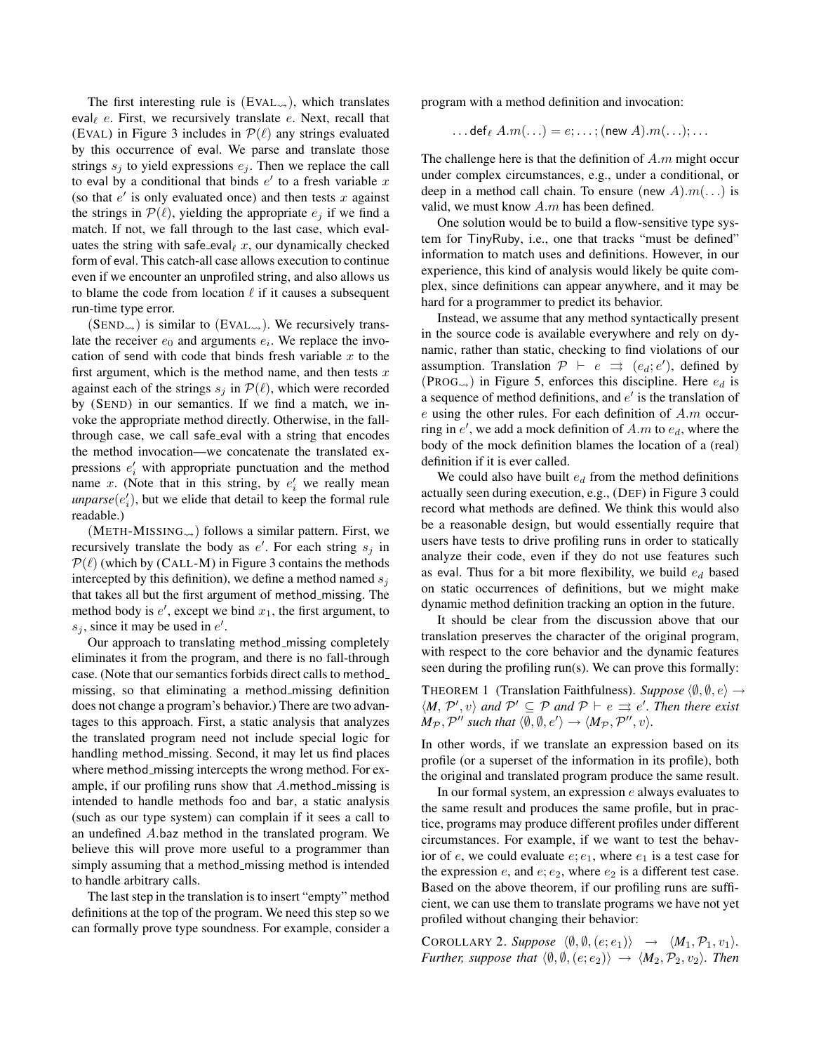The first interesting rule is (EVAL$_{\leadsto}$), which translates $\mathsf{eval}_\ell\ e$. First, we recursively translate $e$. Next, recall that (EVAL) in Figure 3 includes in $\mathcal{P}(\ell)$ any strings evaluated by this occurrence of eval. We parse and translate those strings $s_j$ to yield expressions $e_j$. Then we replace the call to eval by a conditional that binds $e'$ to a fresh variable $x$ (so that $e'$ is only evaluated once) and then tests $x$ against the strings in $\mathcal{P}(\ell)$, yielding the appropriate $e_j$ if we find a match. If not, we fall through to the last case, which evaluates the string with $\mathsf{safe\_eval}_\ell\ x$, our dynamically checked form of eval. This catch-all case allows execution to continue even if we encounter an unprofiled string, and also allows us to blame the code from location $\ell$ if it causes a subsequent run-time type error.

(SEND$_{\leadsto}$) is similar to (EVAL$_{\leadsto}$). We recursively translate the receiver $e_0$ and arguments $e_i$. We replace the invocation of send with code that binds fresh variable $x$ to the first argument, which is the method name, and then tests $x$ against each of the strings $s_j$ in $\mathcal{P}(\ell)$, which were recorded by (SEND) in our semantics. If we find a match, we invoke the appropriate method directly. Otherwise, in the fall-through case, we call safe_eval with a string that encodes the method invocation—we concatenate the translated expressions $e'_i$ with appropriate punctuation and the method name $x$. (Note that in this string, by $e'_i$ we really mean *unparse*($e'_i$), but we elide that detail to keep the formal rule readable.)

(METH-MISSING$_{\leadsto}$) follows a similar pattern. First, we recursively translate the body as $e'$. For each string $s_j$ in $\mathcal{P}(\ell)$ (which by (CALL-M) in Figure 3 contains the methods intercepted by this definition), we define a method named $s_j$ that takes all but the first argument of method_missing. The method body is $e'$, except we bind $x_1$, the first argument, to $s_j$, since it may be used in $e'$.

Our approach to translating method_missing completely eliminates it from the program, and there is no fall-through case. (Note that our semantics forbids direct calls to method_missing, so that eliminating a method_missing definition does not change a program's behavior.) There are two advantages to this approach. First, a static analysis that analyzes the translated program need not include special logic for handling method_missing. Second, it may let us find places where method_missing intercepts the wrong method. For example, if our profiling runs show that $A$.method_missing is intended to handle methods foo and bar, a static analysis (such as our type system) can complain if it sees a call to an undefined $A$.baz method in the translated program. We believe this will prove more useful to a programmer than simply assuming that a method_missing method is intended to handle arbitrary calls.

The last step in the translation is to insert "empty" method definitions at the top of the program. We need this step so we can formally prove type soundness. For example, consider a program with a method definition and invocation:

$$\ldots \mathsf{def}_\ell\ A.m(\ldots) = e; \ldots ; (\mathsf{new}\ A).m(\ldots); \ldots$$

The challenge here is that the definition of $A.m$ might occur under complex circumstances, e.g., under a conditional, or deep in a method call chain. To ensure $(\mathsf{new}\ A).m(\ldots)$ is valid, we must know $A.m$ has been defined.

One solution would be to build a flow-sensitive type system for TinyRuby, i.e., one that tracks "must be defined" information to match uses and definitions. However, in our experience, this kind of analysis would likely be quite complex, since definitions can appear anywhere, and it may be hard for a programmer to predict its behavior.

Instead, we assume that any method syntactically present in the source code is available everywhere and rely on dynamic, rather than static, checking to find violations of our assumption. Translation $\mathcal{P} \vdash e \rightrightarrows (e_d; e')$, defined by (PROG$_{\leadsto}$) in Figure 5, enforces this discipline. Here $e_d$ is a sequence of method definitions, and $e'$ is the translation of $e$ using the other rules. For each definition of $A.m$ occurring in $e'$, we add a mock definition of $A.m$ to $e_d$, where the body of the mock definition blames the location of a (real) definition if it is ever called.

We could also have built $e_d$ from the method definitions actually seen during execution, e.g., (DEF) in Figure 3 could record what methods are defined. We think this would also be a reasonable design, but would essentially require that users have tests to drive profiling runs in order to statically analyze their code, even if they do not use features such as eval. Thus for a bit more flexibility, we build $e_d$ based on static occurrences of definitions, but we might make dynamic method definition tracking an option in the future.

It should be clear from the discussion above that our translation preserves the character of the original program, with respect to the core behavior and the dynamic features seen during the profiling run(s). We can prove this formally:

THEOREM 1 (Translation Faithfulness). *Suppose* $\langle \emptyset, \emptyset, e\rangle \rightarrow \langle M, \mathcal{P}', v\rangle$ *and* $\mathcal{P}' \subseteq \mathcal{P}$ *and* $\mathcal{P} \vdash e \rightrightarrows e'$. *Then there exist* $M_{\mathcal{P}}, \mathcal{P}''$ *such that* $\langle \emptyset, \emptyset, e'\rangle \rightarrow \langle M_{\mathcal{P}}, \mathcal{P}'', v\rangle$.

In other words, if we translate an expression based on its profile (or a superset of the information in its profile), both the original and translated program produce the same result.

In our formal system, an expression $e$ always evaluates to the same result and produces the same profile, but in practice, programs may produce different profiles under different circumstances. For example, if we want to test the behavior of $e$, we could evaluate $e; e_1$, where $e_1$ is a test case for the expression $e$, and $e; e_2$, where $e_2$ is a different test case. Based on the above theorem, if our profiling runs are sufficient, we can use them to translate programs we have not yet profiled without changing their behavior:

COROLLARY 2. *Suppose* $\langle \emptyset, \emptyset, (e; e_1)\rangle \rightarrow \langle M_1, \mathcal{P}_1, v_1\rangle$. *Further, suppose that* $\langle \emptyset, \emptyset, (e; e_2)\rangle \rightarrow \langle M_2, \mathcal{P}_2, v_2\rangle$. *Then*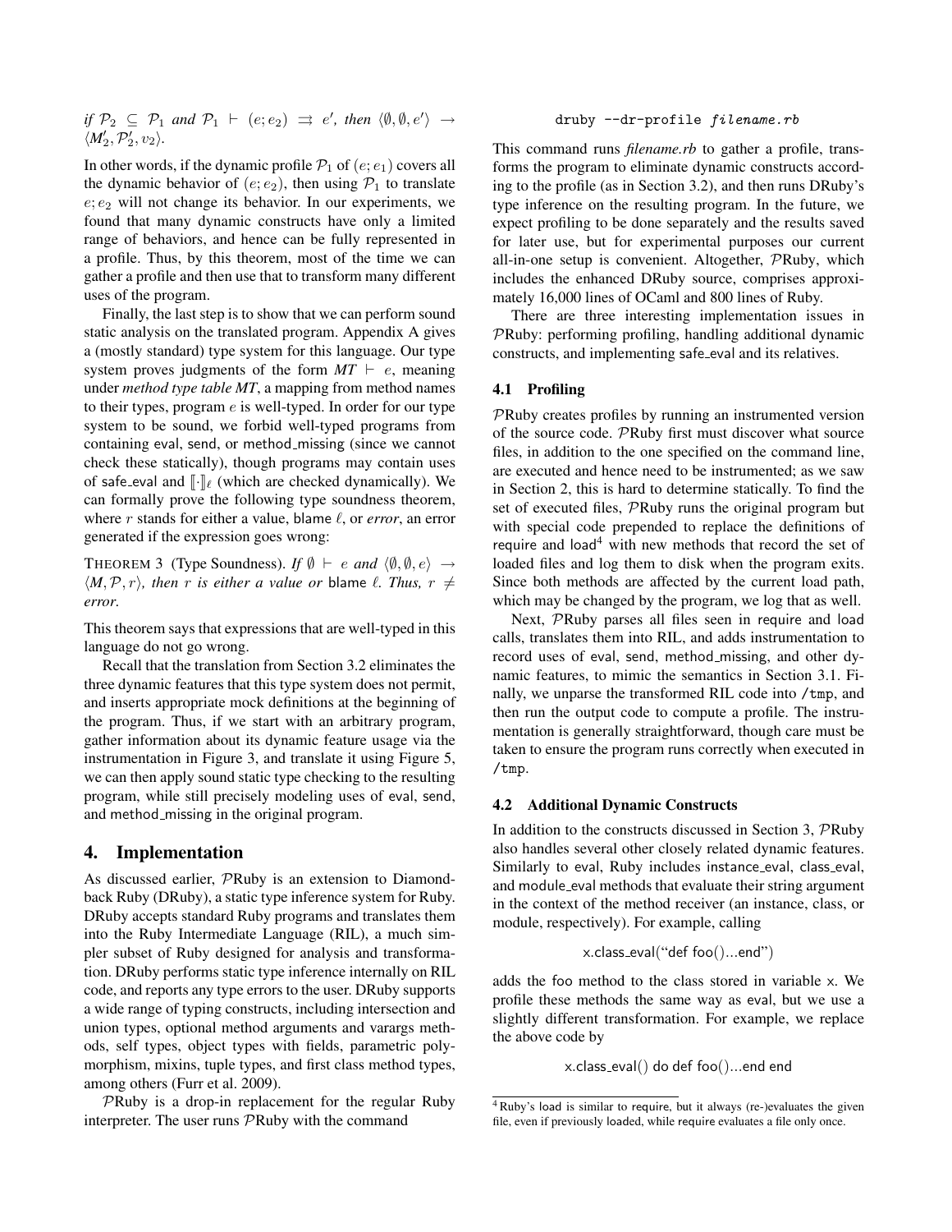*if* $\mathcal{P}_2 \subseteq \mathcal{P}_1$ *and* $\mathcal{P}_1 \vdash (e; e_2) \rightrightarrows e'$*, then* $\langle \emptyset, \emptyset, e' \rangle \rightarrow \langle M'_2, \mathcal{P}'_2, v_2 \rangle$.

In other words, if the dynamic profile $\mathcal{P}_1$ of $(e; e_1)$ covers all the dynamic behavior of $(e; e_2)$, then using $\mathcal{P}_1$ to translate $e; e_2$ will not change its behavior. In our experiments, we found that many dynamic constructs have only a limited range of behaviors, and hence can be fully represented in a profile. Thus, by this theorem, most of the time we can gather a profile and then use that to transform many different uses of the program.

Finally, the last step is to show that we can perform sound static analysis on the translated program. Appendix A gives a (mostly standard) type system for this language. Our type system proves judgments of the form $MT \vdash e$, meaning under *method type table MT*, a mapping from method names to their types, program $e$ is well-typed. In order for our type system to be sound, we forbid well-typed programs from containing eval, send, or method_missing (since we cannot check these statically), though programs may contain uses of safe_eval and $[\![\cdot]\!]_\ell$ (which are checked dynamically). We can formally prove the following type soundness theorem, where $r$ stands for either a value, blame $\ell$, or *error*, an error generated if the expression goes wrong:

THEOREM 3 (Type Soundness). *If* $\emptyset \vdash e$ *and* $\langle \emptyset, \emptyset, e \rangle \rightarrow \langle M, \mathcal{P}, r \rangle$*, then* $r$ *is either a value or* blame $\ell$*. Thus,* $r \neq$ *error.*

This theorem says that expressions that are well-typed in this language do not go wrong.

Recall that the translation from Section 3.2 eliminates the three dynamic features that this type system does not permit, and inserts appropriate mock definitions at the beginning of the program. Thus, if we start with an arbitrary program, gather information about its dynamic feature usage via the instrumentation in Figure 3, and translate it using Figure 5, we can then apply sound static type checking to the resulting program, while still precisely modeling uses of eval, send, and method_missing in the original program.

## 4. Implementation

As discussed earlier, $\mathcal{P}$Ruby is an extension to Diamondback Ruby (DRuby), a static type inference system for Ruby. DRuby accepts standard Ruby programs and translates them into the Ruby Intermediate Language (RIL), a much simpler subset of Ruby designed for analysis and transformation. DRuby performs static type inference internally on RIL code, and reports any type errors to the user. DRuby supports a wide range of typing constructs, including intersection and union types, optional method arguments and varargs methods, self types, object types with fields, parametric polymorphism, mixins, tuple types, and first class method types, among others (Furr et al. 2009).

$\mathcal{P}$Ruby is a drop-in replacement for the regular Ruby interpreter. The user runs $\mathcal{P}$Ruby with the command

```
druby --dr-profile filename.rb
```

This command runs *filename.rb* to gather a profile, transforms the program to eliminate dynamic constructs according to the profile (as in Section 3.2), and then runs DRuby's type inference on the resulting program. In the future, we expect profiling to be done separately and the results saved for later use, but for experimental purposes our current all-in-one setup is convenient. Altogether, $\mathcal{P}$Ruby, which includes the enhanced DRuby source, comprises approximately 16,000 lines of OCaml and 800 lines of Ruby.

There are three interesting implementation issues in $\mathcal{P}$Ruby: performing profiling, handling additional dynamic constructs, and implementing safe_eval and its relatives.

### 4.1 Profiling

$\mathcal{P}$Ruby creates profiles by running an instrumented version of the source code. $\mathcal{P}$Ruby first must discover what source files, in addition to the one specified on the command line, are executed and hence need to be instrumented; as we saw in Section 2, this is hard to determine statically. To find the set of executed files, $\mathcal{P}$Ruby runs the original program but with special code prepended to replace the definitions of require and load[4] with new methods that record the set of loaded files and log them to disk when the program exits. Since both methods are affected by the current load path, which may be changed by the program, we log that as well.

Next, $\mathcal{P}$Ruby parses all files seen in require and load calls, translates them into RIL, and adds instrumentation to record uses of eval, send, method_missing, and other dynamic features, to mimic the semantics in Section 3.1. Finally, we unparse the transformed RIL code into /tmp, and then run the output code to compute a profile. The instrumentation is generally straightforward, though care must be taken to ensure the program runs correctly when executed in /tmp.

### 4.2 Additional Dynamic Constructs

In addition to the constructs discussed in Section 3, $\mathcal{P}$Ruby also handles several other closely related dynamic features. Similarly to eval, Ruby includes instance_eval, class_eval, and module_eval methods that evaluate their string argument in the context of the method receiver (an instance, class, or module, respectively). For example, calling

```
x.class_eval("def foo()...end")
```

adds the foo method to the class stored in variable x. We profile these methods the same way as eval, but we use a slightly different transformation. For example, we replace the above code by

```
x.class_eval() do def foo()...end end
```

[4] Ruby's load is similar to require, but it always (re-)evaluates the given file, even if previously loaded, while require evaluates a file only once.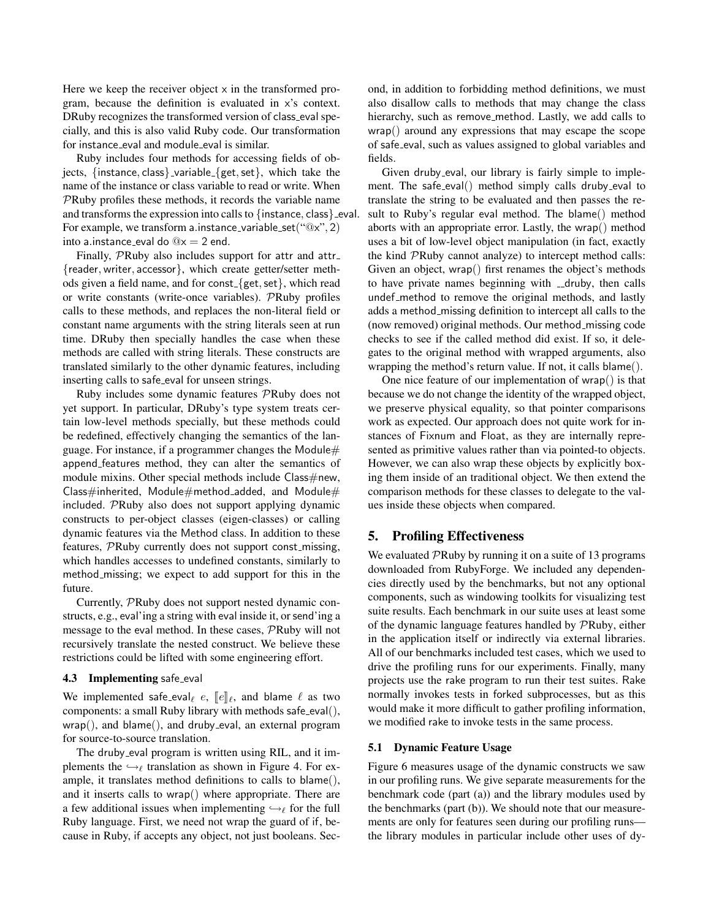Here we keep the receiver object x in the transformed program, because the definition is evaluated in x's context. DRuby recognizes the transformed version of class_eval specially, and this is also valid Ruby code. Our transformation for instance_eval and module_eval is similar.

Ruby includes four methods for accessing fields of objects, {instance, class}_variable_{get, set}, which take the name of the instance or class variable to read or write. When $\mathcal{P}$Ruby profiles these methods, it records the variable name and transforms the expression into calls to {instance, class}_eval. For example, we transform a.instance_variable_set("@x", 2) into a.instance_eval do @x = 2 end.

Finally, $\mathcal{P}$Ruby also includes support for attr and attr_{reader, writer, accessor}, which create getter/setter methods given a field name, and for const_{get, set}, which read or write constants (write-once variables). $\mathcal{P}$Ruby profiles calls to these methods, and replaces the non-literal field or constant name arguments with the string literals seen at run time. DRuby then specially handles the case when these methods are called with string literals. These constructs are translated similarly to the other dynamic features, including inserting calls to safe_eval for unseen strings.

Ruby includes some dynamic features $\mathcal{P}$Ruby does not yet support. In particular, DRuby's type system treats certain low-level methods specially, but these methods could be redefined, effectively changing the semantics of the language. For instance, if a programmer changes the Module#append_features method, they can alter the semantics of module mixins. Other special methods include Class#new, Class#inherited, Module#method_added, and Module#included. $\mathcal{P}$Ruby also does not support applying dynamic constructs to per-object classes (eigen-classes) or calling dynamic features via the Method class. In addition to these features, $\mathcal{P}$Ruby currently does not support const_missing, which handles accesses to undefined constants, similarly to method_missing; we expect to add support for this in the future.

Currently, $\mathcal{P}$Ruby does not support nested dynamic constructs, e.g., eval'ing a string with eval inside it, or send'ing a message to the eval method. In these cases, $\mathcal{P}$Ruby will not recursively translate the nested construct. We believe these restrictions could be lifted with some engineering effort.

### 4.3 Implementing safe_eval

We implemented safe_eval$_\ell$ $e$, $[\![e]\!]_\ell$, and blame $\ell$ as two components: a small Ruby library with methods safe_eval(), wrap(), and blame(), and druby_eval, an external program for source-to-source translation.

The druby_eval program is written using RIL, and it implements the $\hookrightarrow_\ell$ translation as shown in Figure 4. For example, it translates method definitions to calls to blame(), and it inserts calls to wrap() where appropriate. There are a few additional issues when implementing $\hookrightarrow_\ell$ for the full Ruby language. First, we need not wrap the guard of if, because in Ruby, if accepts any object, not just booleans. Second, in addition to forbidding method definitions, we must also disallow calls to methods that may change the class hierarchy, such as remove_method. Lastly, we add calls to wrap() around any expressions that may escape the scope of safe_eval, such as values assigned to global variables and fields.

Given druby_eval, our library is fairly simple to implement. The safe_eval() method simply calls druby_eval to translate the string to be evaluated and then passes the result to Ruby's regular eval method. The blame() method aborts with an appropriate error. Lastly, the wrap() method uses a bit of low-level object manipulation (in fact, exactly the kind $\mathcal{P}$Ruby cannot analyze) to intercept method calls: Given an object, wrap() first renames the object's methods to have private names beginning with __druby, then calls undef_method to remove the original methods, and lastly adds a method_missing definition to intercept all calls to the (now removed) original methods. Our method_missing code checks to see if the called method did exist. If so, it delegates to the original method with wrapped arguments, also wrapping the method's return value. If not, it calls blame().

One nice feature of our implementation of wrap() is that because we do not change the identity of the wrapped object, we preserve physical equality, so that pointer comparisons work as expected. Our approach does not quite work for instances of Fixnum and Float, as they are internally represented as primitive values rather than via pointed-to objects. However, we can also wrap these objects by explicitly boxing them inside of an traditional object. We then extend the comparison methods for these classes to delegate to the values inside these objects when compared.

## 5. Profiling Effectiveness

We evaluated $\mathcal{P}$Ruby by running it on a suite of 13 programs downloaded from RubyForge. We included any dependencies directly used by the benchmarks, but not any optional components, such as windowing toolkits for visualizing test suite results. Each benchmark in our suite uses at least some of the dynamic language features handled by $\mathcal{P}$Ruby, either in the application itself or indirectly via external libraries. All of our benchmarks included test cases, which we used to drive the profiling runs for our experiments. Finally, many projects use the rake program to run their test suites. Rake normally invokes tests in forked subprocesses, but as this would make it more difficult to gather profiling information, we modified rake to invoke tests in the same process.

### 5.1 Dynamic Feature Usage

Figure 6 measures usage of the dynamic constructs we saw in our profiling runs. We give separate measurements for the benchmark code (part (a)) and the library modules used by the benchmarks (part (b)). We should note that our measurements are only for features seen during our profiling runs—the library modules in particular include other uses of dy-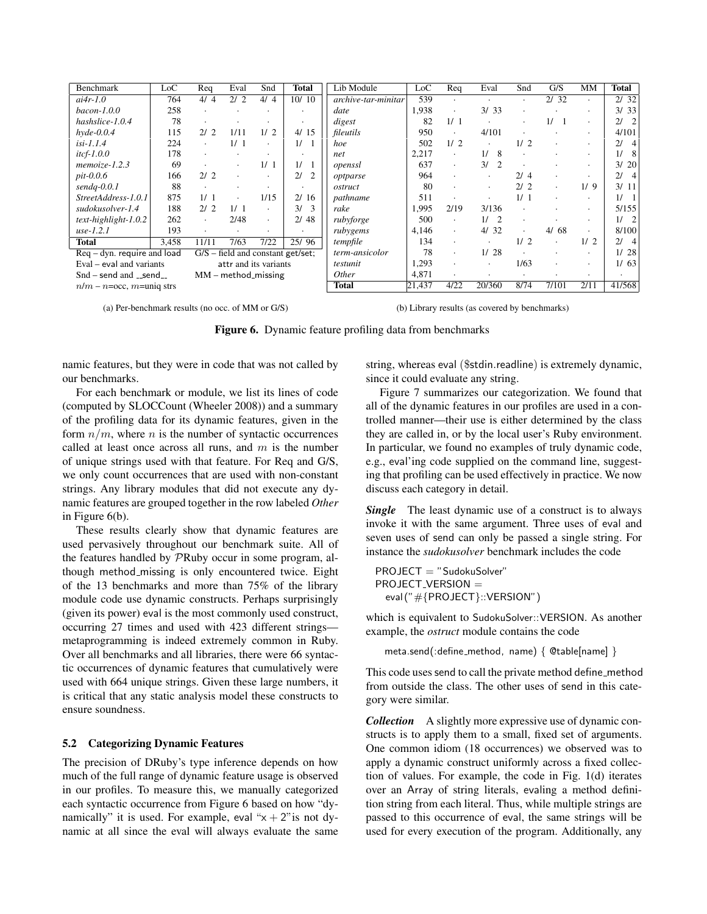| Benchmark | LoC | Req | Eval | Snd | **Total** |
|---|---|---|---|---|---|
| *ai4r-1.0* | 764 | 4/ 4 | 2/ 2 | 4/ 4 | 10/ 10 |
| *bacon-1.0.0* | 258 | · | · | · | · |
| *hashslice-1.0.4* | 78 | · | · | · | · |
| *hyde-0.0.4* | 115 | 2/ 2 | 1/11 | 1/ 2 | 4/ 15 |
| *isi-1.1.4* | 224 | · | 1/ 1 | · | 1/ 1 |
| *itcf-1.0.0* | 178 | · | · | · | · |
| *memoize-1.2.3* | 69 | · | · | 1/ 1 | 1/ 1 |
| *pit-0.0.6* | 166 | 2/ 2 | · | · | 2/ 2 |
| *sendq-0.0.1* | 88 | · | · | · | · |
| *StreetAddress-1.0.1* | 875 | 1/ 1 | · | 1/15 | 2/ 16 |
| *sudokusolver-1.4* | 188 | 2/ 2 | 1/ 1 | · | 3/ 3 |
| *text-highlight-1.0.2* | 262 | · | 2/48 | · | 2/ 48 |
| *use-1.2.1* | 193 | · | · | · | · |
| **Total** | 3,458 | 11/11 | 7/63 | 7/22 | 25/ 96 |

Req – dyn. require and load
Eval – eval and variants
Snd – send and \_\_send\_\_
$n/m$ – $n$=occ, $m$=uniq strs
G/S – field and constant get/set; attr and its variants
MM – method_missing

(a) Per-benchmark results (no occ. of MM or G/S)

| Lib Module | LoC | Req | Eval | Snd | G/S | MM | **Total** |
|---|---|---|---|---|---|---|---|
| *archive-tar-minitar* | 539 | · | · | · | 2/ 32 | · | 2/ 32 |
| *date* | 1,938 | · | 3/ 33 | · | · | · | 3/ 33 |
| *digest* | 82 | 1/ 1 | · | · | 1/ 1 | · | 2/ 2 |
| *fileutils* | 950 | · | 4/101 | · | · | · | 4/101 |
| *hoe* | 502 | 1/ 2 | · | 1/ 2 | · | · | 2/ 4 |
| *net* | 2,217 | · | 1/ 8 | · | · | · | 1/ 8 |
| *openssl* | 637 | · | 3/ 2 | · | · | · | 3/ 20 |
| *optparse* | 964 | · | · | 2/ 4 | · | · | 2/ 4 |
| *ostruct* | 80 | · | · | 2/ 2 | · | 1/ 9 | 3/ 11 |
| *pathname* | 511 | · | · | 1/ 1 | · | · | 1/ 1 |
| *rake* | 1,995 | 2/19 | 3/136 | · | · | · | 5/155 |
| *rubyforge* | 500 | · | 1/ 2 | · | · | · | 1/ 2 |
| *rubygems* | 4,146 | · | 4/ 32 | · | 4/ 68 | · | 8/100 |
| *tempfile* | 134 | · | · | 1/ 2 | · | 1/ 2 | 2/ 4 |
| *term-ansicolor* | 78 | · | 1/ 28 | · | · | · | 1/ 28 |
| *testunit* | 1,293 | · | · | 1/63 | · | · | 1/ 63 |
| *Other* | 4,871 | · | · | · | · | · | · |
| **Total** | 21,437 | 4/22 | 20/360 | 8/74 | 7/101 | 2/11 | 41/568 |

(b) Library results (as covered by benchmarks)

**Figure 6.** Dynamic feature profiling data from benchmarks

namic features, but they were in code that was not called by our benchmarks.

For each benchmark or module, we list its lines of code (computed by SLOCCount (Wheeler 2008)) and a summary of the profiling data for its dynamic features, given in the form $n/m$, where $n$ is the number of syntactic occurrences called at least once across all runs, and $m$ is the number of unique strings used with that feature. For Req and G/S, we only count occurrences that are used with non-constant strings. Any library modules that did not execute any dynamic features are grouped together in the row labeled *Other* in Figure 6(b).

These results clearly show that dynamic features are used pervasively throughout our benchmark suite. All of the features handled by $\mathcal{P}$Ruby occur in some program, although method_missing is only encountered twice. Eight of the 13 benchmarks and more than 75% of the library module code use dynamic constructs. Perhaps surprisingly (given its power) eval is the most commonly used construct, occurring 27 times and used with 423 different strings—metaprogramming is indeed extremely common in Ruby. Over all benchmarks and all libraries, there were 66 syntactic occurrences of dynamic features that cumulatively were used with 664 unique strings. Given these large numbers, it is critical that any static analysis model these constructs to ensure soundness.

### 5.2 Categorizing Dynamic Features

The precision of DRuby's type inference depends on how much of the full range of dynamic feature usage is observed in our profiles. To measure this, we manually categorized each syntactic occurrence from Figure 6 based on how "dynamically" it is used. For example, eval "x + 2" is not dynamic at all since the eval will always evaluate the same string, whereas eval ($stdin.readline) is extremely dynamic, since it could evaluate any string.

Figure 7 summarizes our categorization. We found that all of the dynamic features in our profiles are used in a controlled manner—their use is either determined by the class they are called in, or by the local user's Ruby environment. In particular, we found no examples of truly dynamic code, e.g., eval'ing code supplied on the command line, suggesting that profiling can be used effectively in practice. We now discuss each category in detail.

***Single*** The least dynamic use of a construct is to always invoke it with the same argument. Three uses of eval and seven uses of send can only be passed a single string. For instance the *sudokusolver* benchmark includes the code

```
PROJECT = "SudokuSolver"
PROJECT_VERSION =
  eval("#{PROJECT}::VERSION")
```

which is equivalent to SudokuSolver::VERSION. As another example, the *ostruct* module contains the code

```
meta.send(:define_method, name) { @table[name] }
```

This code uses send to call the private method define_method from outside the class. The other uses of send in this category were similar.

***Collection*** A slightly more expressive use of dynamic constructs is to apply them to a small, fixed set of arguments. One common idiom (18 occurrences) we observed was to apply a dynamic construct uniformly across a fixed collection of values. For example, the code in Fig. 1(d) iterates over an Array of string literals, evaling a method definition string from each literal. Thus, while multiple strings are passed to this occurrence of eval, the same strings will be used for every execution of the program. Additionally, any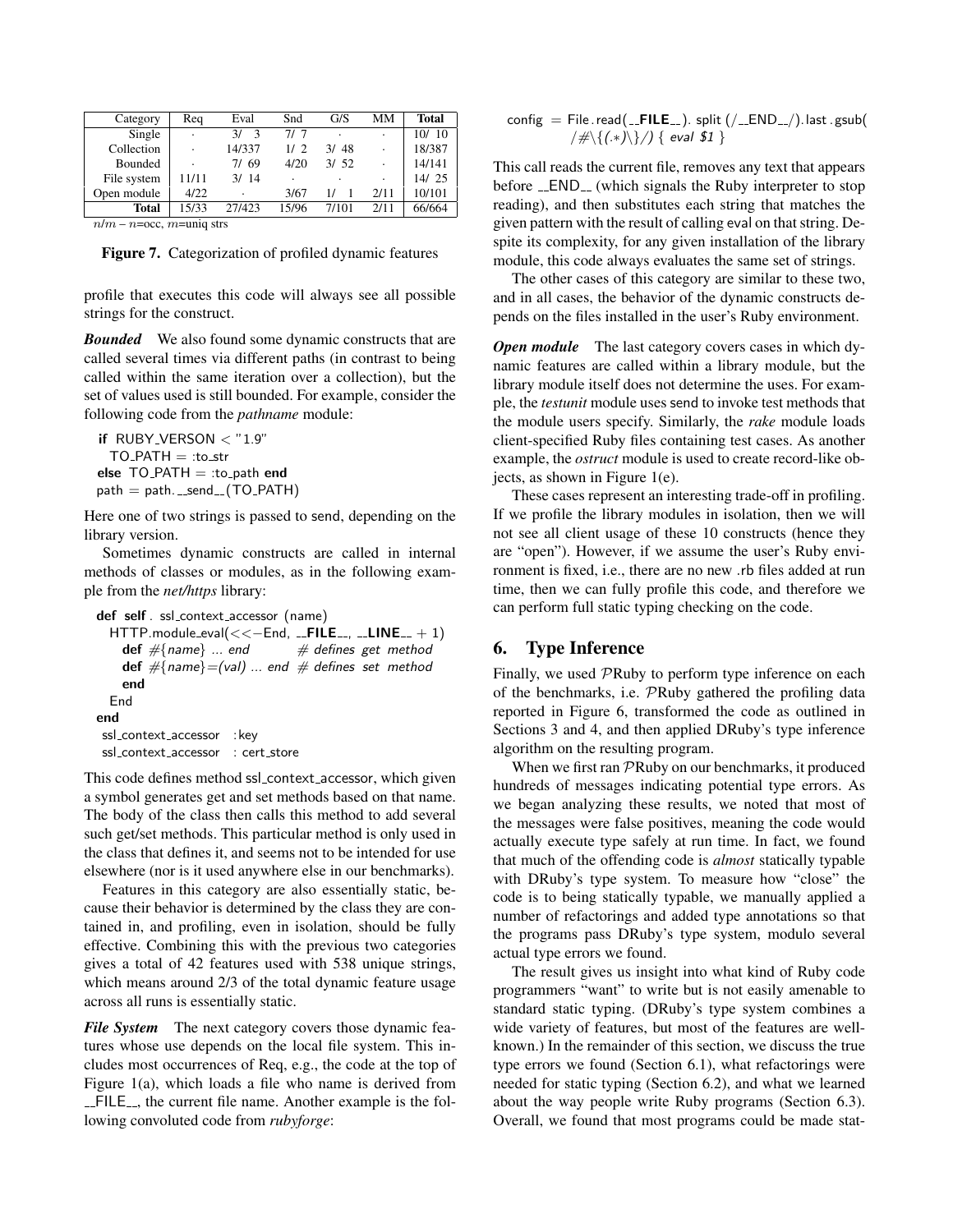| Category | Req | Eval | Snd | G/S | MM | **Total** |
|---|---|---|---|---|---|---|
| Single | · | 3/ 3 | 7/ 7 | · | · | 10/ 10 |
| Collection | · | 14/337 | 1/ 2 | 3/ 48 | · | 18/387 |
| Bounded | · | 7/ 69 | 4/20 | 3/ 52 | · | 14/141 |
| File system | 11/11 | 3/ 14 | · | · | · | 14/ 25 |
| Open module | 4/22 | · | 3/67 | 1/ 1 | 2/11 | 10/101 |
| **Total** | 15/33 | 27/423 | 15/96 | 7/101 | 2/11 | 66/664 |

$n/m$ – $n$=occ, $m$=uniq strs

**Figure 7.** Categorization of profiled dynamic features

profile that executes this code will always see all possible strings for the construct.

***Bounded*** We also found some dynamic constructs that are called several times via different paths (in contrast to being called within the same iteration over a collection), but the set of values used is still bounded. For example, consider the following code from the *pathname* module:

```
if RUBY_VERSON < "1.9"
  TO_PATH = :to_str
else TO_PATH = :to_path end
path = path.__send__(TO_PATH)
```

Here one of two strings is passed to send, depending on the library version.

Sometimes dynamic constructs are called in internal methods of classes or modules, as in the following example from the *net/https* library:

```
def self . ssl_context_accessor (name)
  HTTP.module_eval(<<−End, __FILE__, __LINE__ + 1)
    def #{name} ... end          # defines get method
    def #{name}=(val) ... end  # defines set method
    end
  End
end
ssl_context_accessor   :key
ssl_context_accessor   : cert_store
```

This code defines method ssl_context_accessor, which given a symbol generates get and set methods based on that name. The body of the class then calls this method to add several such get/set methods. This particular method is only used in the class that defines it, and seems not to be intended for use elsewhere (nor is it used anywhere else in our benchmarks).

Features in this category are also essentially static, because their behavior is determined by the class they are contained in, and profiling, even in isolation, should be fully effective. Combining this with the previous two categories gives a total of 42 features used with 538 unique strings, which means around 2/3 of the total dynamic feature usage across all runs is essentially static.

***File System*** The next category covers those dynamic features whose use depends on the local file system. This includes most occurrences of Req, e.g., the code at the top of Figure 1(a), which loads a file who name is derived from __FILE__, the current file name. Another example is the following convoluted code from *rubyforge*:

```
config = File.read(__FILE__). split (/__END__/).last .gsub(
        /#\{(.*)\}/) { eval $1 }
```

This call reads the current file, removes any text that appears before __END__ (which signals the Ruby interpreter to stop reading), and then substitutes each string that matches the given pattern with the result of calling eval on that string. Despite its complexity, for any given installation of the library module, this code always evaluates the same set of strings.

The other cases of this category are similar to these two, and in all cases, the behavior of the dynamic constructs depends on the files installed in the user's Ruby environment.

***Open module*** The last category covers cases in which dynamic features are called within a library module, but the library module itself does not determine the uses. For example, the *testunit* module uses send to invoke test methods that the module users specify. Similarly, the *rake* module loads client-specified Ruby files containing test cases. As another example, the *ostruct* module is used to create record-like objects, as shown in Figure 1(e).

These cases represent an interesting trade-off in profiling. If we profile the library modules in isolation, then we will not see all client usage of these 10 constructs (hence they are "open"). However, if we assume the user's Ruby environment is fixed, i.e., there are no new .rb files added at run time, then we can fully profile this code, and therefore we can perform full static typing checking on the code.

## 6. Type Inference

Finally, we used $\mathcal{P}$Ruby to perform type inference on each of the benchmarks, i.e. $\mathcal{P}$Ruby gathered the profiling data reported in Figure 6, transformed the code as outlined in Sections 3 and 4, and then applied DRuby's type inference algorithm on the resulting program.

When we first ran $\mathcal{P}$Ruby on our benchmarks, it produced hundreds of messages indicating potential type errors. As we began analyzing these results, we noted that most of the messages were false positives, meaning the code would actually execute type safely at run time. In fact, we found that much of the offending code is *almost* statically typable with DRuby's type system. To measure how "close" the code is to being statically typable, we manually applied a number of refactorings and added type annotations so that the programs pass DRuby's type system, modulo several actual type errors we found.

The result gives us insight into what kind of Ruby code programmers "want" to write but is not easily amenable to standard static typing. (DRuby's type system combines a wide variety of features, but most of the features are well-known.) In the remainder of this section, we discuss the true type errors we found (Section 6.1), what refactorings were needed for static typing (Section 6.2), and what we learned about the way people write Ruby programs (Section 6.3). Overall, we found that most programs could be made stat-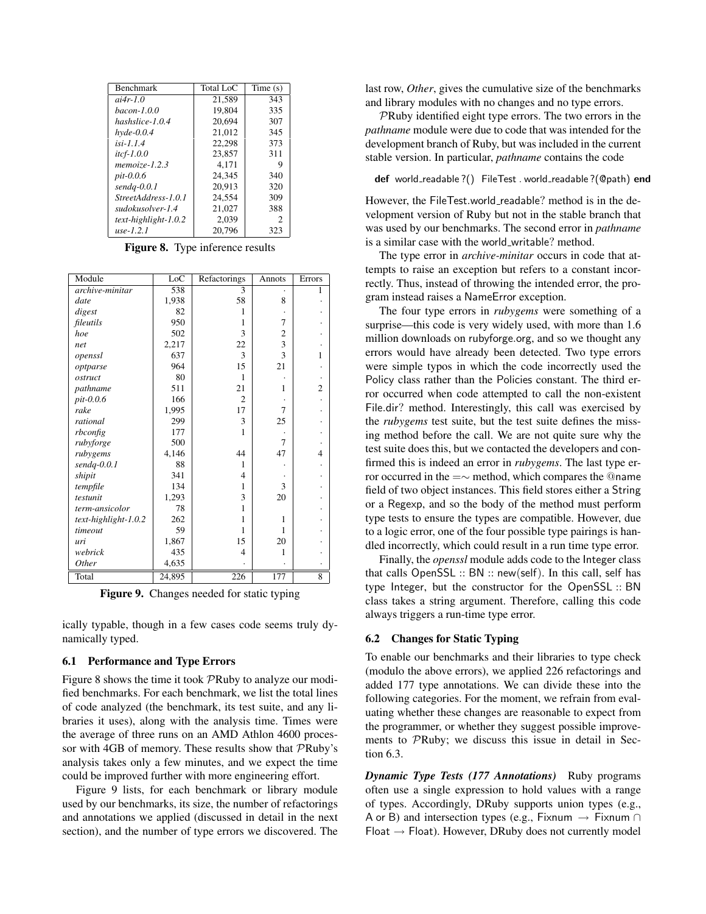| Benchmark | Total LoC | Time (s) |
|---|---|---|
| *ai4r-1.0* | 21,589 | 343 |
| *bacon-1.0.0* | 19,804 | 335 |
| *hashslice-1.0.4* | 20,694 | 307 |
| *hyde-0.0.4* | 21,012 | 345 |
| *isi-1.1.4* | 22,298 | 373 |
| *itcf-1.0.0* | 23,857 | 311 |
| *memoize-1.2.3* | 4,171 | 9 |
| *pit-0.0.6* | 24,345 | 340 |
| *sendq-0.0.1* | 20,913 | 320 |
| *StreetAddress-1.0.1* | 24,554 | 309 |
| *sudokusolver-1.4* | 21,027 | 388 |
| *text-highlight-1.0.2* | 2,039 | 2 |
| *use-1.2.1* | 20,796 | 323 |

**Figure 8.** Type inference results

| Module | LoC | Refactorings | Annots | Errors |
|---|---|---|---|---|
| *archive-minitar* | 538 | 3 | · | 1 |
| *date* | 1,938 | 58 | 8 | · |
| *digest* | 82 | 1 | · | · |
| *fileutils* | 950 | 1 | 7 | · |
| *hoe* | 502 | 3 | 2 | · |
| *net* | 2,217 | 22 | 3 | · |
| *openssl* | 637 | 3 | 3 | 1 |
| *optparse* | 964 | 15 | 21 | · |
| *ostruct* | 80 | 1 | · | · |
| *pathname* | 511 | 21 | 1 | 2 |
| *pit-0.0.6* | 166 | 2 | · | · |
| *rake* | 1,995 | 17 | 7 | · |
| *rational* | 299 | 3 | 25 | · |
| *rbconfig* | 177 | 1 | · | · |
| *rubyforge* | 500 |  | 7 | · |
| *rubygems* | 4,146 | 44 | 47 | 4 |
| *sendq-0.0.1* | 88 | 1 | · | · |
| *shipit* | 341 | 4 | · | · |
| *tempfile* | 134 | 1 | 3 | · |
| *testunit* | 1,293 | 3 | 20 | · |
| *term-ansicolor* | 78 | 1 |  | · |
| *text-highlight-1.0.2* | 262 | 1 | 1 | · |
| *timeout* | 59 | 1 | 1 | · |
| *uri* | 1,867 | 15 | 20 | · |
| *webrick* | 435 | 4 | 1 | · |
| *Other* | 4,635 | · | · | · |
| Total | 24,895 | 226 | 177 | 8 |

**Figure 9.** Changes needed for static typing

ically typable, though in a few cases code seems truly dynamically typed.

### 6.1 Performance and Type Errors

Figure 8 shows the time it took $\mathcal{P}$Ruby to analyze our modified benchmarks. For each benchmark, we list the total lines of code analyzed (the benchmark, its test suite, and any libraries it uses), along with the analysis time. Times were the average of three runs on an AMD Athlon 4600 processor with 4GB of memory. These results show that $\mathcal{P}$Ruby's analysis takes only a few minutes, and we expect the time could be improved further with more engineering effort.

Figure 9 lists, for each benchmark or library module used by our benchmarks, its size, the number of refactorings and annotations we applied (discussed in detail in the next section), and the number of type errors we discovered. The last row, *Other*, gives the cumulative size of the benchmarks and library modules with no changes and no type errors.

$\mathcal{P}$Ruby identified eight type errors. The two errors in the *pathname* module were due to code that was intended for the development branch of Ruby, but was included in the current stable version. In particular, *pathname* contains the code

```
def world_readable?() FileTest.world_readable?(@path) end
```

However, the FileTest.world_readable? method is in the development version of Ruby but not in the stable branch that was used by our benchmarks. The second error in *pathname* is a similar case with the world_writable? method.

The type error in *archive-minitar* occurs in code that attempts to raise an exception but refers to a constant incorrectly. Thus, instead of throwing the intended error, the program instead raises a NameError exception.

The four type errors in *rubygems* were something of a surprise—this code is very widely used, with more than 1.6 million downloads on rubyforge.org, and so we thought any errors would have already been detected. Two type errors were simple typos in which the code incorrectly used the Policy class rather than the Policies constant. The third error occurred when code attempted to call the non-existent File.dir? method. Interestingly, this call was exercised by the *rubygems* test suite, but the test suite defines the missing method before the call. We are not quite sure why the test suite does this, but we contacted the developers and confirmed this is indeed an error in *rubygems*. The last type error occurred in the =∼ method, which compares the @name field of two object instances. This field stores either a String or a Regexp, and so the body of the method must perform type tests to ensure the types are compatible. However, due to a logic error, one of the four possible type pairings is handled incorrectly, which could result in a run time type error.

Finally, the *openssl* module adds code to the Integer class that calls OpenSSL :: BN :: new(self). In this call, self has type Integer, but the constructor for the OpenSSL :: BN class takes a string argument. Therefore, calling this code always triggers a run-time type error.

### 6.2 Changes for Static Typing

To enable our benchmarks and their libraries to type check (modulo the above errors), we applied 226 refactorings and added 177 type annotations. We can divide these into the following categories. For the moment, we refrain from evaluating whether these changes are reasonable to expect from the programmer, or whether they suggest possible improvements to $\mathcal{P}$Ruby; we discuss this issue in detail in Section 6.3.

***Dynamic Type Tests (177 Annotations)*** Ruby programs often use a single expression to hold values with a range of types. Accordingly, DRuby supports union types (e.g., A or B) and intersection types (e.g., Fixnum $\rightarrow$ Fixnum $\cap$ Float $\rightarrow$ Float). However, DRuby does not currently model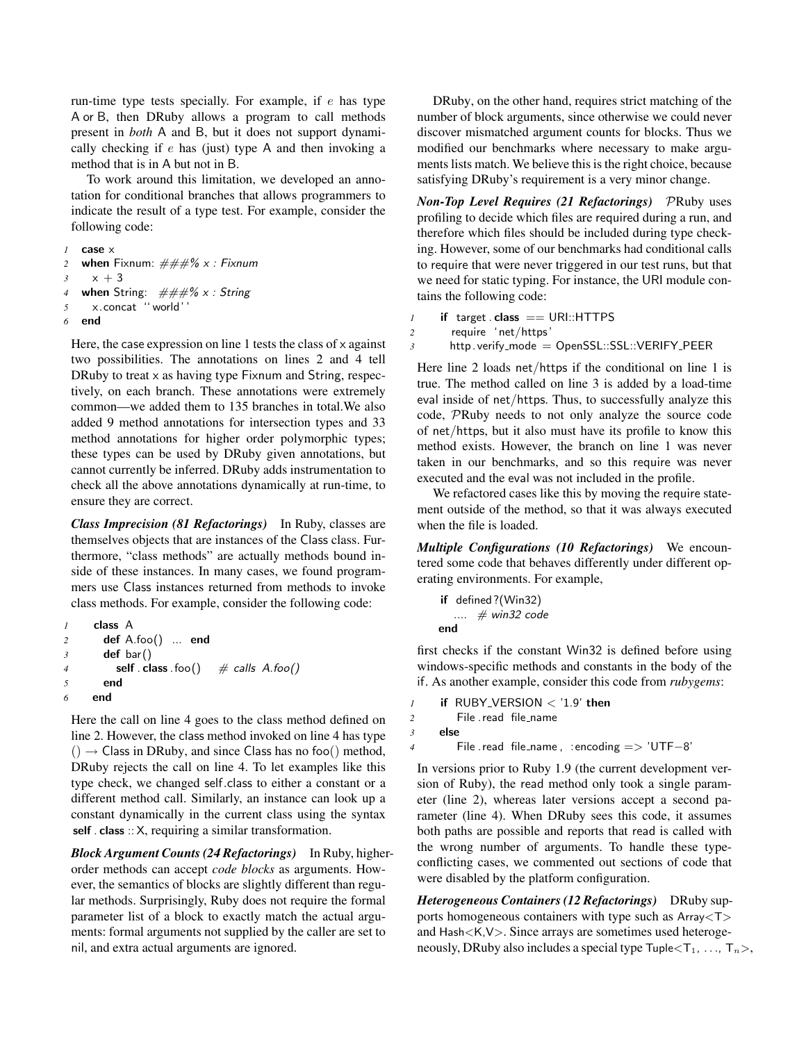run-time type tests specially. For example, if $e$ has type A or B, then DRuby allows a program to call methods present in *both* A and B, but it does not support dynamically checking if $e$ has (just) type A and then invoking a method that is in A but not in B.

To work around this limitation, we developed an annotation for conditional branches that allows programmers to indicate the result of a type test. For example, consider the following code:

```
1  case x
2  when Fixnum: ###% x : Fixnum
3    x + 3
4  when String:  ###% x : String
5    x.concat ''world''
6  end
```

Here, the case expression on line 1 tests the class of x against two possibilities. The annotations on lines 2 and 4 tell DRuby to treat x as having type Fixnum and String, respectively, on each branch. These annotations were extremely common—we added them to 135 branches in total.We also added 9 method annotations for intersection types and 33 method annotations for higher order polymorphic types; these types can be used by DRuby given annotations, but cannot currently be inferred. DRuby adds instrumentation to check all the above annotations dynamically at run-time, to ensure they are correct.

***Class Imprecision (81 Refactorings)*** In Ruby, classes are themselves objects that are instances of the Class class. Furthermore, "class methods" are actually methods bound inside of these instances. In many cases, we found programmers use Class instances returned from methods to invoke class methods. For example, consider the following code:

```
1  class A
2    def A.foo() ... end
3    def bar()
4      self.class.foo()   # calls A.foo()
5    end
6  end
```

Here the call on line 4 goes to the class method defined on line 2. However, the class method invoked on line 4 has type $() \rightarrow$ Class in DRuby, and since Class has no foo() method, DRuby rejects the call on line 4. To let examples like this type check, we changed self.class to either a constant or a different method call. Similarly, an instance can look up a constant dynamically in the current class using the syntax **self . class** :: X, requiring a similar transformation.

***Block Argument Counts (24 Refactorings)*** In Ruby, higher-order methods can accept *code blocks* as arguments. However, the semantics of blocks are slightly different than regular methods. Surprisingly, Ruby does not require the formal parameter list of a block to exactly match the actual arguments: formal arguments not supplied by the caller are set to nil, and extra actual arguments are ignored.

DRuby, on the other hand, requires strict matching of the number of block arguments, since otherwise we could never discover mismatched argument counts for blocks. Thus we modified our benchmarks where necessary to make arguments lists match. We believe this is the right choice, because satisfying DRuby's requirement is a very minor change.

***Non-Top Level Requires (21 Refactorings)*** $\mathcal{P}$Ruby uses profiling to decide which files are required during a run, and therefore which files should be included during type checking. However, some of our benchmarks had conditional calls to require that were never triggered in our test runs, but that we need for static typing. For instance, the URI module contains the following code:

```
1  if target.class == URI::HTTPS
2    require 'net/https'
3    http.verify_mode = OpenSSL::SSL::VERIFY_PEER
```

Here line 2 loads net/https if the conditional on line 1 is true. The method called on line 3 is added by a load-time eval inside of net/https. Thus, to successfully analyze this code, $\mathcal{P}$Ruby needs to not only analyze the source code of net/https, but it also must have its profile to know this method exists. However, the branch on line 1 was never taken in our benchmarks, and so this require was never executed and the eval was not included in the profile.

We refactored cases like this by moving the require statement outside of the method, so that it was always executed when the file is loaded.

***Multiple Configurations (10 Refactorings)*** We encountered some code that behaves differently under different operating environments. For example,

```
if defined?(Win32)
  ....  # win32 code
end
```

first checks if the constant Win32 is defined before using windows-specific methods and constants in the body of the if. As another example, consider this code from *rubygems*:

```
1  if RUBY_VERSION < '1.9' then
2    File.read file_name
3  else
4    File.read file_name, :encoding => 'UTF-8'
```

In versions prior to Ruby 1.9 (the current development version of Ruby), the read method only took a single parameter (line 2), whereas later versions accept a second parameter (line 4). When DRuby sees this code, it assumes both paths are possible and reports that read is called with the wrong number of arguments. To handle these type-conflicting cases, we commented out sections of code that were disabled by the platform configuration.

***Heterogeneous Containers (12 Refactorings)*** DRuby supports homogeneous containers with type such as Array<T> and Hash<K,V>. Since arrays are sometimes used heterogeneously, DRuby also includes a special type Tuple<$\mathsf{T}_1$, ..., $\mathsf{T}_n$>,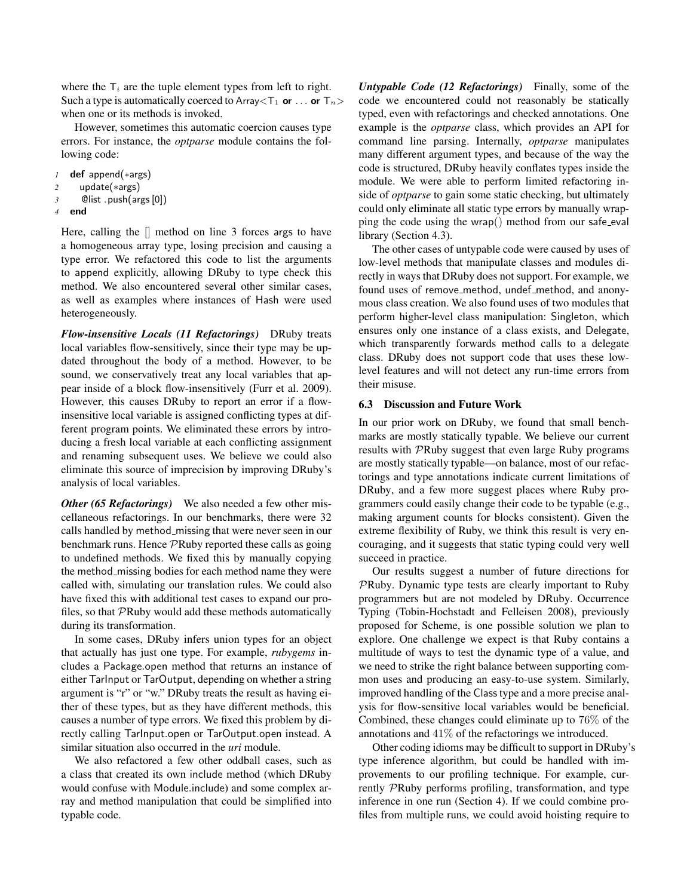where the $T_i$ are the tuple element types from left to right. Such a type is automatically coerced to Array<$T_1$ **or** ... **or** $T_n$> when one or its methods is invoked.

However, sometimes this automatic coercion causes type errors. For instance, the *optparse* module contains the following code:

```
1  def append(*args)
2    update(*args)
3    @list.push(args[0])
4  end
```

Here, calling the [] method on line 3 forces args to have a homogeneous array type, losing precision and causing a type error. We refactored this code to list the arguments to append explicitly, allowing DRuby to type check this method. We also encountered several other similar cases, as well as examples where instances of Hash were used heterogeneously.

***Flow-insensitive Locals (11 Refactorings)*** DRuby treats local variables flow-sensitively, since their type may be updated throughout the body of a method. However, to be sound, we conservatively treat any local variables that appear inside of a block flow-insensitively (Furr et al. 2009). However, this causes DRuby to report an error if a flow-insensitive local variable is assigned conflicting types at different program points. We eliminated these errors by introducing a fresh local variable at each conflicting assignment and renaming subsequent uses. We believe we could also eliminate this source of imprecision by improving DRuby's analysis of local variables.

***Other (65 Refactorings)*** We also needed a few other miscellaneous refactorings. In our benchmarks, there were 32 calls handled by method_missing that were never seen in our benchmark runs. Hence $\mathcal{P}$Ruby reported these calls as going to undefined methods. We fixed this by manually copying the method_missing bodies for each method name they were called with, simulating our translation rules. We could also have fixed this with additional test cases to expand our profiles, so that $\mathcal{P}$Ruby would add these methods automatically during its transformation.

In some cases, DRuby infers union types for an object that actually has just one type. For example, *rubygems* includes a Package.open method that returns an instance of either TarInput or TarOutput, depending on whether a string argument is "r" or "w." DRuby treats the result as having either of these types, but as they have different methods, this causes a number of type errors. We fixed this problem by directly calling TarInput.open or TarOutput.open instead. A similar situation also occurred in the *uri* module.

We also refactored a few other oddball cases, such as a class that created its own include method (which DRuby would confuse with Module.include) and some complex array and method manipulation that could be simplified into typable code.

***Untypable Code (12 Refactorings)*** Finally, some of the code we encountered could not reasonably be statically typed, even with refactorings and checked annotations. One example is the *optparse* class, which provides an API for command line parsing. Internally, *optparse* manipulates many different argument types, and because of the way the code is structured, DRuby heavily conflates types inside the module. We were able to perform limited refactoring inside of *optparse* to gain some static checking, but ultimately could only eliminate all static type errors by manually wrapping the code using the wrap() method from our safe_eval library (Section 4.3).

The other cases of untypable code were caused by uses of low-level methods that manipulate classes and modules directly in ways that DRuby does not support. For example, we found uses of remove_method, undef_method, and anonymous class creation. We also found uses of two modules that perform higher-level class manipulation: Singleton, which ensures only one instance of a class exists, and Delegate, which transparently forwards method calls to a delegate class. DRuby does not support code that uses these low-level features and will not detect any run-time errors from their misuse.

### 6.3 Discussion and Future Work

In our prior work on DRuby, we found that small benchmarks are mostly statically typable. We believe our current results with $\mathcal{P}$Ruby suggest that even large Ruby programs are mostly statically typable—on balance, most of our refactorings and type annotations indicate current limitations of DRuby, and a few more suggest places where Ruby programmers could easily change their code to be typable (e.g., making argument counts for blocks consistent). Given the extreme flexibility of Ruby, we think this result is very encouraging, and it suggests that static typing could very well succeed in practice.

Our results suggest a number of future directions for $\mathcal{P}$Ruby. Dynamic type tests are clearly important to Ruby programmers but are not modeled by DRuby. Occurrence Typing (Tobin-Hochstadt and Felleisen 2008), previously proposed for Scheme, is one possible solution we plan to explore. One challenge we expect is that Ruby contains a multitude of ways to test the dynamic type of a value, and we need to strike the right balance between supporting common uses and producing an easy-to-use system. Similarly, improved handling of the Class type and a more precise analysis for flow-sensitive local variables would be beneficial. Combined, these changes could eliminate up to 76% of the annotations and 41% of the refactorings we introduced.

Other coding idioms may be difficult to support in DRuby's type inference algorithm, but could be handled with improvements to our profiling technique. For example, currently $\mathcal{P}$Ruby performs profiling, transformation, and type inference in one run (Section 4). If we could combine profiles from multiple runs, we could avoid hoisting require to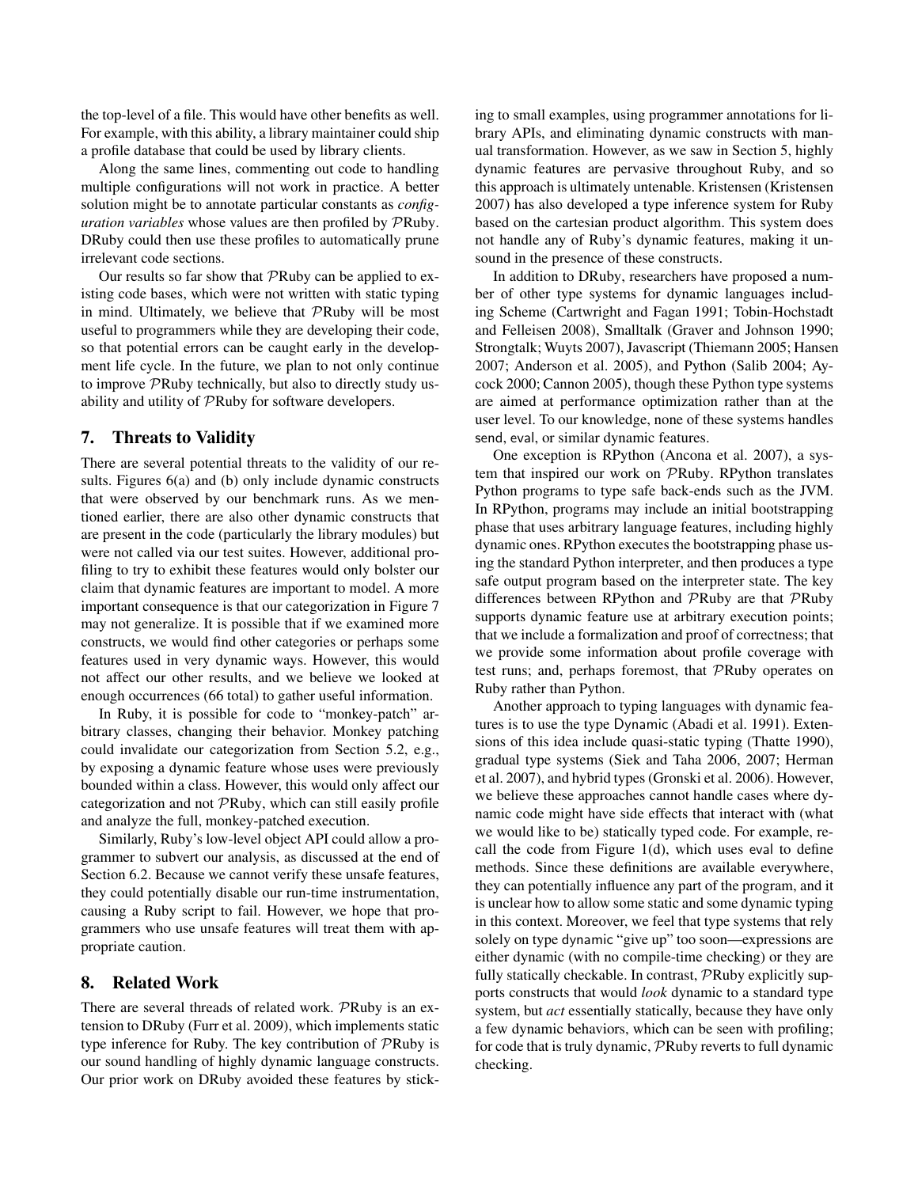the top-level of a file. This would have other benefits as well. For example, with this ability, a library maintainer could ship a profile database that could be used by library clients.

Along the same lines, commenting out code to handling multiple configurations will not work in practice. A better solution might be to annotate particular constants as *configuration variables* whose values are then profiled by $\mathcal{P}$Ruby. DRuby could then use these profiles to automatically prune irrelevant code sections.

Our results so far show that $\mathcal{P}$Ruby can be applied to existing code bases, which were not written with static typing in mind. Ultimately, we believe that $\mathcal{P}$Ruby will be most useful to programmers while they are developing their code, so that potential errors can be caught early in the development life cycle. In the future, we plan to not only continue to improve $\mathcal{P}$Ruby technically, but also to directly study usability and utility of $\mathcal{P}$Ruby for software developers.

## 7. Threats to Validity

There are several potential threats to the validity of our results. Figures 6(a) and (b) only include dynamic constructs that were observed by our benchmark runs. As we mentioned earlier, there are also other dynamic constructs that are present in the code (particularly the library modules) but were not called via our test suites. However, additional profiling to try to exhibit these features would only bolster our claim that dynamic features are important to model. A more important consequence is that our categorization in Figure 7 may not generalize. It is possible that if we examined more constructs, we would find other categories or perhaps some features used in very dynamic ways. However, this would not affect our other results, and we believe we looked at enough occurrences (66 total) to gather useful information.

In Ruby, it is possible for code to "monkey-patch" arbitrary classes, changing their behavior. Monkey patching could invalidate our categorization from Section 5.2, e.g., by exposing a dynamic feature whose uses were previously bounded within a class. However, this would only affect our categorization and not $\mathcal{P}$Ruby, which can still easily profile and analyze the full, monkey-patched execution.

Similarly, Ruby's low-level object API could allow a programmer to subvert our analysis, as discussed at the end of Section 6.2. Because we cannot verify these unsafe features, they could potentially disable our run-time instrumentation, causing a Ruby script to fail. However, we hope that programmers who use unsafe features will treat them with appropriate caution.

## 8. Related Work

There are several threads of related work. $\mathcal{P}$Ruby is an extension to DRuby (Furr et al. 2009), which implements static type inference for Ruby. The key contribution of $\mathcal{P}$Ruby is our sound handling of highly dynamic language constructs. Our prior work on DRuby avoided these features by sticking to small examples, using programmer annotations for library APIs, and eliminating dynamic constructs with manual transformation. However, as we saw in Section 5, highly dynamic features are pervasive throughout Ruby, and so this approach is ultimately untenable. Kristensen (Kristensen 2007) has also developed a type inference system for Ruby based on the cartesian product algorithm. This system does not handle any of Ruby's dynamic features, making it unsound in the presence of these constructs.

In addition to DRuby, researchers have proposed a number of other type systems for dynamic languages including Scheme (Cartwright and Fagan 1991; Tobin-Hochstadt and Felleisen 2008), Smalltalk (Graver and Johnson 1990; Strongtalk; Wuyts 2007), Javascript (Thiemann 2005; Hansen 2007; Anderson et al. 2005), and Python (Salib 2004; Aycock 2000; Cannon 2005), though these Python type systems are aimed at performance optimization rather than at the user level. To our knowledge, none of these systems handles send, eval, or similar dynamic features.

One exception is RPython (Ancona et al. 2007), a system that inspired our work on $\mathcal{P}$Ruby. RPython translates Python programs to type safe back-ends such as the JVM. In RPython, programs may include an initial bootstrapping phase that uses arbitrary language features, including highly dynamic ones. RPython executes the bootstrapping phase using the standard Python interpreter, and then produces a type safe output program based on the interpreter state. The key differences between RPython and $\mathcal{P}$Ruby are that $\mathcal{P}$Ruby supports dynamic feature use at arbitrary execution points; that we include a formalization and proof of correctness; that we provide some information about profile coverage with test runs; and, perhaps foremost, that $\mathcal{P}$Ruby operates on Ruby rather than Python.

Another approach to typing languages with dynamic features is to use the type Dynamic (Abadi et al. 1991). Extensions of this idea include quasi-static typing (Thatte 1990), gradual type systems (Siek and Taha 2006, 2007; Herman et al. 2007), and hybrid types (Gronski et al. 2006). However, we believe these approaches cannot handle cases where dynamic code might have side effects that interact with (what we would like to be) statically typed code. For example, recall the code from Figure 1(d), which uses eval to define methods. Since these definitions are available everywhere, they can potentially influence any part of the program, and it is unclear how to allow some static and some dynamic typing in this context. Moreover, we feel that type systems that rely solely on type dynamic "give up" too soon—expressions are either dynamic (with no compile-time checking) or they are fully statically checkable. In contrast, $\mathcal{P}$Ruby explicitly supports constructs that would *look* dynamic to a standard type system, but *act* essentially statically, because they have only a few dynamic behaviors, which can be seen with profiling; for code that is truly dynamic, $\mathcal{P}$Ruby reverts to full dynamic checking.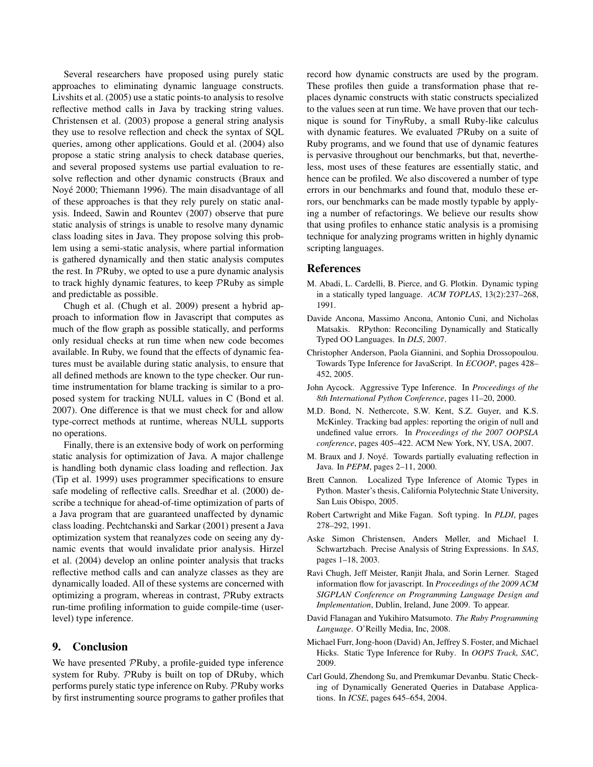Several researchers have proposed using purely static approaches to eliminating dynamic language constructs. Livshits et al. (2005) use a static points-to analysis to resolve reflective method calls in Java by tracking string values. Christensen et al. (2003) propose a general string analysis they use to resolve reflection and check the syntax of SQL queries, among other applications. Gould et al. (2004) also propose a static string analysis to check database queries, and several proposed systems use partial evaluation to resolve reflection and other dynamic constructs (Braux and Noyé 2000; Thiemann 1996). The main disadvantage of all of these approaches is that they rely purely on static analysis. Indeed, Sawin and Rountev (2007) observe that pure static analysis of strings is unable to resolve many dynamic class loading sites in Java. They propose solving this problem using a semi-static analysis, where partial information is gathered dynamically and then static analysis computes the rest. In $\mathcal{P}$Ruby, we opted to use a pure dynamic analysis to track highly dynamic features, to keep $\mathcal{P}$Ruby as simple and predictable as possible.

Chugh et al. (Chugh et al. 2009) present a hybrid approach to information flow in Javascript that computes as much of the flow graph as possible statically, and performs only residual checks at run time when new code becomes available. In Ruby, we found that the effects of dynamic features must be available during static analysis, to ensure that all defined methods are known to the type checker. Our runtime instrumentation for blame tracking is similar to a proposed system for tracking NULL values in C (Bond et al. 2007). One difference is that we must check for and allow type-correct methods at runtime, whereas NULL supports no operations.

Finally, there is an extensive body of work on performing static analysis for optimization of Java. A major challenge is handling both dynamic class loading and reflection. Jax (Tip et al. 1999) uses programmer specifications to ensure safe modeling of reflective calls. Sreedhar et al. (2000) describe a technique for ahead-of-time optimization of parts of a Java program that are guaranteed unaffected by dynamic class loading. Pechtchanski and Sarkar (2001) present a Java optimization system that reanalyzes code on seeing any dynamic events that would invalidate prior analysis. Hirzel et al. (2004) develop an online pointer analysis that tracks reflective method calls and can analyze classes as they are dynamically loaded. All of these systems are concerned with optimizing a program, whereas in contrast, $\mathcal{P}$Ruby extracts run-time profiling information to guide compile-time (user-level) type inference.

## 9. Conclusion

We have presented $\mathcal{P}$Ruby, a profile-guided type inference system for Ruby. $\mathcal{P}$Ruby is built on top of DRuby, which performs purely static type inference on Ruby. $\mathcal{P}$Ruby works by first instrumenting source programs to gather profiles that record how dynamic constructs are used by the program. These profiles then guide a transformation phase that replaces dynamic constructs with static constructs specialized to the values seen at run time. We have proven that our technique is sound for TinyRuby, a small Ruby-like calculus with dynamic features. We evaluated $\mathcal{P}$Ruby on a suite of Ruby programs, and we found that use of dynamic features is pervasive throughout our benchmarks, but that, nevertheless, most uses of these features are essentially static, and hence can be profiled. We also discovered a number of type errors in our benchmarks and found that, modulo these errors, our benchmarks can be made mostly typable by applying a number of refactorings. We believe our results show that using profiles to enhance static analysis is a promising technique for analyzing programs written in highly dynamic scripting languages.

## References

M. Abadi, L. Cardelli, B. Pierce, and G. Plotkin. Dynamic typing in a statically typed language. *ACM TOPLAS*, 13(2):237–268, 1991.

Davide Ancona, Massimo Ancona, Antonio Cuni, and Nicholas Matsakis. RPython: Reconciling Dynamically and Statically Typed OO Languages. In *DLS*, 2007.

Christopher Anderson, Paola Giannini, and Sophia Drossopoulou. Towards Type Inference for JavaScript. In *ECOOP*, pages 428–452, 2005.

John Aycock. Aggressive Type Inference. In *Proceedings of the 8th International Python Conference*, pages 11–20, 2000.

M.D. Bond, N. Nethercote, S.W. Kent, S.Z. Guyer, and K.S. McKinley. Tracking bad apples: reporting the origin of null and undefined value errors. In *Proceedings of the 2007 OOPSLA conference*, pages 405–422. ACM New York, NY, USA, 2007.

M. Braux and J. Noyé. Towards partially evaluating reflection in Java. In *PEPM*, pages 2–11, 2000.

Brett Cannon. Localized Type Inference of Atomic Types in Python. Master's thesis, California Polytechnic State University, San Luis Obispo, 2005.

Robert Cartwright and Mike Fagan. Soft typing. In *PLDI*, pages 278–292, 1991.

Aske Simon Christensen, Anders Møller, and Michael I. Schwartzbach. Precise Analysis of String Expressions. In *SAS*, pages 1–18, 2003.

Ravi Chugh, Jeff Meister, Ranjit Jhala, and Sorin Lerner. Staged information flow for javascript. In *Proceedings of the 2009 ACM SIGPLAN Conference on Programming Language Design and Implementation*, Dublin, Ireland, June 2009. To appear.

David Flanagan and Yukihiro Matsumoto. *The Ruby Programming Language*. O'Reilly Media, Inc, 2008.

Michael Furr, Jong-hoon (David) An, Jeffrey S. Foster, and Michael Hicks. Static Type Inference for Ruby. In *OOPS Track, SAC*, 2009.

Carl Gould, Zhendong Su, and Premkumar Devanbu. Static Checking of Dynamically Generated Queries in Database Applications. In *ICSE*, pages 645–654, 2004.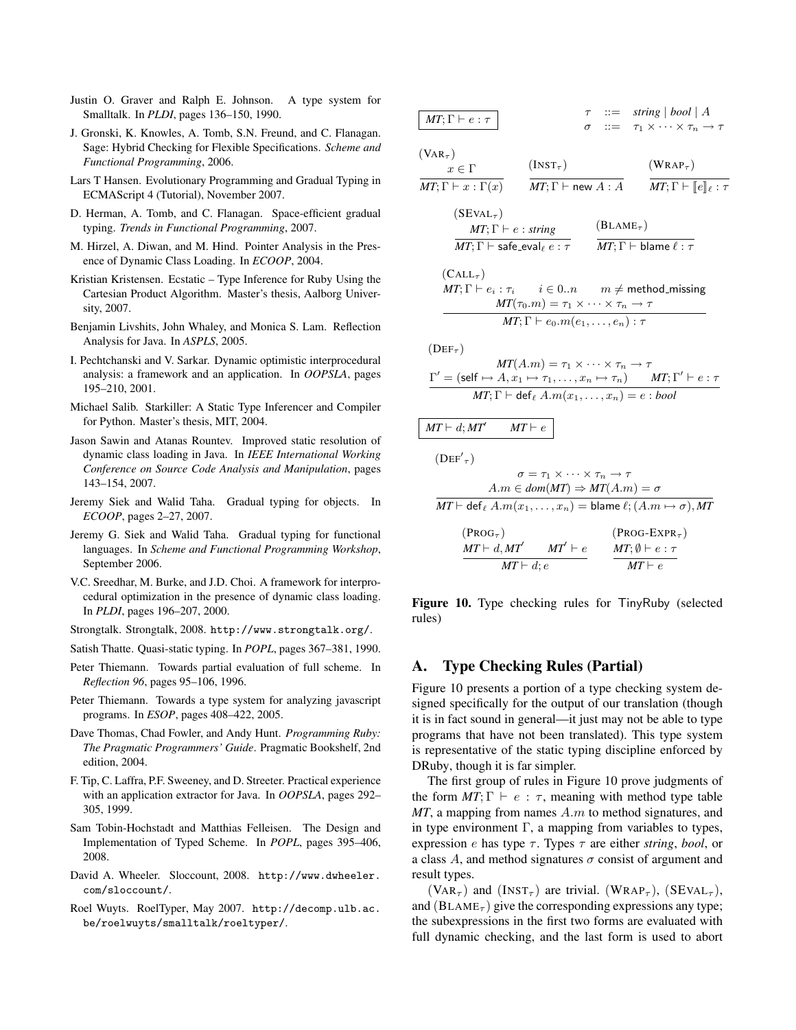Justin O. Graver and Ralph E. Johnson. A type system for Smalltalk. In *PLDI*, pages 136–150, 1990.

J. Gronski, K. Knowles, A. Tomb, S.N. Freund, and C. Flanagan. Sage: Hybrid Checking for Flexible Specifications. *Scheme and Functional Programming*, 2006.

Lars T Hansen. Evolutionary Programming and Gradual Typing in ECMAScript 4 (Tutorial), November 2007.

D. Herman, A. Tomb, and C. Flanagan. Space-efficient gradual typing. *Trends in Functional Programming*, 2007.

M. Hirzel, A. Diwan, and M. Hind. Pointer Analysis in the Presence of Dynamic Class Loading. In *ECOOP*, 2004.

Kristian Kristensen. Ecstatic – Type Inference for Ruby Using the Cartesian Product Algorithm. Master's thesis, Aalborg University, 2007.

Benjamin Livshits, John Whaley, and Monica S. Lam. Reflection Analysis for Java. In *ASPLS*, 2005.

I. Pechtchanski and V. Sarkar. Dynamic optimistic interprocedural analysis: a framework and an application. In *OOPSLA*, pages 195–210, 2001.

Michael Salib. Starkiller: A Static Type Inferencer and Compiler for Python. Master's thesis, MIT, 2004.

Jason Sawin and Atanas Rountev. Improved static resolution of dynamic class loading in Java. In *IEEE International Working Conference on Source Code Analysis and Manipulation*, pages 143–154, 2007.

Jeremy Siek and Walid Taha. Gradual typing for objects. In *ECOOP*, pages 2–27, 2007.

Jeremy G. Siek and Walid Taha. Gradual typing for functional languages. In *Scheme and Functional Programming Workshop*, September 2006.

V.C. Sreedhar, M. Burke, and J.D. Choi. A framework for interprocedural optimization in the presence of dynamic class loading. In *PLDI*, pages 196–207, 2000.

Strongtalk. Strongtalk, 2008. http://www.strongtalk.org/.

Satish Thatte. Quasi-static typing. In *POPL*, pages 367–381, 1990.

Peter Thiemann. Towards partial evaluation of full scheme. In *Reflection 96*, pages 95–106, 1996.

Peter Thiemann. Towards a type system for analyzing javascript programs. In *ESOP*, pages 408–422, 2005.

Dave Thomas, Chad Fowler, and Andy Hunt. *Programming Ruby: The Pragmatic Programmers' Guide*. Pragmatic Bookshelf, 2nd edition, 2004.

F. Tip, C. Laffra, P.F. Sweeney, and D. Streeter. Practical experience with an application extractor for Java. In *OOPSLA*, pages 292–305, 1999.

Sam Tobin-Hochstadt and Matthias Felleisen. The Design and Implementation of Typed Scheme. In *POPL*, pages 395–406, 2008.

David A. Wheeler. Sloccount, 2008. http://www.dwheeler.com/sloccount/.

Roel Wuyts. RoelTyper, May 2007. http://decomp.ulb.ac.be/roelwuyts/smalltalk/roeltyper/.

$$\boxed{MT;\Gamma \vdash e : \tau} \qquad \begin{array}{rcl} \tau & ::= & \mathit{string} \mid \mathit{bool} \mid A \\ \sigma & ::= & \tau_1 \times \cdots \times \tau_n \to \tau \end{array}$$

$$(\text{VAR}_\tau)\ \frac{x \in \Gamma}{MT;\Gamma \vdash x : \Gamma(x)} \qquad (\text{INST}_\tau)\ \frac{}{MT;\Gamma \vdash \mathsf{new}\ A : A} \qquad (\text{WRAP}_\tau)\ \frac{}{MT;\Gamma \vdash [\![e]\!]_\ell : \tau}$$

$$(\text{SEVAL}_\tau)\ \frac{MT;\Gamma \vdash e : \mathit{string}}{MT;\Gamma \vdash \mathsf{safe\_eval}_\ell\ e : \tau} \qquad (\text{BLAME}_\tau)\ \frac{}{MT;\Gamma \vdash \mathsf{blame}\ \ell : \tau}$$

$$(\text{CALL}_\tau)\ \frac{MT;\Gamma \vdash e_i : \tau_i \quad i \in 0..n \quad m \neq \mathsf{method\_missing} \qquad MT(\tau_0.m) = \tau_1 \times \cdots \times \tau_n \to \tau}{MT;\Gamma \vdash e_0.m(e_1,\ldots,e_n) : \tau}$$

$$(\text{DEF}_\tau)\ \frac{MT(A.m) = \tau_1 \times \cdots \times \tau_n \to \tau \qquad \Gamma' = (\mathsf{self} \mapsto A, x_1 \mapsto \tau_1, \ldots, x_n \mapsto \tau_n) \quad MT;\Gamma' \vdash e : \tau}{MT;\Gamma \vdash \mathsf{def}_\ell\ A.m(x_1,\ldots,x_n) = e : \mathit{bool}}$$

$$\boxed{MT \vdash d; MT' \qquad MT \vdash e}$$

$$(\text{DEF}'_\tau)\ \frac{\sigma = \tau_1 \times \cdots \times \tau_n \to \tau \qquad A.m \in \mathit{dom}(MT) \Rightarrow MT(A.m) = \sigma}{MT \vdash \mathsf{def}_\ell\ A.m(x_1,\ldots,x_n) = \mathsf{blame}\ \ell; (A.m \mapsto \sigma), MT}$$

$$(\text{PROG}_\tau)\ \frac{MT \vdash d, MT' \qquad MT' \vdash e}{MT \vdash d; e} \qquad (\text{PROG-EXPR}_\tau)\ \frac{MT;\emptyset \vdash e : \tau}{MT \vdash e}$$

**Figure 10.** Type checking rules for TinyRuby (selected rules)

## A. Type Checking Rules (Partial)

Figure 10 presents a portion of a type checking system designed specifically for the output of our translation (though it is in fact sound in general—it just may not be able to type programs that have not been translated). This type system is representative of the static typing discipline enforced by DRuby, though it is far simpler.

The first group of rules in Figure 10 prove judgments of the form $MT;\Gamma \vdash e : \tau$, meaning with method type table $MT$, a mapping from names $A.m$ to method signatures, and in type environment $\Gamma$, a mapping from variables to types, expression $e$ has type $\tau$. Types $\tau$ are either *string*, *bool*, or a class $A$, and method signatures $\sigma$ consist of argument and result types.

$(\text{VAR}_\tau)$ and $(\text{INST}_\tau)$ are trivial. $(\text{WRAP}_\tau)$, $(\text{SEVAL}_\tau)$, and $(\text{BLAME}_\tau)$ give the corresponding expressions any type; the subexpressions in the first two forms are evaluated with full dynamic checking, and the last form is used to abort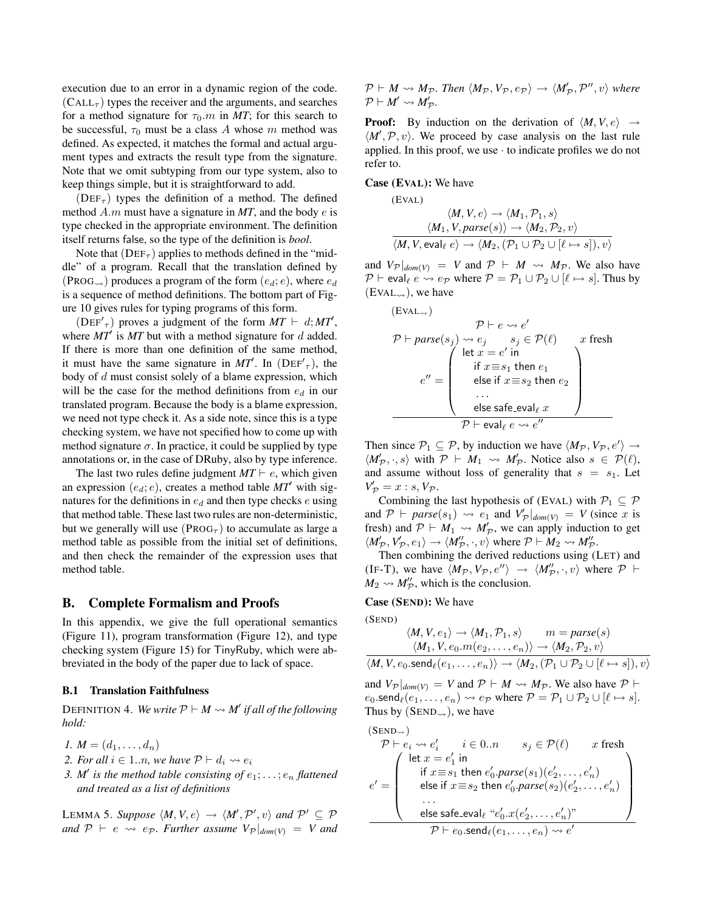execution due to an error in a dynamic region of the code. $(\text{CALL}_\tau)$ types the receiver and the arguments, and searches for a method signature for $\tau_0.m$ in *MT*; for this search to be successful, $\tau_0$ must be a class $A$ whose $m$ method was defined. As expected, it matches the formal and actual argument types and extracts the result type from the signature. Note that we omit subtyping from our type system, also to keep things simple, but it is straightforward to add.

$(\text{DEF}_\tau)$ types the definition of a method. The defined method $A.m$ must have a signature in *MT*, and the body $e$ is type checked in the appropriate environment. The definition itself returns false, so the type of the definition is *bool*.

Note that $(\text{DEF}_\tau)$ applies to methods defined in the "middle" of a program. Recall that the translation defined by $(\text{PROG}_\leadsto)$ produces a program of the form $(e_d; e)$, where $e_d$ is a sequence of method definitions. The bottom part of Figure 10 gives rules for typing programs of this form.

$(\text{DEF}'_\tau)$ proves a judgment of the form $MT \vdash d; MT'$, where $MT'$ is *MT* but with a method signature for $d$ added. If there is more than one definition of the same method, it must have the same signature in $MT'$. In $(\text{DEF}'_\tau)$, the body of $d$ must consist solely of a blame expression, which will be the case for the method definitions from $e_d$ in our translated program. Because the body is a blame expression, we need not type check it. As a side note, since this is a type checking system, we have not specified how to come up with method signature $\sigma$. In practice, it could be supplied by type annotations or, in the case of DRuby, also by type inference.

The last two rules define judgment $MT \vdash e$, which given an expression $(e_d; e)$, creates a method table $MT'$ with signatures for the definitions in $e_d$ and then type checks $e$ using that method table. These last two rules are non-deterministic, but we generally will use $(\text{PROG}_\tau)$ to accumulate as large a method table as possible from the initial set of definitions, and then check the remainder of the expression uses that method table.

## B. Complete Formalism and Proofs

In this appendix, we give the full operational semantics (Figure 11), program transformation (Figure 12), and type checking system (Figure 15) for TinyRuby, which were abbreviated in the body of the paper due to lack of space.

### B.1 Translation Faithfulness

DEFINITION 4. *We write $\mathcal{P} \vdash M \leadsto M'$ if all of the following hold:*

1. $M = (d_1, \ldots, d_n)$
2. *For all $i \in 1..n$, we have $\mathcal{P} \vdash d_i \leadsto e_i$*
3. *$M'$ is the method table consisting of $e_1; \ldots; e_n$ flattened and treated as a list of definitions*

LEMMA 5. *Suppose $\langle M, V, e\rangle \rightarrow \langle M', \mathcal{P}', v\rangle$ and $\mathcal{P}' \subseteq \mathcal{P}$ and $\mathcal{P} \vdash e \leadsto e_\mathcal{P}$. Further assume $V_\mathcal{P}|_{dom(V)} = V$ and $\mathcal{P} \vdash M \leadsto M_\mathcal{P}$. Then $\langle M_\mathcal{P}, V_\mathcal{P}, e_\mathcal{P}\rangle \rightarrow \langle M'_\mathcal{P}, \mathcal{P}'', v\rangle$ where $\mathcal{P} \vdash M' \leadsto M'_\mathcal{P}$.*

**Proof:** By induction on the derivation of $\langle M, V, e\rangle \rightarrow \langle M', \mathcal{P}, v\rangle$. We proceed by case analysis on the last rule applied. In this proof, we use $\cdot$ to indicate profiles we do not refer to.

**Case (EVAL):** We have

$$
\text{(EVAL)}\quad
\frac{\langle M, V, e\rangle \rightarrow \langle M_1, \mathcal{P}_1, s\rangle \qquad \langle M_1, V, \mathit{parse}(s)\rangle \rightarrow \langle M_2, \mathcal{P}_2, v\rangle}{\langle M, V, \mathsf{eval}_\ell\ e\rangle \rightarrow \langle M_2, (\mathcal{P}_1 \cup \mathcal{P}_2 \cup [\ell \mapsto s]), v\rangle}
$$

and $V_\mathcal{P}|_{dom(V)} = V$ and $\mathcal{P} \vdash M \leadsto M_\mathcal{P}$. We also have $\mathcal{P} \vdash \mathsf{eval}_\ell\ e \leadsto e_\mathcal{P}$ where $\mathcal{P} = \mathcal{P}_1 \cup \mathcal{P}_2 \cup [\ell \mapsto s]$. Thus by $(\text{EVAL}_\leadsto)$, we have

$$
(\text{EVAL}_\leadsto)\quad
\frac{\begin{array}{c}\mathcal{P} \vdash e \leadsto e' \\ \mathcal{P} \vdash \mathit{parse}(s_j) \leadsto e_j \qquad s_j \in \mathcal{P}(\ell) \qquad x \text{ fresh} \\ e'' = \left(\begin{array}{l}\mathsf{let}\ x = e'\ \mathsf{in} \\ \quad \mathsf{if}\ x \equiv s_1\ \mathsf{then}\ e_1 \\ \quad \mathsf{else\ if}\ x \equiv s_2\ \mathsf{then}\ e_2 \\ \quad \ldots \\ \quad \mathsf{else\ safe\_eval}_\ell\ x\end{array}\right)\end{array}}{\mathcal{P} \vdash \mathsf{eval}_\ell\ e \leadsto e''}
$$

Then since $\mathcal{P}_1 \subseteq \mathcal{P}$, by induction we have $\langle M_\mathcal{P}, V_\mathcal{P}, e'\rangle \rightarrow \langle M'_\mathcal{P}, \cdot, s\rangle$ with $\mathcal{P} \vdash M_1 \leadsto M'_\mathcal{P}$. Notice also $s \in \mathcal{P}(\ell)$, and assume without loss of generality that $s = s_1$. Let $V'_\mathcal{P} = x : s, V_\mathcal{P}$.

Combining the last hypothesis of (EVAL) with $\mathcal{P}_1 \subseteq \mathcal{P}$ and $\mathcal{P} \vdash \mathit{parse}(s_1) \leadsto e_1$ and $V'_\mathcal{P}|_{dom(V)} = V$ (since $x$ is fresh) and $\mathcal{P} \vdash M_1 \leadsto M'_\mathcal{P}$, we can apply induction to get $\langle M'_\mathcal{P}, V'_\mathcal{P}, e_1\rangle \rightarrow \langle M''_\mathcal{P}, \cdot, v\rangle$ where $\mathcal{P} \vdash M_2 \leadsto M''_\mathcal{P}$.

Then combining the derived reductions using (LET) and (IF-T), we have $\langle M_\mathcal{P}, V_\mathcal{P}, e''\rangle \rightarrow \langle M''_\mathcal{P}, \cdot, v\rangle$ where $\mathcal{P} \vdash M_2 \leadsto M''_\mathcal{P}$, which is the conclusion.

**Case (SEND):** We have

$$
\text{(SEND)}\quad
\frac{\begin{array}{c}\langle M, V, e_1\rangle \rightarrow \langle M_1, \mathcal{P}_1, s\rangle \qquad m = \mathit{parse}(s) \\ \langle M_1, V, e_0.m(e_2, \ldots, e_n)\rangle \rightarrow \langle M_2, \mathcal{P}_2, v\rangle\end{array}}{\langle M, V, e_0.\mathsf{send}_\ell(e_1, \ldots, e_n)\rangle \rightarrow \langle M_2, (\mathcal{P}_1 \cup \mathcal{P}_2 \cup [\ell \mapsto s]), v\rangle}
$$

and $V_\mathcal{P}|_{dom(V)} = V$ and $\mathcal{P} \vdash M \leadsto M_\mathcal{P}$. We also have $\mathcal{P} \vdash e_0.\mathsf{send}_\ell(e_1, \ldots, e_n) \leadsto e_\mathcal{P}$ where $\mathcal{P} = \mathcal{P}_1 \cup \mathcal{P}_2 \cup [\ell \mapsto s]$. Thus by $(\text{SEND}_\leadsto)$, we have

$$
(\text{SEND}_\leadsto)\quad
\frac{\begin{array}{c}\mathcal{P} \vdash e_i \leadsto e'_i \qquad i \in 0..n \qquad s_j \in \mathcal{P}(\ell) \qquad x \text{ fresh} \\ e' = \left(\begin{array}{l}\mathsf{let}\ x = e'_1\ \mathsf{in} \\ \quad \mathsf{if}\ x \equiv s_1\ \mathsf{then}\ e'_0.\mathit{parse}(s_1)(e'_2, \ldots, e'_n) \\ \quad \mathsf{else\ if}\ x \equiv s_2\ \mathsf{then}\ e'_0.\mathit{parse}(s_2)(e'_2, \ldots, e'_n) \\ \quad \ldots \\ \quad \mathsf{else\ safe\_eval}_\ell\ \text{“}e'_0.x(e'_2, \ldots, e'_n)\text{”}\end{array}\right)\end{array}}{\mathcal{P} \vdash e_0.\mathsf{send}_\ell(e_1, \ldots, e_n) \leadsto e'}
$$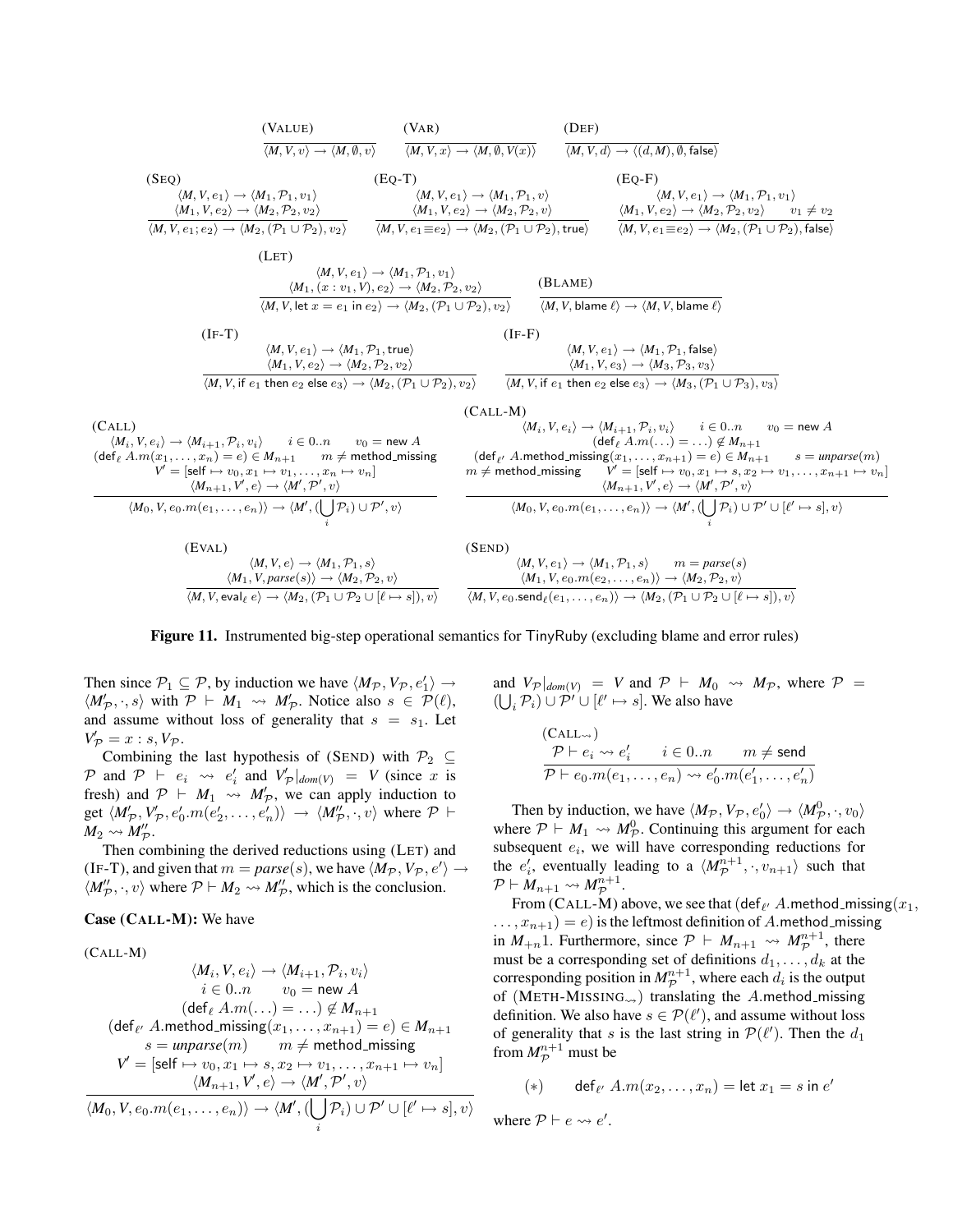(VALUE)
$$\frac{}{\langle M, V, v\rangle \rightarrow \langle M, \emptyset, v\rangle}$$

(VAR)
$$\frac{}{\langle M, V, x\rangle \rightarrow \langle M, \emptyset, V(x)\rangle}$$

(DEF)
$$\frac{}{\langle M, V, d\rangle \rightarrow \langle (d, M), \emptyset, \mathsf{false}\rangle}$$

(SEQ)
$$\frac{\langle M, V, e_1\rangle \rightarrow \langle M_1, \mathcal{P}_1, v_1\rangle \quad \langle M_1, V, e_2\rangle \rightarrow \langle M_2, \mathcal{P}_2, v_2\rangle}{\langle M, V, e_1; e_2\rangle \rightarrow \langle M_2, (\mathcal{P}_1 \cup \mathcal{P}_2), v_2\rangle}$$

(EQ-T)
$$\frac{\langle M, V, e_1\rangle \rightarrow \langle M_1, \mathcal{P}_1, v\rangle \quad \langle M_1, V, e_2\rangle \rightarrow \langle M_2, \mathcal{P}_2, v\rangle}{\langle M, V, e_1 \equiv e_2\rangle \rightarrow \langle M_2, (\mathcal{P}_1 \cup \mathcal{P}_2), \mathsf{true}\rangle}$$

(EQ-F)
$$\frac{\langle M, V, e_1\rangle \rightarrow \langle M_1, \mathcal{P}_1, v_1\rangle \quad \langle M_1, V, e_2\rangle \rightarrow \langle M_2, \mathcal{P}_2, v_2\rangle \quad v_1 \neq v_2}{\langle M, V, e_1 \equiv e_2\rangle \rightarrow \langle M_2, (\mathcal{P}_1 \cup \mathcal{P}_2), \mathsf{false}\rangle}$$

(LET)
$$\frac{\langle M, V, e_1\rangle \rightarrow \langle M_1, \mathcal{P}_1, v_1\rangle \quad \langle M_1, (x : v_1, V), e_2\rangle \rightarrow \langle M_2, \mathcal{P}_2, v_2\rangle}{\langle M, V, \mathsf{let}\ x = e_1\ \mathsf{in}\ e_2\rangle \rightarrow \langle M_2, (\mathcal{P}_1 \cup \mathcal{P}_2), v_2\rangle}$$

(BLAME)
$$\frac{}{\langle M, V, \mathsf{blame}\ \ell\rangle \rightarrow \langle M, V, \mathsf{blame}\ \ell\rangle}$$

(IF-T)
$$\frac{\langle M, V, e_1\rangle \rightarrow \langle M_1, \mathcal{P}_1, \mathsf{true}\rangle \quad \langle M_1, V, e_2\rangle \rightarrow \langle M_2, \mathcal{P}_2, v_2\rangle}{\langle M, V, \mathsf{if}\ e_1\ \mathsf{then}\ e_2\ \mathsf{else}\ e_3\rangle \rightarrow \langle M_2, (\mathcal{P}_1 \cup \mathcal{P}_2), v_2\rangle}$$

(IF-F)
$$\frac{\langle M, V, e_1\rangle \rightarrow \langle M_1, \mathcal{P}_1, \mathsf{false}\rangle \quad \langle M_1, V, e_3\rangle \rightarrow \langle M_3, \mathcal{P}_3, v_3\rangle}{\langle M, V, \mathsf{if}\ e_1\ \mathsf{then}\ e_2\ \mathsf{else}\ e_3\rangle \rightarrow \langle M_3, (\mathcal{P}_1 \cup \mathcal{P}_3), v_3\rangle}$$

(CALL)
$$\frac{\begin{array}{c}\langle M_i, V, e_i\rangle \rightarrow \langle M_{i+1}, \mathcal{P}_i, v_i\rangle \quad i \in 0..n \quad v_0 = \mathsf{new}\ A \\ (\mathsf{def}_\ell\ A.m(x_1, \ldots, x_n) = e) \in M_{n+1} \quad m \neq \mathsf{method\_missing} \\ V' = [\mathsf{self} \mapsto v_0, x_1 \mapsto v_1, \ldots, x_n \mapsto v_n] \\ \langle M_{n+1}, V', e\rangle \rightarrow \langle M', \mathcal{P}', v\rangle\end{array}}{\langle M_0, V, e_0.m(e_1, \ldots, e_n)\rangle \rightarrow \langle M', (\bigcup_i \mathcal{P}_i) \cup \mathcal{P}', v\rangle}$$

(CALL-M)
$$\frac{\begin{array}{c}\langle M_i, V, e_i\rangle \rightarrow \langle M_{i+1}, \mathcal{P}_i, v_i\rangle \quad i \in 0..n \quad v_0 = \mathsf{new}\ A \\ (\mathsf{def}_\ell\ A.m(\ldots) = \ldots) \notin M_{n+1} \\ (\mathsf{def}_{\ell'}\ A.\mathsf{method\_missing}(x_1, \ldots, x_{n+1}) = e) \in M_{n+1} \quad s = \mathit{unparse}(m) \\ m \neq \mathsf{method\_missing} \quad V' = [\mathsf{self} \mapsto v_0, x_1 \mapsto s, x_2 \mapsto v_1, \ldots, x_{n+1} \mapsto v_n] \\ \langle M_{n+1}, V', e\rangle \rightarrow \langle M', \mathcal{P}', v\rangle\end{array}}{\langle M_0, V, e_0.m(e_1, \ldots, e_n)\rangle \rightarrow \langle M', (\bigcup_i \mathcal{P}_i) \cup \mathcal{P}' \cup [\ell' \mapsto s], v\rangle}$$

(EVAL)
$$\frac{\langle M, V, e\rangle \rightarrow \langle M_1, \mathcal{P}_1, s\rangle \quad \langle M_1, V, \mathit{parse}(s)\rangle \rightarrow \langle M_2, \mathcal{P}_2, v\rangle}{\langle M, V, \mathsf{eval}_\ell\ e\rangle \rightarrow \langle M_2, (\mathcal{P}_1 \cup \mathcal{P}_2 \cup [\ell \mapsto s]), v\rangle}$$

(SEND)
$$\frac{\langle M, V, e_1\rangle \rightarrow \langle M_1, \mathcal{P}_1, s\rangle \quad m = \mathit{parse}(s) \quad \langle M_1, V, e_0.m(e_2, \ldots, e_n)\rangle \rightarrow \langle M_2, \mathcal{P}_2, v\rangle}{\langle M, V, e_0.\mathsf{send}_\ell(e_1, \ldots, e_n)\rangle \rightarrow \langle M_2, (\mathcal{P}_1 \cup \mathcal{P}_2 \cup [\ell \mapsto s]), v\rangle}$$

**Figure 11.** Instrumented big-step operational semantics for TinyRuby (excluding blame and error rules)

Then since $\mathcal{P}_1 \subseteq \mathcal{P}$, by induction we have $\langle M_\mathcal{P}, V_\mathcal{P}, e_1'\rangle \rightarrow \langle M_\mathcal{P}', \cdot, s\rangle$ with $\mathcal{P} \vdash M_1 \rightsquigarrow M_\mathcal{P}'$. Notice also $s \in \mathcal{P}(\ell)$, and assume without loss of generality that $s = s_1$. Let $V_\mathcal{P}' = x : s, V_\mathcal{P}$.

Combining the last hypothesis of (SEND) with $\mathcal{P}_2 \subseteq \mathcal{P}$ and $\mathcal{P} \vdash e_i \rightsquigarrow e_i'$ and $V_\mathcal{P}'|_{dom(V)} = V$ (since $x$ is fresh) and $\mathcal{P} \vdash M_1 \rightsquigarrow M_\mathcal{P}'$, we can apply induction to get $\langle M_\mathcal{P}', V_\mathcal{P}', e_0'.m(e_2', \ldots, e_n')\rangle \rightarrow \langle M_\mathcal{P}'', \cdot, v\rangle$ where $\mathcal{P} \vdash M_2 \rightsquigarrow M_\mathcal{P}''$.

Then combining the derived reductions using (LET) and (IF-T), and given that $m = \mathit{parse}(s)$, we have $\langle M_\mathcal{P}, V_\mathcal{P}, e'\rangle \rightarrow \langle M_\mathcal{P}'', \cdot, v\rangle$ where $\mathcal{P} \vdash M_2 \rightsquigarrow M_\mathcal{P}''$, which is the conclusion.

**Case (CALL-M):** We have

(CALL-M)
$$\frac{\begin{array}{c}\langle M_i, V, e_i\rangle \rightarrow \langle M_{i+1}, \mathcal{P}_i, v_i\rangle \\ i \in 0..n \quad v_0 = \mathsf{new}\ A \\ (\mathsf{def}_\ell\ A.m(\ldots) = \ldots) \notin M_{n+1} \\ (\mathsf{def}_{\ell'}\ A.\mathsf{method\_missing}(x_1, \ldots, x_{n+1}) = e) \in M_{n+1} \\ s = \mathit{unparse}(m) \quad m \neq \mathsf{method\_missing} \\ V' = [\mathsf{self} \mapsto v_0, x_1 \mapsto s, x_2 \mapsto v_1, \ldots, x_{n+1} \mapsto v_n] \\ \langle M_{n+1}, V', e\rangle \rightarrow \langle M', \mathcal{P}', v\rangle\end{array}}{\langle M_0, V, e_0.m(e_1, \ldots, e_n)\rangle \rightarrow \langle M', (\bigcup_i \mathcal{P}_i) \cup \mathcal{P}' \cup [\ell' \mapsto s], v\rangle}$$

and $V_\mathcal{P}|_{dom(V)} = V$ and $\mathcal{P} \vdash M_0 \rightsquigarrow M_\mathcal{P}$, where $\mathcal{P} = (\bigcup_i \mathcal{P}_i) \cup \mathcal{P}' \cup [\ell' \mapsto s]$. We also have

(CALL$_\rightsquigarrow$)
$$\frac{\mathcal{P} \vdash e_i \rightsquigarrow e_i' \quad i \in 0..n \quad m \neq \mathsf{send}}{\mathcal{P} \vdash e_0.m(e_1, \ldots, e_n) \rightsquigarrow e_0'.m(e_1', \ldots, e_n')}$$

Then by induction, we have $\langle M_\mathcal{P}, V_\mathcal{P}, e_0'\rangle \rightarrow \langle M_\mathcal{P}^0, \cdot, v_0\rangle$ where $\mathcal{P} \vdash M_1 \rightsquigarrow M_\mathcal{P}^0$. Continuing this argument for each subsequent $e_i$, we will have corresponding reductions for the $e_i'$, eventually leading to a $\langle M_\mathcal{P}^{n+1}, \cdot, v_{n+1}\rangle$ such that $\mathcal{P} \vdash M_{n+1} \rightsquigarrow M_\mathcal{P}^{n+1}$.

From (CALL-M) above, we see that $(\mathsf{def}_{\ell'}\ A.\mathsf{method\_missing}(x_1, \ldots, x_{n+1}) = e)$ is the leftmost definition of $A.\mathsf{method\_missing}$ in $M_{+n}1$. Furthermore, since $\mathcal{P} \vdash M_{n+1} \rightsquigarrow M_\mathcal{P}^{n+1}$, there must be a corresponding set of definitions $d_1, \ldots, d_k$ at the corresponding position in $M_\mathcal{P}^{n+1}$, where each $d_i$ is the output of (METH-MISSING$_\rightsquigarrow$) translating the $A.\mathsf{method\_missing}$ definition. We also have $s \in \mathcal{P}(\ell')$, and assume without loss of generality that $s$ is the last string in $\mathcal{P}(\ell')$. Then the $d_1$ from $M_\mathcal{P}^{n+1}$ must be

$$(*) \qquad \mathsf{def}_{\ell'}\ A.m(x_2, \ldots, x_n) = \mathsf{let}\ x_1 = s\ \mathsf{in}\ e'$$

where $\mathcal{P} \vdash e \rightsquigarrow e'$.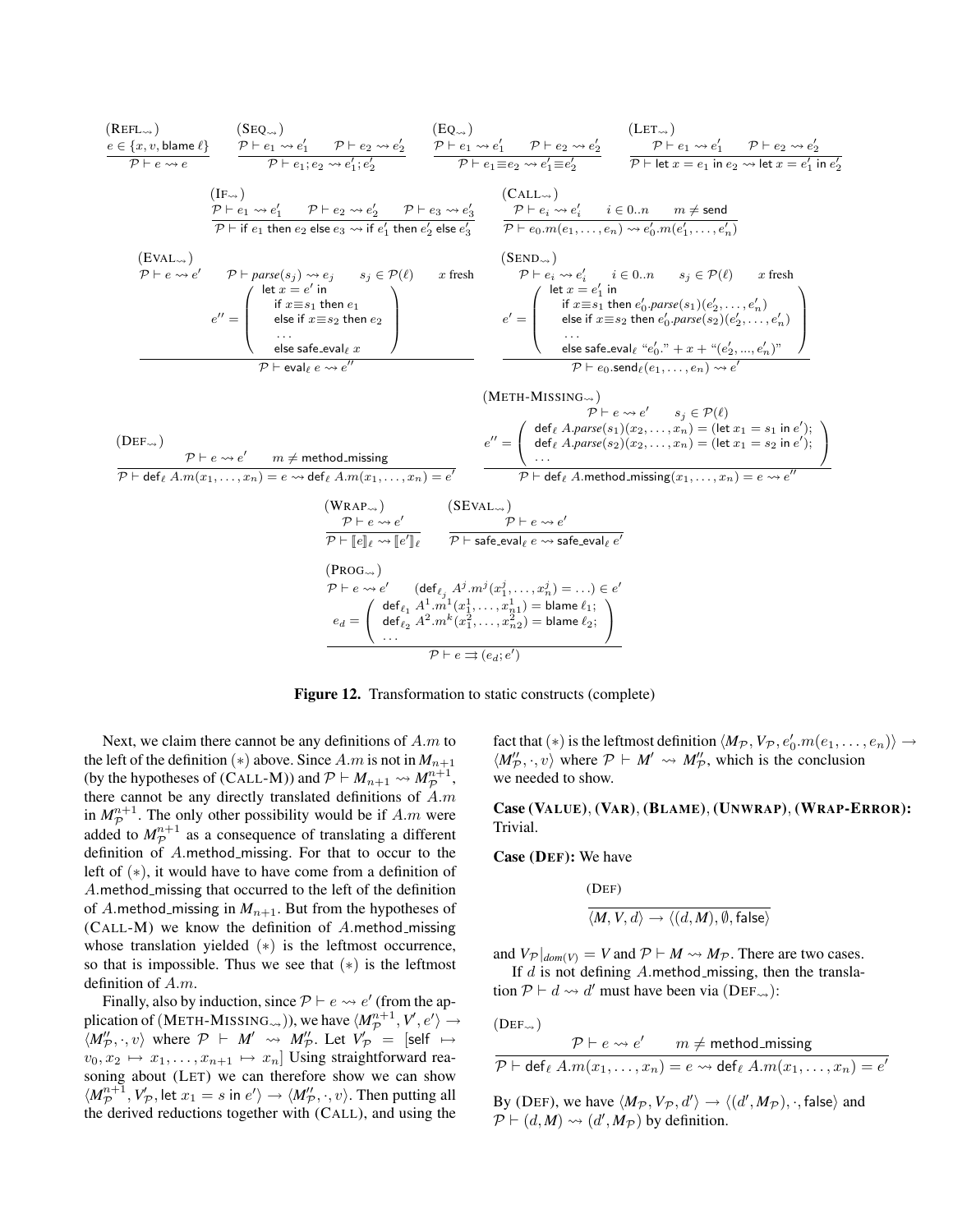$$\frac{e \in \{x, v, \mathsf{blame}\ \ell\}}{\mathcal{P} \vdash e \rightsquigarrow e}\ (\text{REFL}_{\rightsquigarrow}) \qquad \frac{\mathcal{P} \vdash e_1 \rightsquigarrow e_1' \quad \mathcal{P} \vdash e_2 \rightsquigarrow e_2'}{\mathcal{P} \vdash e_1; e_2 \rightsquigarrow e_1'; e_2'}\ (\text{SEQ}_{\rightsquigarrow}) \qquad \frac{\mathcal{P} \vdash e_1 \rightsquigarrow e_1' \quad \mathcal{P} \vdash e_2 \rightsquigarrow e_2'}{\mathcal{P} \vdash e_1 \equiv e_2 \rightsquigarrow e_1' \equiv e_2'}\ (\text{EQ}_{\rightsquigarrow}) \qquad \frac{\mathcal{P} \vdash e_1 \rightsquigarrow e_1' \quad \mathcal{P} \vdash e_2 \rightsquigarrow e_2'}{\mathcal{P} \vdash \mathsf{let}\ x = e_1\ \mathsf{in}\ e_2 \rightsquigarrow \mathsf{let}\ x = e_1'\ \mathsf{in}\ e_2'}\ (\text{LET}_{\rightsquigarrow})$$

$$\frac{\mathcal{P} \vdash e_1 \rightsquigarrow e_1' \quad \mathcal{P} \vdash e_2 \rightsquigarrow e_2' \quad \mathcal{P} \vdash e_3 \rightsquigarrow e_3'}{\mathcal{P} \vdash \mathsf{if}\ e_1\ \mathsf{then}\ e_2\ \mathsf{else}\ e_3 \rightsquigarrow \mathsf{if}\ e_1'\ \mathsf{then}\ e_2'\ \mathsf{else}\ e_3'}\ (\text{IF}_{\rightsquigarrow}) \qquad \frac{\mathcal{P} \vdash e_i \rightsquigarrow e_i' \quad i \in 0..n \quad m \neq \mathsf{send}}{\mathcal{P} \vdash e_0.m(e_1, \ldots, e_n) \rightsquigarrow e_0'.m(e_1', \ldots, e_n')}\ (\text{CALL}_{\rightsquigarrow})$$

$$\frac{\mathcal{P} \vdash e \rightsquigarrow e' \quad \mathcal{P} \vdash \mathit{parse}(s_j) \rightsquigarrow e_j \quad s_j \in \mathcal{P}(\ell) \quad x \text{ fresh} \quad e'' = \begin{pmatrix} \mathsf{let}\ x = e'\ \mathsf{in} \\ \quad \mathsf{if}\ x \equiv s_1\ \mathsf{then}\ e_1 \\ \quad \mathsf{else\ if}\ x \equiv s_2\ \mathsf{then}\ e_2 \\ \quad \ldots \\ \quad \mathsf{else\ safe\_eval}_\ell\ x \end{pmatrix}}{\mathcal{P} \vdash \mathsf{eval}_\ell\ e \rightsquigarrow e''}\ (\text{EVAL}_{\rightsquigarrow})$$

$$\frac{\mathcal{P} \vdash e_i \rightsquigarrow e_i' \quad i \in 0..n \quad s_j \in \mathcal{P}(\ell) \quad x \text{ fresh} \quad e' = \begin{pmatrix} \mathsf{let}\ x = e_1'\ \mathsf{in} \\ \quad \mathsf{if}\ x \equiv s_1\ \mathsf{then}\ e_0'.\mathit{parse}(s_1)(e_2', \ldots, e_n') \\ \quad \mathsf{else\ if}\ x \equiv s_2\ \mathsf{then}\ e_0'.\mathit{parse}(s_2)(e_2', \ldots, e_n') \\ \quad \ldots \\ \quad \mathsf{else\ safe\_eval}_\ell\ \text{"}e_0'.\text{"} + x + \text{"}(e_2', \ldots, e_n')\text{"} \end{pmatrix}}{\mathcal{P} \vdash e_0.\mathsf{send}_\ell(e_1, \ldots, e_n) \rightsquigarrow e'}\ (\text{SEND}_{\rightsquigarrow})$$

$$\frac{\mathcal{P} \vdash e \rightsquigarrow e' \quad m \neq \mathsf{method\_missing}}{\mathcal{P} \vdash \mathsf{def}_\ell\ A.m(x_1, \ldots, x_n) = e \rightsquigarrow \mathsf{def}_\ell\ A.m(x_1, \ldots, x_n) = e'}\ (\text{DEF}_{\rightsquigarrow})$$

$$\frac{\mathcal{P} \vdash e \rightsquigarrow e' \quad s_j \in \mathcal{P}(\ell) \quad e'' = \begin{pmatrix} \mathsf{def}_\ell\ A.\mathit{parse}(s_1)(x_2, \ldots, x_n) = (\mathsf{let}\ x_1 = s_1\ \mathsf{in}\ e'); \\ \mathsf{def}_\ell\ A.\mathit{parse}(s_2)(x_2, \ldots, x_n) = (\mathsf{let}\ x_1 = s_2\ \mathsf{in}\ e'); \\ \ldots \end{pmatrix}}{\mathcal{P} \vdash \mathsf{def}_\ell\ A.\mathsf{method\_missing}(x_1, \ldots, x_n) = e \rightsquigarrow e''}\ (\text{METH-MISSING}_{\rightsquigarrow})$$

$$\frac{\mathcal{P} \vdash e \rightsquigarrow e'}{\mathcal{P} \vdash [\![e]\!]_\ell \rightsquigarrow [\![e']\!]_\ell}\ (\text{WRAP}_{\rightsquigarrow}) \qquad \frac{\mathcal{P} \vdash e \rightsquigarrow e'}{\mathcal{P} \vdash \mathsf{safe\_eval}_\ell\ e \rightsquigarrow \mathsf{safe\_eval}_\ell\ e'}\ (\text{SEVAL}_{\rightsquigarrow})$$

$$\frac{\mathcal{P} \vdash e \rightsquigarrow e' \quad (\mathsf{def}_{\ell_j}\ A^j.m^j(x_1^j, \ldots, x_n^j) = \ldots) \in e' \quad e_d = \begin{pmatrix} \mathsf{def}_{\ell_1}\ A^1.m^1(x_1^1, \ldots, x_{n1}^1) = \mathsf{blame}\ \ell_1; \\ \mathsf{def}_{\ell_2}\ A^2.m^k(x_1^2, \ldots, x_{n2}^2) = \mathsf{blame}\ \ell_2; \\ \ldots \end{pmatrix}}{\mathcal{P} \vdash e \rightrightarrows (e_d; e')}\ (\text{PROG}_{\rightsquigarrow})$$

**Figure 12.** Transformation to static constructs (complete)

Next, we claim there cannot be any definitions of $A.m$ to the left of the definition $(*)$ above. Since $A.m$ is not in $M_{n+1}$ (by the hypotheses of (CALL-M)) and $\mathcal{P} \vdash M_{n+1} \rightsquigarrow M_{\mathcal{P}}^{n+1}$, there cannot be any directly translated definitions of $A.m$ in $M_{\mathcal{P}}^{n+1}$. The only other possibility would be if $A.m$ were added to $M_{\mathcal{P}}^{n+1}$ as a consequence of translating a different definition of $A.$method_missing. For that to occur to the left of $(*)$, it would have to have come from a definition of $A.$method_missing that occurred to the left of the definition of $A.$method_missing in $M_{n+1}$. But from the hypotheses of (CALL-M) we know the definition of $A.$method_missing whose translation yielded $(*)$ is the leftmost occurrence, so that is impossible. Thus we see that $(*)$ is the leftmost definition of $A.m$.

Finally, also by induction, since $\mathcal{P} \vdash e \rightsquigarrow e'$ (from the application of (METH-MISSING$_{\rightsquigarrow}$)), we have $\langle M_{\mathcal{P}}^{n+1}, V', e' \rangle \rightarrow \langle M_{\mathcal{P}}'', \cdot, v \rangle$ where $\mathcal{P} \vdash M' \rightsquigarrow M_{\mathcal{P}}''$. Let $V_{\mathcal{P}}' = [\mathsf{self} \mapsto v_0, x_2 \mapsto x_1, \ldots, x_{n+1} \mapsto x_n]$ Using straightforward reasoning about (LET) we can therefore show we can show $\langle M_{\mathcal{P}}^{n+1}, V_{\mathcal{P}}', \mathsf{let}\ x_1 = s\ \mathsf{in}\ e' \rangle \rightarrow \langle M_{\mathcal{P}}'', \cdot, v \rangle$. Then putting all the derived reductions together with (CALL), and using the fact that $(*)$ is the leftmost definition $\langle M_{\mathcal{P}}, V_{\mathcal{P}}, e_0'.m(e_1, \ldots, e_n) \rangle \rightarrow \langle M_{\mathcal{P}}'', \cdot, v \rangle$ where $\mathcal{P} \vdash M' \rightsquigarrow M_{\mathcal{P}}''$, which is the conclusion we needed to show.

**Case (VALUE), (VAR), (BLAME), (UNWRAP), (WRAP-ERROR):** Trivial.

**Case (DEF):** We have

$$\frac{}{\langle M, V, d \rangle \rightarrow \langle (d, M), \emptyset, \mathsf{false} \rangle}\ (\text{DEF})$$

and $V_{\mathcal{P}}|_{dom(V)} = V$ and $\mathcal{P} \vdash M \rightsquigarrow M_{\mathcal{P}}$. There are two cases.

If $d$ is not defining $A.$method_missing, then the translation $\mathcal{P} \vdash d \rightsquigarrow d'$ must have been via (DEF$_{\rightsquigarrow}$):

$$\frac{\mathcal{P} \vdash e \rightsquigarrow e' \quad m \neq \mathsf{method\_missing}}{\mathcal{P} \vdash \mathsf{def}_\ell\ A.m(x_1, \ldots, x_n) = e \rightsquigarrow \mathsf{def}_\ell\ A.m(x_1, \ldots, x_n) = e'}\ (\text{DEF}_{\rightsquigarrow})$$

By (DEF), we have $\langle M_{\mathcal{P}}, V_{\mathcal{P}}, d' \rangle \rightarrow \langle (d', M_{\mathcal{P}}), \cdot, \mathsf{false} \rangle$ and $\mathcal{P} \vdash (d, M) \rightsquigarrow (d', M_{\mathcal{P}})$ by definition.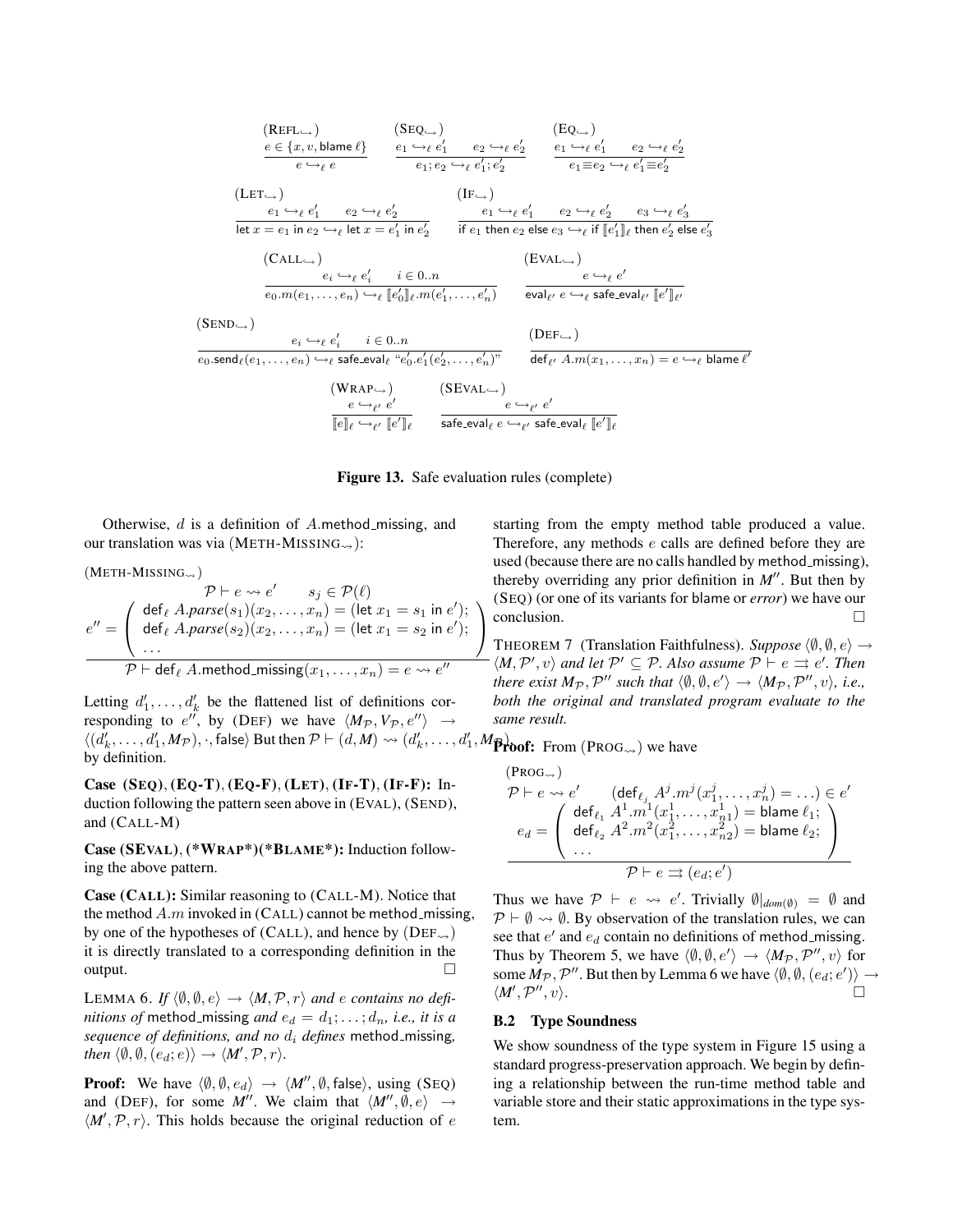$$\frac{e \in \{x, v, \mathsf{blame}\ \ell\}}{e \hookrightarrow_\ell e}\ (\text{REFL}_\hookrightarrow) \qquad \frac{e_1 \hookrightarrow_\ell e_1' \quad e_2 \hookrightarrow_\ell e_2'}{e_1; e_2 \hookrightarrow_\ell e_1'; e_2'}\ (\text{SEQ}_\hookrightarrow) \qquad \frac{e_1 \hookrightarrow_\ell e_1' \quad e_2 \hookrightarrow_\ell e_2'}{e_1 \equiv e_2 \hookrightarrow_\ell e_1' \equiv e_2'}\ (\text{EQ}_\hookrightarrow)$$

$$\frac{e_1 \hookrightarrow_\ell e_1' \quad e_2 \hookrightarrow_\ell e_2'}{\mathsf{let}\ x = e_1\ \mathsf{in}\ e_2 \hookrightarrow_\ell \mathsf{let}\ x = e_1'\ \mathsf{in}\ e_2'}\ (\text{LET}_\hookrightarrow) \qquad \frac{e_1 \hookrightarrow_\ell e_1' \quad e_2 \hookrightarrow_\ell e_2' \quad e_3 \hookrightarrow_\ell e_3'}{\mathsf{if}\ e_1\ \mathsf{then}\ e_2\ \mathsf{else}\ e_3 \hookrightarrow_\ell \mathsf{if}\ [\![e_1']\!]_\ell\ \mathsf{then}\ e_2'\ \mathsf{else}\ e_3'}\ (\text{IF}_\hookrightarrow)$$

$$\frac{e_i \hookrightarrow_\ell e_i' \quad i \in 0..n}{e_0.m(e_1, \ldots, e_n) \hookrightarrow_\ell [\![e_0']\!]_\ell.m(e_1', \ldots, e_n')}\ (\text{CALL}_\hookrightarrow) \qquad \frac{e \hookrightarrow_\ell e'}{\mathsf{eval}_{\ell'}\ e \hookrightarrow_\ell \mathsf{safe\_eval}_{\ell'}\ [\![e']\!]_{\ell'}}\ (\text{EVAL}_\hookrightarrow)$$

$$\frac{e_i \hookrightarrow_\ell e_i' \quad i \in 0..n}{e_0.\mathsf{send}_\ell(e_1, \ldots, e_n) \hookrightarrow_\ell \mathsf{safe\_eval}_\ell\ \text{“}e_0'.e_1'(e_2', \ldots, e_n')\text{”}}\ (\text{SEND}_\hookrightarrow) \qquad \frac{}{\mathsf{def}_{\ell'}\ A.m(x_1, \ldots, x_n) = e \hookrightarrow_\ell \mathsf{blame}\ \ell'}\ (\text{DEF}_\hookrightarrow)$$

$$\frac{e \hookrightarrow_{\ell'} e'}{[\![e]\!]_\ell \hookrightarrow_{\ell'} [\![e']\!]_\ell}\ (\text{WRAP}_\hookrightarrow) \qquad \frac{e \hookrightarrow_{\ell'} e'}{\mathsf{safe\_eval}_\ell\ e \hookrightarrow_{\ell'} \mathsf{safe\_eval}_\ell\ [\![e']\!]_\ell}\ (\text{SEVAL}_\hookrightarrow)$$

**Figure 13.** Safe evaluation rules (complete)

Otherwise, $d$ is a definition of $A$.method_missing, and our translation was via (METH-MISSING$_\rightsquigarrow$):

(METH-MISSING$_\rightsquigarrow$)

$$\frac{\mathcal{P} \vdash e \rightsquigarrow e' \qquad s_j \in \mathcal{P}(\ell) \qquad e'' = \left(\begin{array}{l}\mathsf{def}_\ell\ A.\mathit{parse}(s_1)(x_2, \ldots, x_n) = (\mathsf{let}\ x_1 = s_1\ \mathsf{in}\ e');\\ \mathsf{def}_\ell\ A.\mathit{parse}(s_2)(x_2, \ldots, x_n) = (\mathsf{let}\ x_1 = s_2\ \mathsf{in}\ e');\\ \ldots\end{array}\right)}{\mathcal{P} \vdash \mathsf{def}_\ell\ A.\mathsf{method\_missing}(x_1, \ldots, x_n) = e \rightsquigarrow e''}$$

Letting $d_1', \ldots, d_k'$ be the flattened list of definitions corresponding to $e''$, by (DEF) we have $\langle M_\mathcal{P}, V_\mathcal{P}, e''\rangle \rightarrow \langle (d_k', \ldots, d_1', M_\mathcal{P}), \cdot, \mathsf{false}\rangle$ But then $\mathcal{P} \vdash (d, M) \rightsquigarrow (d_k', \ldots, d_1', M_\mathcal{P})$ by definition.

**Case (SEQ), (EQ-T), (EQ-F), (LET), (IF-T), (IF-F):** Induction following the pattern seen above in (EVAL), (SEND), and (CALL-M)

**Case (SEVAL), (\*WRAP\*)(\*BLAME\*):** Induction following the above pattern.

**Case (CALL):** Similar reasoning to (CALL-M). Notice that the method $A.m$ invoked in (CALL) cannot be method_missing, by one of the hypotheses of (CALL), and hence by (DEF$_\rightsquigarrow$) it is directly translated to a corresponding definition in the output. □

LEMMA 6. *If $\langle \emptyset, \emptyset, e\rangle \rightarrow \langle M, \mathcal{P}, r\rangle$ and $e$ contains no definitions of* method_missing *and $e_d = d_1; \ldots; d_n$, i.e., it is a sequence of definitions, and no $d_i$ defines* method_missing*, then $\langle \emptyset, \emptyset, (e_d; e)\rangle \rightarrow \langle M', \mathcal{P}, r\rangle$.*

**Proof:** We have $\langle \emptyset, \emptyset, e_d\rangle \rightarrow \langle M'', \emptyset, \mathsf{false}\rangle$, using (SEQ) and (DEF), for some $M''$. We claim that $\langle M'', \emptyset, e\rangle \rightarrow \langle M', \mathcal{P}, r\rangle$. This holds because the original reduction of $e$ starting from the empty method table produced a value. Therefore, any methods $e$ calls are defined before they are used (because there are no calls handled by method_missing), thereby overriding any prior definition in $M''$. But then by (SEQ) (or one of its variants for blame or *error*) we have our conclusion. □

THEOREM 7 (Translation Faithfulness). *Suppose $\langle \emptyset, \emptyset, e\rangle \rightarrow \langle M, \mathcal{P}', v\rangle$ and let $\mathcal{P}' \subseteq \mathcal{P}$. Also assume $\mathcal{P} \vdash e \rightrightarrows e'$. Then there exist $M_\mathcal{P}, \mathcal{P}''$ such that $\langle \emptyset, \emptyset, e'\rangle \rightarrow \langle M_\mathcal{P}, \mathcal{P}'', v\rangle$, i.e., both the original and translated program evaluate to the same result.*

**Proof:** From (PROG$_\rightsquigarrow$) we have

(PROG$_\rightsquigarrow$)

$$\frac{\mathcal{P} \vdash e \rightsquigarrow e' \qquad (\mathsf{def}_{\ell_j}\ A^j.m^j(x_1^j, \ldots, x_n^j) = \ldots) \in e' \qquad e_d = \left(\begin{array}{l}\mathsf{def}_{\ell_1}\ A^1.m^1(x_1^1, \ldots, x_{n1}^1) = \mathsf{blame}\ \ell_1;\\ \mathsf{def}_{\ell_2}\ A^2.m^2(x_1^2, \ldots, x_{n2}^2) = \mathsf{blame}\ \ell_2;\\ \ldots\end{array}\right)}{\mathcal{P} \vdash e \rightrightarrows (e_d; e')}$$

Thus we have $\mathcal{P} \vdash e \rightsquigarrow e'$. Trivially $\emptyset|_{dom(\emptyset)} = \emptyset$ and $\mathcal{P} \vdash \emptyset \rightsquigarrow \emptyset$. By observation of the translation rules, we can see that $e'$ and $e_d$ contain no definitions of method_missing. Thus by Theorem 5, we have $\langle \emptyset, \emptyset, e'\rangle \rightarrow \langle M_\mathcal{P}, \mathcal{P}'', v\rangle$ for some $M_\mathcal{P}, \mathcal{P}''$. But then by Lemma 6 we have $\langle \emptyset, \emptyset, (e_d; e')\rangle \rightarrow \langle M', \mathcal{P}'', v\rangle$. □

### B.2 Type Soundness

We show soundness of the type system in Figure 15 using a standard progress-preservation approach. We begin by defining a relationship between the run-time method table and variable store and their static approximations in the type system.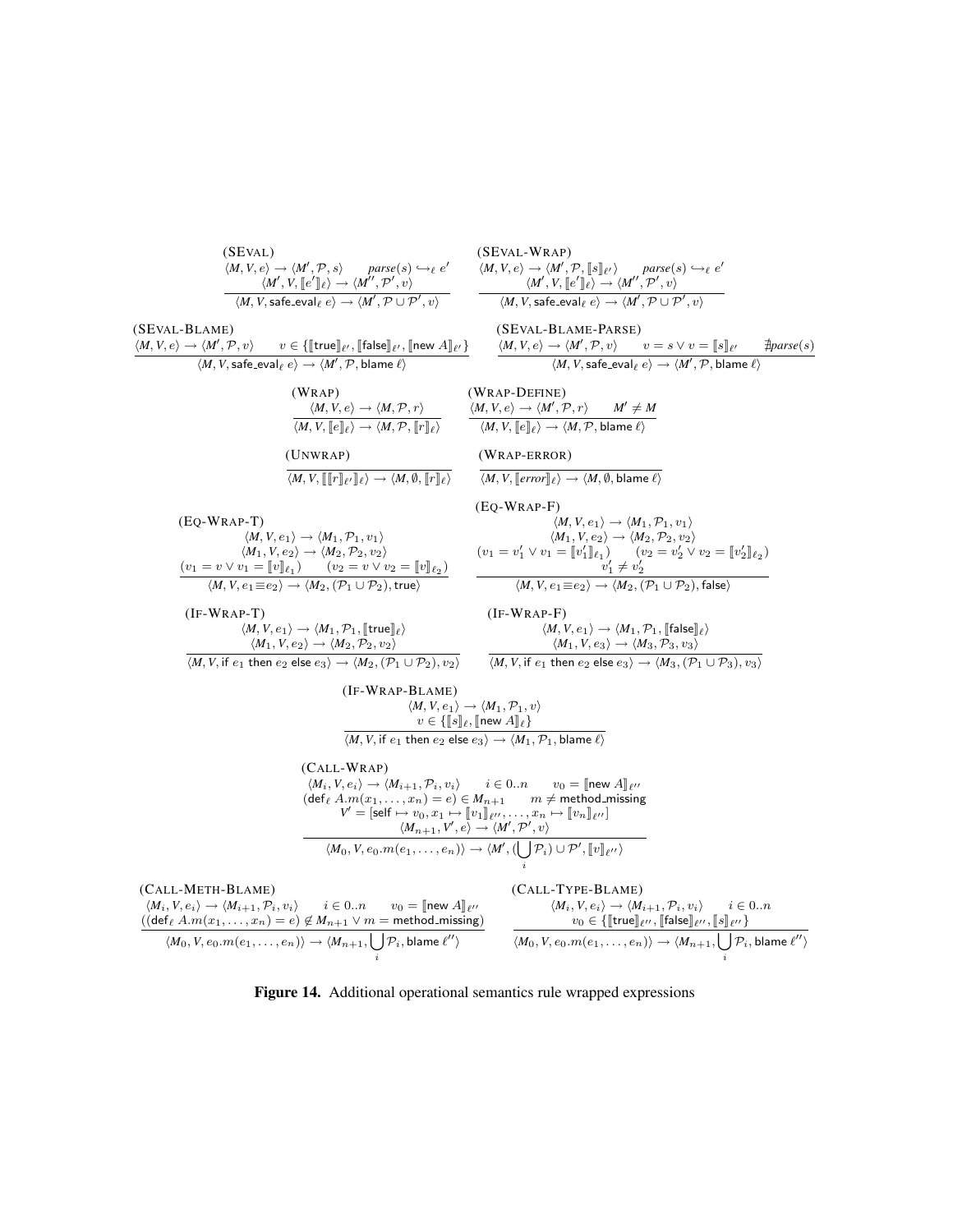(SEval)

$$\frac{\langle M, V, e\rangle \rightarrow \langle M', \mathcal{P}, s\rangle \qquad parse(s) \hookrightarrow_\ell e' \qquad \langle M', V, [\![e']\!]_\ell\rangle \rightarrow \langle M'', \mathcal{P}', v\rangle}{\langle M, V, \mathsf{safe\_eval}_\ell\ e\rangle \rightarrow \langle M', \mathcal{P} \cup \mathcal{P}', v\rangle}$$

(SEval-Wrap)

$$\frac{\langle M, V, e\rangle \rightarrow \langle M', \mathcal{P}, [\![s]\!]_{\ell'}\rangle \qquad parse(s) \hookrightarrow_\ell e' \qquad \langle M', V, [\![e']\!]_\ell\rangle \rightarrow \langle M'', \mathcal{P}', v\rangle}{\langle M, V, \mathsf{safe\_eval}_\ell\ e\rangle \rightarrow \langle M', \mathcal{P} \cup \mathcal{P}', v\rangle}$$

(SEval-Blame)

$$\frac{\langle M, V, e\rangle \rightarrow \langle M', \mathcal{P}, v\rangle \qquad v \in \{[\![\mathsf{true}]\!]_{\ell'}, [\![\mathsf{false}]\!]_{\ell'}, [\![\mathsf{new}\ A]\!]_{\ell'}\}}{\langle M, V, \mathsf{safe\_eval}_\ell\ e\rangle \rightarrow \langle M', \mathcal{P}, \mathsf{blame}\ \ell\rangle}$$

(SEval-Blame-Parse)

$$\frac{\langle M, V, e\rangle \rightarrow \langle M', \mathcal{P}, v\rangle \qquad v = s \vee v = [\![s]\!]_{\ell'} \qquad \nexists parse(s)}{\langle M, V, \mathsf{safe\_eval}_\ell\ e\rangle \rightarrow \langle M', \mathcal{P}, \mathsf{blame}\ \ell\rangle}$$

(Wrap)

$$\frac{\langle M, V, e\rangle \rightarrow \langle M, \mathcal{P}, r\rangle}{\langle M, V, [\![e]\!]_\ell\rangle \rightarrow \langle M, \mathcal{P}, [\![r]\!]_\ell\rangle}$$

(Wrap-Define)

$$\frac{\langle M, V, e\rangle \rightarrow \langle M', \mathcal{P}, r\rangle \qquad M' \neq M}{\langle M, V, [\![e]\!]_\ell\rangle \rightarrow \langle M, \mathcal{P}, \mathsf{blame}\ \ell\rangle}$$

(Unwrap)

$$\frac{}{\langle M, V, [\![[\![r]\!]_{\ell'}]\!]_\ell\rangle \rightarrow \langle M, \emptyset, [\![r]\!]_\ell\rangle}$$

(Wrap-error)

$$\frac{}{\langle M, V, [\![error]\!]_\ell\rangle \rightarrow \langle M, \emptyset, \mathsf{blame}\ \ell\rangle}$$

(Eq-Wrap-T)

$$\frac{\langle M, V, e_1\rangle \rightarrow \langle M_1, \mathcal{P}_1, v_1\rangle \qquad \langle M_1, V, e_2\rangle \rightarrow \langle M_2, \mathcal{P}_2, v_2\rangle \qquad (v_1 = v \vee v_1 = [\![v]\!]_{\ell_1}) \qquad (v_2 = v \vee v_2 = [\![v]\!]_{\ell_2})}{\langle M, V, e_1 \equiv e_2\rangle \rightarrow \langle M_2, (\mathcal{P}_1 \cup \mathcal{P}_2), \mathsf{true}\rangle}$$

(Eq-Wrap-F)

$$\frac{\langle M, V, e_1\rangle \rightarrow \langle M_1, \mathcal{P}_1, v_1\rangle \qquad \langle M_1, V, e_2\rangle \rightarrow \langle M_2, \mathcal{P}_2, v_2\rangle \qquad (v_1 = v_1' \vee v_1 = [\![v_1']\!]_{\ell_1}) \qquad (v_2 = v_2' \vee v_2 = [\![v_2']\!]_{\ell_2}) \qquad v_1' \neq v_2'}{\langle M, V, e_1 \equiv e_2\rangle \rightarrow \langle M_2, (\mathcal{P}_1 \cup \mathcal{P}_2), \mathsf{false}\rangle}$$

(If-Wrap-T)

$$\frac{\langle M, V, e_1\rangle \rightarrow \langle M_1, \mathcal{P}_1, [\![\mathsf{true}]\!]_\ell\rangle \qquad \langle M_1, V, e_2\rangle \rightarrow \langle M_2, \mathcal{P}_2, v_2\rangle}{\langle M, V, \mathsf{if}\ e_1\ \mathsf{then}\ e_2\ \mathsf{else}\ e_3\rangle \rightarrow \langle M_2, (\mathcal{P}_1 \cup \mathcal{P}_2), v_2\rangle}$$

(If-Wrap-F)

$$\frac{\langle M, V, e_1\rangle \rightarrow \langle M_1, \mathcal{P}_1, [\![\mathsf{false}]\!]_\ell\rangle \qquad \langle M_1, V, e_3\rangle \rightarrow \langle M_3, \mathcal{P}_3, v_3\rangle}{\langle M, V, \mathsf{if}\ e_1\ \mathsf{then}\ e_2\ \mathsf{else}\ e_3\rangle \rightarrow \langle M_3, (\mathcal{P}_1 \cup \mathcal{P}_3), v_3\rangle}$$

(If-Wrap-Blame)

$$\frac{\langle M, V, e_1\rangle \rightarrow \langle M_1, \mathcal{P}_1, v\rangle \qquad v \in \{[\![s]\!]_\ell, [\![\mathsf{new}\ A]\!]_\ell\}}{\langle M, V, \mathsf{if}\ e_1\ \mathsf{then}\ e_2\ \mathsf{else}\ e_3\rangle \rightarrow \langle M_1, \mathcal{P}_1, \mathsf{blame}\ \ell\rangle}$$

(Call-Wrap)

$$\frac{\begin{array}{c}\langle M_i, V, e_i\rangle \rightarrow \langle M_{i+1}, \mathcal{P}_i, v_i\rangle \qquad i \in 0..n \qquad v_0 = [\![\mathsf{new}\ A]\!]_{\ell''} \\ (\mathsf{def}_\ell\ A.m(x_1, \ldots, x_n) = e) \in M_{n+1} \qquad m \neq \mathsf{method\_missing} \\ V' = [\mathsf{self} \mapsto v_0, x_1 \mapsto [\![v_1]\!]_{\ell''}, \ldots, x_n \mapsto [\![v_n]\!]_{\ell''}] \\ \langle M_{n+1}, V', e\rangle \rightarrow \langle M', \mathcal{P}', v\rangle\end{array}}{\langle M_0, V, e_0.m(e_1, \ldots, e_n)\rangle \rightarrow \langle M', (\bigcup_i \mathcal{P}_i) \cup \mathcal{P}', [\![v]\!]_{\ell''}\rangle}$$

(Call-Meth-Blame)

$$\frac{\langle M_i, V, e_i\rangle \rightarrow \langle M_{i+1}, \mathcal{P}_i, v_i\rangle \qquad i \in 0..n \qquad v_0 = [\![\mathsf{new}\ A]\!]_{\ell''} \qquad ((\mathsf{def}_\ell\ A.m(x_1, \ldots, x_n) = e) \notin M_{n+1} \vee m = \mathsf{method\_missing})}{\langle M_0, V, e_0.m(e_1, \ldots, e_n)\rangle \rightarrow \langle M_{n+1}, \bigcup_i \mathcal{P}_i, \mathsf{blame}\ \ell''\rangle}$$

(Call-Type-Blame)

$$\frac{\langle M_i, V, e_i\rangle \rightarrow \langle M_{i+1}, \mathcal{P}_i, v_i\rangle \qquad i \in 0..n \qquad v_0 \in \{[\![\mathsf{true}]\!]_{\ell''}, [\![\mathsf{false}]\!]_{\ell''}, [\![s]\!]_{\ell''}\}}{\langle M_0, V, e_0.m(e_1, \ldots, e_n)\rangle \rightarrow \langle M_{n+1}, \bigcup_i \mathcal{P}_i, \mathsf{blame}\ \ell''\rangle}$$

**Figure 14.** Additional operational semantics rule wrapped expressions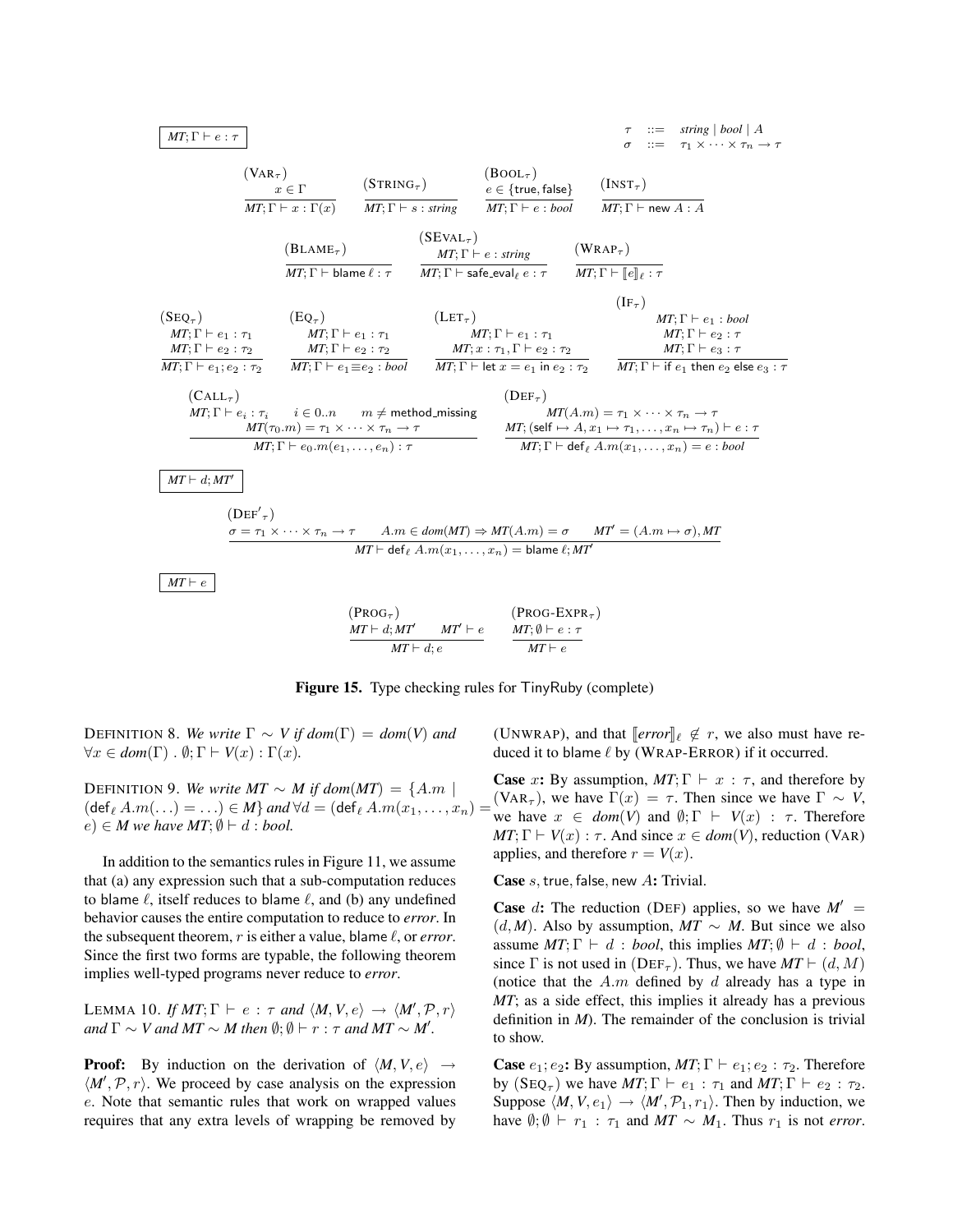$$\boxed{MT; \Gamma \vdash e : \tau} \qquad \begin{array}{rcl} \tau & ::= & \mathit{string} \mid \mathit{bool} \mid A \\ \sigma & ::= & \tau_1 \times \cdots \times \tau_n \to \tau \end{array}$$

$$\text{(Var}_\tau\text{)}\ \frac{x \in \Gamma}{MT; \Gamma \vdash x : \Gamma(x)} \qquad \text{(String}_\tau\text{)}\ \frac{}{MT; \Gamma \vdash s : \mathit{string}} \qquad \text{(Bool}_\tau\text{)}\ \frac{e \in \{\mathsf{true}, \mathsf{false}\}}{MT; \Gamma \vdash e : \mathit{bool}} \qquad \text{(Inst}_\tau\text{)}\ \frac{}{MT; \Gamma \vdash \mathsf{new}\ A : A}$$

$$\text{(Blame}_\tau\text{)}\ \frac{}{MT; \Gamma \vdash \mathsf{blame}\ \ell : \tau} \qquad \text{(SEval}_\tau\text{)}\ \frac{MT; \Gamma \vdash e : \mathit{string}}{MT; \Gamma \vdash \mathsf{safe\_eval}_\ell\ e : \tau} \qquad \text{(Wrap}_\tau\text{)}\ \frac{}{MT; \Gamma \vdash [\![e]\!]_\ell : \tau}$$

$$\text{(Seq}_\tau\text{)}\ \frac{\begin{array}{c} MT; \Gamma \vdash e_1 : \tau_1 \\ MT; \Gamma \vdash e_2 : \tau_2 \end{array}}{MT; \Gamma \vdash e_1; e_2 : \tau_2} \qquad \text{(Eq}_\tau\text{)}\ \frac{\begin{array}{c} MT; \Gamma \vdash e_1 : \tau_1 \\ MT; \Gamma \vdash e_2 : \tau_2 \end{array}}{MT; \Gamma \vdash e_1 \equiv e_2 : \mathit{bool}} \qquad \text{(Let}_\tau\text{)}\ \frac{\begin{array}{c} MT; \Gamma \vdash e_1 : \tau_1 \\ MT; x : \tau_1, \Gamma \vdash e_2 : \tau_2 \end{array}}{MT; \Gamma \vdash \mathsf{let}\ x = e_1\ \mathsf{in}\ e_2 : \tau_2} \qquad \text{(If}_\tau\text{)}\ \frac{\begin{array}{c} MT; \Gamma \vdash e_1 : \mathit{bool} \\ MT; \Gamma \vdash e_2 : \tau \\ MT; \Gamma \vdash e_3 : \tau \end{array}}{MT; \Gamma \vdash \mathsf{if}\ e_1\ \mathsf{then}\ e_2\ \mathsf{else}\ e_3 : \tau}$$

$$\text{(Call}_\tau\text{)}\ \frac{\begin{array}{c} MT; \Gamma \vdash e_i : \tau_i \qquad i \in 0..n \qquad m \neq \mathsf{method\_missing} \\ MT(\tau_0.m) = \tau_1 \times \cdots \times \tau_n \to \tau \end{array}}{MT; \Gamma \vdash e_0.m(e_1, \ldots, e_n) : \tau} \qquad \text{(Def}_\tau\text{)}\ \frac{\begin{array}{c} MT(A.m) = \tau_1 \times \cdots \times \tau_n \to \tau \\ MT; (\mathsf{self} \mapsto A, x_1 \mapsto \tau_1, \ldots, x_n \mapsto \tau_n) \vdash e : \tau \end{array}}{MT; \Gamma \vdash \mathsf{def}_\ell\ A.m(x_1, \ldots, x_n) = e : \mathit{bool}}$$

$$\boxed{MT \vdash d; MT'}$$

$$\text{(Def}'_\tau\text{)}\ \frac{\sigma = \tau_1 \times \cdots \times \tau_n \to \tau \qquad A.m \in \mathit{dom}(MT) \Rightarrow MT(A.m) = \sigma \qquad MT' = (A.m \mapsto \sigma), MT}{MT \vdash \mathsf{def}_\ell\ A.m(x_1, \ldots, x_n) = \mathsf{blame}\ \ell; MT'}$$

$$\boxed{MT \vdash e}$$

$$\text{(Prog}_\tau\text{)}\ \frac{MT \vdash d; MT' \qquad MT' \vdash e}{MT \vdash d; e} \qquad \text{(Prog-Expr}_\tau\text{)}\ \frac{MT; \emptyset \vdash e : \tau}{MT \vdash e}$$

**Figure 15.** Type checking rules for TinyRuby (complete)

DEFINITION 8. *We write* $\Gamma \sim V$ *if* $dom(\Gamma) = dom(V)$ *and* $\forall x \in dom(\Gamma)\ .\ \emptyset; \Gamma \vdash V(x) : \Gamma(x)$.

DEFINITION 9. *We write* $MT \sim M$ *if* $dom(MT) = \{A.m \mid (\mathsf{def}_\ell\ A.m(\ldots) = \ldots) \in M\}$ *and* $\forall d = (\mathsf{def}_\ell\ A.m(x_1, \ldots, x_n) = e) \in M$ *we have* $MT; \emptyset \vdash d : bool$.

In addition to the semantics rules in Figure 11, we assume that (a) any expression such that a sub-computation reduces to blame $\ell$, itself reduces to blame $\ell$, and (b) any undefined behavior causes the entire computation to reduce to *error*. In the subsequent theorem, $r$ is either a value, blame $\ell$, or *error*. Since the first two forms are typable, the following theorem implies well-typed programs never reduce to *error*.

LEMMA 10. *If* $MT; \Gamma \vdash e : \tau$ *and* $\langle M, V, e\rangle \to \langle M', \mathcal{P}, r\rangle$ *and* $\Gamma \sim V$ *and* $MT \sim M$ *then* $\emptyset; \emptyset \vdash r : \tau$ *and* $MT \sim M'$.

**Proof:** By induction on the derivation of $\langle M, V, e\rangle \to \langle M', \mathcal{P}, r\rangle$. We proceed by case analysis on the expression $e$. Note that semantic rules that work on wrapped values requires that any extra levels of wrapping be removed by (UNWRAP), and that $[\![error]\!]_\ell \notin r$, we also must have reduced it to blame $\ell$ by (WRAP-ERROR) if it occurred.

**Case** $x$**:** By assumption, $MT; \Gamma \vdash x : \tau$, and therefore by $(\text{Var}_\tau)$, we have $\Gamma(x) = \tau$. Then since we have $\Gamma \sim V$, we have $x \in dom(V)$ and $\emptyset; \Gamma \vdash V(x) : \tau$. Therefore $MT; \Gamma \vdash V(x) : \tau$. And since $x \in dom(V)$, reduction (VAR) applies, and therefore $r = V(x)$.

**Case** $s$, true, false, new $A$**:** Trivial.

**Case** $d$**:** The reduction (DEF) applies, so we have $M' = (d, M)$. Also by assumption, $MT \sim M$. But since we also assume $MT; \Gamma \vdash d : bool$, this implies $MT; \emptyset \vdash d : bool$, since $\Gamma$ is not used in $(\text{Def}_\tau)$. Thus, we have $MT \vdash (d, M)$ (notice that the $A.m$ defined by $d$ already has a type in $MT$; as a side effect, this implies it already has a previous definition in $M$). The remainder of the conclusion is trivial to show.

**Case** $e_1; e_2$**:** By assumption, $MT; \Gamma \vdash e_1; e_2 : \tau_2$. Therefore by $(\text{Seq}_\tau)$ we have $MT; \Gamma \vdash e_1 : \tau_1$ and $MT; \Gamma \vdash e_2 : \tau_2$. Suppose $\langle M, V, e_1\rangle \to \langle M', \mathcal{P}_1, r_1\rangle$. Then by induction, we have $\emptyset; \emptyset \vdash r_1 : \tau_1$ and $MT \sim M_1$. Thus $r_1$ is not *error*.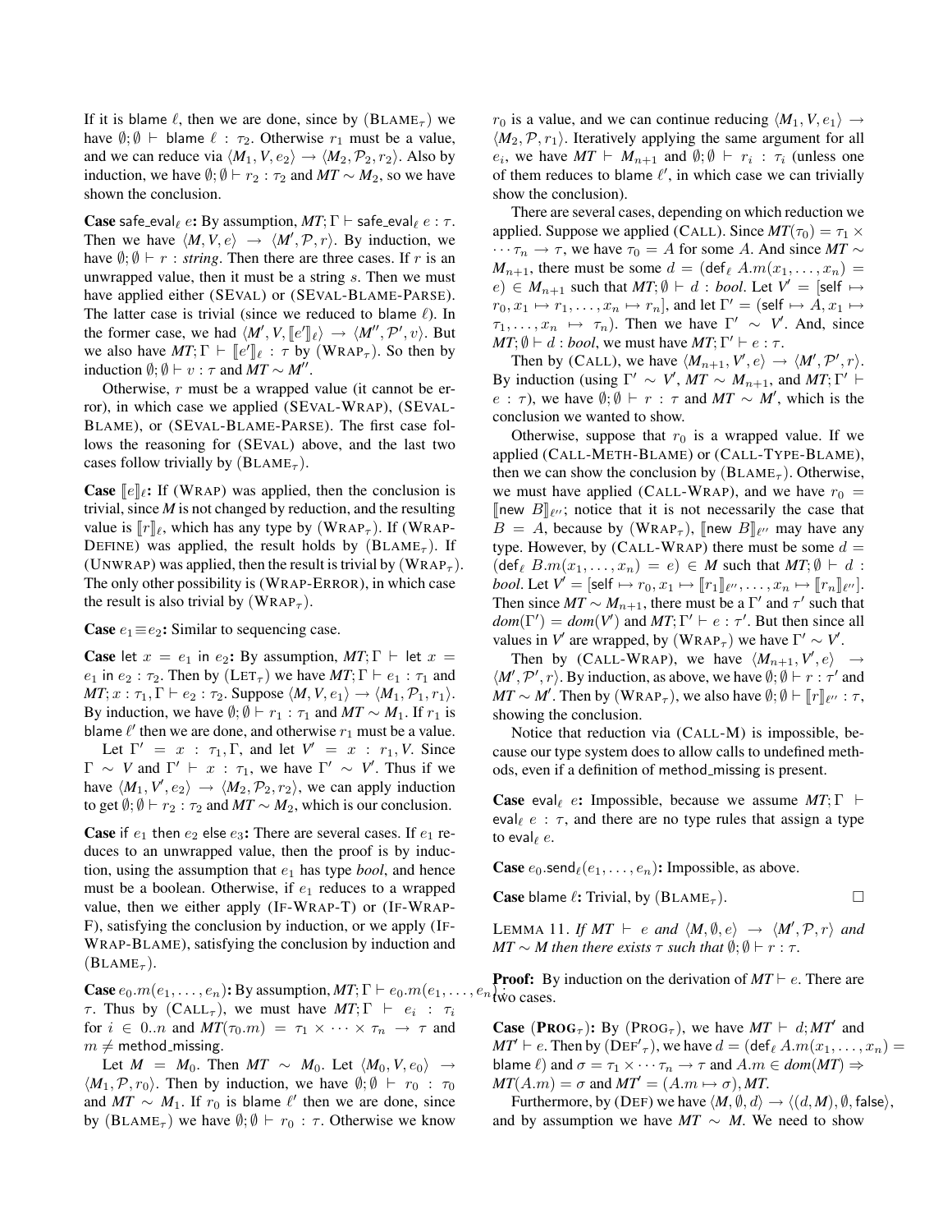If it is blame $\ell$, then we are done, since by ($\text{BLAME}_\tau$) we have $\emptyset; \emptyset \vdash \mathsf{blame}\ \ell : \tau_2$. Otherwise $r_1$ must be a value, and we can reduce via $\langle M_1, V, e_2\rangle \rightarrow \langle M_2, \mathcal{P}_2, r_2\rangle$. Also by induction, we have $\emptyset; \emptyset \vdash r_2 : \tau_2$ and $MT \sim M_2$, so we have shown the conclusion.

**Case** $\mathsf{safe\_eval}_\ell\ e$**:** By assumption, $MT; \Gamma \vdash \mathsf{safe\_eval}_\ell\ e : \tau$. Then we have $\langle M, V, e\rangle \rightarrow \langle M', \mathcal{P}, r\rangle$. By induction, we have $\emptyset; \emptyset \vdash r : \mathit{string}$. Then there are three cases. If $r$ is an unwrapped value, then it must be a string $s$. Then we must have applied either (SEVAL) or (SEVAL-BLAME-PARSE). The latter case is trivial (since we reduced to blame $\ell$). In the former case, we had $\langle M', V, [\![e']\!]_\ell\rangle \rightarrow \langle M'', \mathcal{P}', v\rangle$. But we also have $MT; \Gamma \vdash [\![e']\!]_\ell : \tau$ by ($\text{WRAP}_\tau$). So then by induction $\emptyset; \emptyset \vdash v : \tau$ and $MT \sim M''$.

Otherwise, $r$ must be a wrapped value (it cannot be error), in which case we applied (SEVAL-WRAP), (SEVAL-BLAME), or (SEVAL-BLAME-PARSE). The first case follows the reasoning for (SEVAL) above, and the last two cases follow trivially by ($\text{BLAME}_\tau$).

**Case** $[\![e]\!]_\ell$**:** If (WRAP) was applied, then the conclusion is trivial, since $M$ is not changed by reduction, and the resulting value is $[\![r]\!]_\ell$, which has any type by ($\text{WRAP}_\tau$). If (WRAP-DEFINE) was applied, the result holds by ($\text{BLAME}_\tau$). If (UNWRAP) was applied, then the result is trivial by ($\text{WRAP}_\tau$). The only other possibility is (WRAP-ERROR), in which case the result is also trivial by ($\text{WRAP}_\tau$).

**Case** $e_1 \equiv e_2$**:** Similar to sequencing case.

**Case** $\mathsf{let}\ x = e_1\ \mathsf{in}\ e_2$**:** By assumption, $MT; \Gamma \vdash \mathsf{let}\ x = e_1\ \mathsf{in}\ e_2 : \tau_2$. Then by ($\text{LET}_\tau$) we have $MT; \Gamma \vdash e_1 : \tau_1$ and $MT; x : \tau_1, \Gamma \vdash e_2 : \tau_2$. Suppose $\langle M, V, e_1\rangle \rightarrow \langle M_1, \mathcal{P}_1, r_1\rangle$. By induction, we have $\emptyset; \emptyset \vdash r_1 : \tau_1$ and $MT \sim M_1$. If $r_1$ is blame $\ell'$ then we are done, and otherwise $r_1$ must be a value.

Let $\Gamma' = x : \tau_1, \Gamma$, and let $V' = x : r_1, V$. Since $\Gamma \sim V$ and $\Gamma' \vdash x : \tau_1$, we have $\Gamma' \sim V'$. Thus if we have $\langle M_1, V', e_2\rangle \rightarrow \langle M_2, \mathcal{P}_2, r_2\rangle$, we can apply induction to get $\emptyset; \emptyset \vdash r_2 : \tau_2$ and $MT \sim M_2$, which is our conclusion.

**Case** $\mathsf{if}\ e_1\ \mathsf{then}\ e_2\ \mathsf{else}\ e_3$**:** There are several cases. If $e_1$ reduces to an unwrapped value, then the proof is by induction, using the assumption that $e_1$ has type *bool*, and hence must be a boolean. Otherwise, if $e_1$ reduces to a wrapped value, then we either apply (IF-WRAP-T) or (IF-WRAP-F), satisfying the conclusion by induction, or we apply (IF-WRAP-BLAME), satisfying the conclusion by induction and ($\text{BLAME}_\tau$).

**Case** $e_0.m(e_1, \ldots, e_n)$**:** By assumption, $MT; \Gamma \vdash e_0.m(e_1, \ldots, e_n) : \tau$. Thus by ($\text{CALL}_\tau$), we must have $MT; \Gamma \vdash e_i : \tau_i$ for $i \in 0..n$ and $MT(\tau_0.m) = \tau_1 \times \cdots \times \tau_n \rightarrow \tau$ and $m \neq \mathsf{method\_missing}$.

Let $M = M_0$. Then $MT \sim M_0$. Let $\langle M_0, V, e_0\rangle \rightarrow \langle M_1, \mathcal{P}, r_0\rangle$. Then by induction, we have $\emptyset; \emptyset \vdash r_0 : \tau_0$ and $MT \sim M_1$. If $r_0$ is blame $\ell'$ then we are done, since by ($\text{BLAME}_\tau$) we have $\emptyset; \emptyset \vdash r_0 : \tau$. Otherwise we know $r_0$ is a value, and we can continue reducing $\langle M_1, V, e_1\rangle \rightarrow \langle M_2, \mathcal{P}, r_1\rangle$. Iteratively applying the same argument for all $e_i$, we have $MT \vdash M_{n+1}$ and $\emptyset; \emptyset \vdash r_i : \tau_i$ (unless one of them reduces to blame $\ell'$, in which case we can trivially show the conclusion).

There are several cases, depending on which reduction we applied. Suppose we applied (CALL). Since $MT(\tau_0) = \tau_1 \times \cdots \tau_n \rightarrow \tau$, we have $\tau_0 = A$ for some $A$. And since $MT \sim M_{n+1}$, there must be some $d = (\mathsf{def}_\ell\ A.m(x_1, \ldots, x_n) = e) \in M_{n+1}$ such that $MT; \emptyset \vdash d : \mathit{bool}$. Let $V' = [\mathsf{self} \mapsto r_0, x_1 \mapsto r_1, \ldots, x_n \mapsto r_n]$, and let $\Gamma' = (\mathsf{self} \mapsto A, x_1 \mapsto \tau_1, \ldots, x_n \mapsto \tau_n)$. Then we have $\Gamma' \sim V'$. And, since $MT; \emptyset \vdash d : \mathit{bool}$, we must have $MT; \Gamma' \vdash e : \tau$.

Then by (CALL), we have $\langle M_{n+1}, V', e\rangle \rightarrow \langle M', \mathcal{P}', r\rangle$. By induction (using $\Gamma' \sim V'$, $MT \sim M_{n+1}$, and $MT; \Gamma' \vdash e : \tau$), we have $\emptyset; \emptyset \vdash r : \tau$ and $MT \sim M'$, which is the conclusion we wanted to show.

Otherwise, suppose that $r_0$ is a wrapped value. If we applied (CALL-METH-BLAME) or (CALL-TYPE-BLAME), then we can show the conclusion by ($\text{BLAME}_\tau$). Otherwise, we must have applied (CALL-WRAP), and we have $r_0 = [\![\mathsf{new}\ B]\!]_{\ell''}$; notice that it is not necessarily the case that $B = A$, because by ($\text{WRAP}_\tau$), $[\![\mathsf{new}\ B]\!]_{\ell''}$ may have any type. However, by (CALL-WRAP) there must be some $d = (\mathsf{def}_\ell\ B.m(x_1, \ldots, x_n) = e) \in M$ such that $MT; \emptyset \vdash d : \mathit{bool}$. Let $V' = [\mathsf{self} \mapsto r_0, x_1 \mapsto [\![r_1]\!]_{\ell''}, \ldots, x_n \mapsto [\![r_n]\!]_{\ell''}]$. Then since $MT \sim M_{n+1}$, there must be a $\Gamma'$ and $\tau'$ such that $\mathit{dom}(\Gamma') = \mathit{dom}(V')$ and $MT; \Gamma' \vdash e : \tau'$. But then since all values in $V'$ are wrapped, by ($\text{WRAP}_\tau$) we have $\Gamma' \sim V'$.

Then by (CALL-WRAP), we have $\langle M_{n+1}, V', e\rangle \rightarrow \langle M', \mathcal{P}', r\rangle$. By induction, as above, we have $\emptyset; \emptyset \vdash r : \tau'$ and $MT \sim M'$. Then by ($\text{WRAP}_\tau$), we also have $\emptyset; \emptyset \vdash [\![r]\!]_{\ell''} : \tau$, showing the conclusion.

Notice that reduction via (CALL-M) is impossible, because our type system does to allow calls to undefined methods, even if a definition of $\mathsf{method\_missing}$ is present.

**Case** $\mathsf{eval}_\ell\ e$**:** Impossible, because we assume $MT; \Gamma \vdash \mathsf{eval}_\ell\ e : \tau$, and there are no type rules that assign a type to $\mathsf{eval}_\ell\ e$.

**Case** $e_0.\mathsf{send}_\ell(e_1, \ldots, e_n)$**:** Impossible, as above.

**Case** $\mathsf{blame}\ \ell$**:** Trivial, by ($\text{BLAME}_\tau$). □

LEMMA 11. *If $MT \vdash e$ and $\langle M, \emptyset, e\rangle \rightarrow \langle M', \mathcal{P}, r\rangle$ and $MT \sim M$ then there exists $\tau$ such that $\emptyset; \emptyset \vdash r : \tau$.*

**Proof:** By induction on the derivation of $MT \vdash e$. There are two cases.

**Case** ($\text{PROG}_\tau$)**:** By ($\text{PROG}_\tau$), we have $MT \vdash d; MT'$ and $MT' \vdash e$. Then by ($\text{DEF}'_\tau$), we have $d = (\mathsf{def}_\ell\ A.m(x_1, \ldots, x_n) = \mathsf{blame}\ \ell)$ and $\sigma = \tau_1 \times \cdots \tau_n \rightarrow \tau$ and $A.m \in \mathit{dom}(MT) \Rightarrow MT(A.m) = \sigma$ and $MT' = (A.m \mapsto \sigma), MT$.

Furthermore, by (DEF) we have $\langle M, \emptyset, d\rangle \rightarrow \langle (d, M), \emptyset, \mathsf{false}\rangle$, and by assumption we have $MT \sim M$. We need to show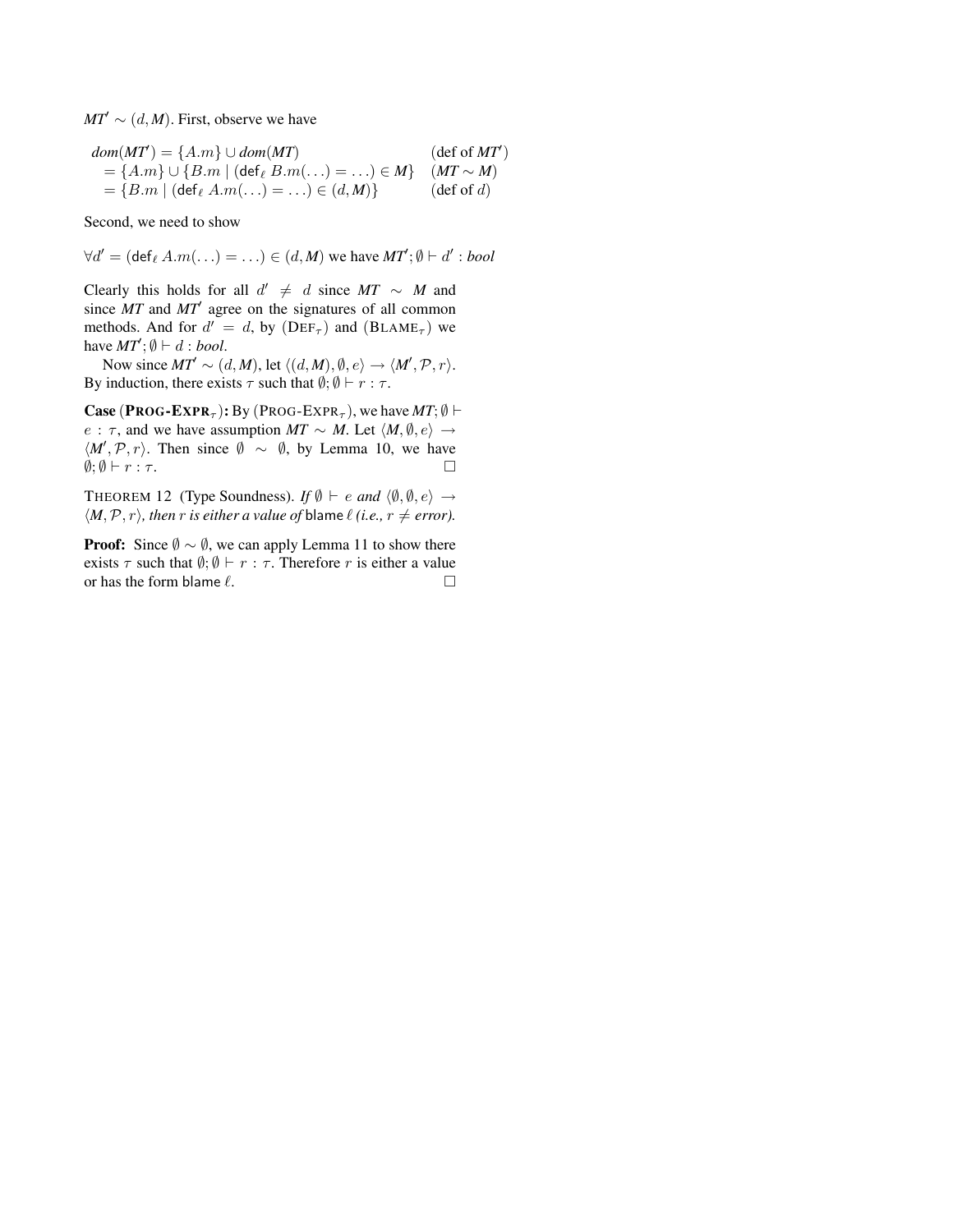$MT' \sim (d, M)$. First, observe we have

$$
\begin{array}{ll}
dom(MT') = \{A.m\} \cup dom(MT) & (\text{def of } MT') \\
\quad = \{A.m\} \cup \{B.m \mid (\mathsf{def}_\ell\ B.m(\ldots) = \ldots) \in M\} & (MT \sim M) \\
\quad = \{B.m \mid (\mathsf{def}_\ell\ A.m(\ldots) = \ldots) \in (d, M)\} & (\text{def of } d)
\end{array}
$$

Second, we need to show

$\forall d' = (\mathsf{def}_\ell\ A.m(\ldots) = \ldots) \in (d, M)$ we have $MT'; \emptyset \vdash d' : bool$

Clearly this holds for all $d' \neq d$ since $MT \sim M$ and since $MT$ and $MT'$ agree on the signatures of all common methods. And for $d' = d$, by ($\text{DEF}_\tau$) and ($\text{BLAME}_\tau$) we have $MT'; \emptyset \vdash d : bool$.

Now since $MT' \sim (d, M)$, let $\langle (d, M), \emptyset, e \rangle \rightarrow \langle M', \mathcal{P}, r \rangle$. By induction, there exists $\tau$ such that $\emptyset; \emptyset \vdash r : \tau$.

**Case ($\text{PROG-EXPR}_\tau$):** By ($\text{PROG-EXPR}_\tau$), we have $MT; \emptyset \vdash e : \tau$, and we have assumption $MT \sim M$. Let $\langle M, \emptyset, e \rangle \rightarrow \langle M', \mathcal{P}, r \rangle$. Then since $\emptyset \sim \emptyset$, by Lemma 10, we have $\emptyset; \emptyset \vdash r : \tau$. □

THEOREM 12 (Type Soundness). *If $\emptyset \vdash e$ and $\langle \emptyset, \emptyset, e \rangle \rightarrow \langle M, \mathcal{P}, r \rangle$, then $r$ is either a value of* blame $\ell$ *(i.e., $r \neq error$).*

**Proof:** Since $\emptyset \sim \emptyset$, we can apply Lemma 11 to show there exists $\tau$ such that $\emptyset; \emptyset \vdash r : \tau$. Therefore $r$ is either a value or has the form blame $\ell$. □